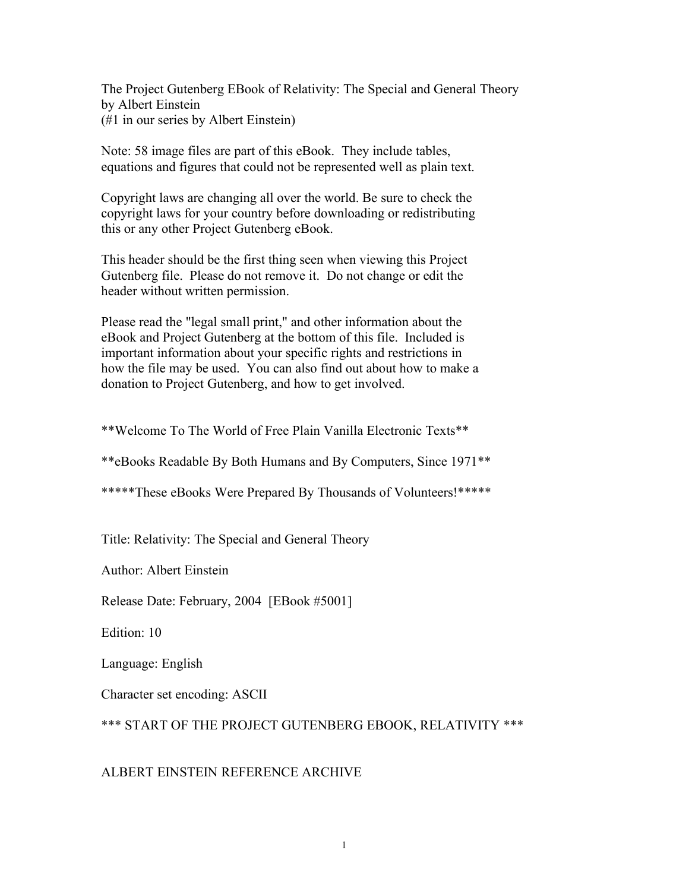The Project Gutenberg EBook of Relativity: The Special and General Theory
by Albert Einstein
(#1 in our series by Albert Einstein)

Note: 58 image files are part of this eBook. They include tables, equations and figures that could not be represented well as plain text.

Copyright laws are changing all over the world. Be sure to check the copyright laws for your country before downloading or redistributing this or any other Project Gutenberg eBook.

This header should be the first thing seen when viewing this Project Gutenberg file. Please do not remove it. Do not change or edit the header without written permission.

Please read the "legal small print," and other information about the eBook and Project Gutenberg at the bottom of this file. Included is important information about your specific rights and restrictions in how the file may be used. You can also find out about how to make a donation to Project Gutenberg, and how to get involved.

**Welcome To The World of Free Plain Vanilla Electronic Texts**

**eBooks Readable By Both Humans and By Computers, Since 1971**

*****These eBooks Were Prepared By Thousands of Volunteers!*****

Title: Relativity: The Special and General Theory

Author: Albert Einstein

Release Date: February, 2004 [EBook #5001]

Edition: 10

Language: English

Character set encoding: ASCII

*** START OF THE PROJECT GUTENBERG EBOOK, RELATIVITY ***

ALBERT EINSTEIN REFERENCE ARCHIVE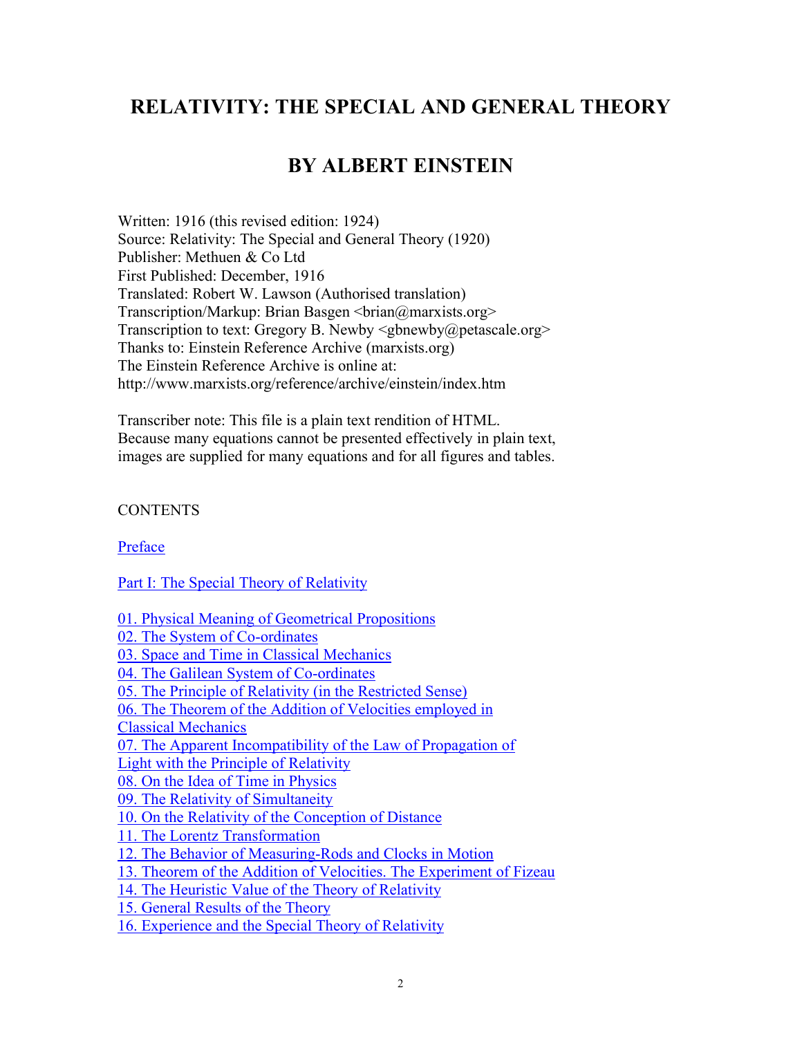# RELATIVITY: THE SPECIAL AND GENERAL THEORY

## BY ALBERT EINSTEIN

Written: 1916 (this revised edition: 1924)
Source: Relativity: The Special and General Theory (1920)
Publisher: Methuen & Co Ltd
First Published: December, 1916
Translated: Robert W. Lawson (Authorised translation)
Transcription/Markup: Brian Basgen <brian@marxists.org>
Transcription to text: Gregory B. Newby <gbnewby@petascale.org>
Thanks to: Einstein Reference Archive (marxists.org)
The Einstein Reference Archive is online at:
http://www.marxists.org/reference/archive/einstein/index.htm

Transcriber note: This file is a plain text rendition of HTML.
Because many equations cannot be presented effectively in plain text,
images are supplied for many equations and for all figures and tables.

CONTENTS

Preface

Part I: The Special Theory of Relativity

01. Physical Meaning of Geometrical Propositions
02. The System of Co-ordinates
03. Space and Time in Classical Mechanics
04. The Galilean System of Co-ordinates
05. The Principle of Relativity (in the Restricted Sense)
06. The Theorem of the Addition of Velocities employed in Classical Mechanics
07. The Apparent Incompatibility of the Law of Propagation of Light with the Principle of Relativity
08. On the Idea of Time in Physics
09. The Relativity of Simultaneity
10. On the Relativity of the Conception of Distance
11. The Lorentz Transformation
12. The Behavior of Measuring-Rods and Clocks in Motion
13. Theorem of the Addition of Velocities. The Experiment of Fizeau
14. The Heuristic Value of the Theory of Relativity
15. General Results of the Theory
16. Experience and the Special Theory of Relativity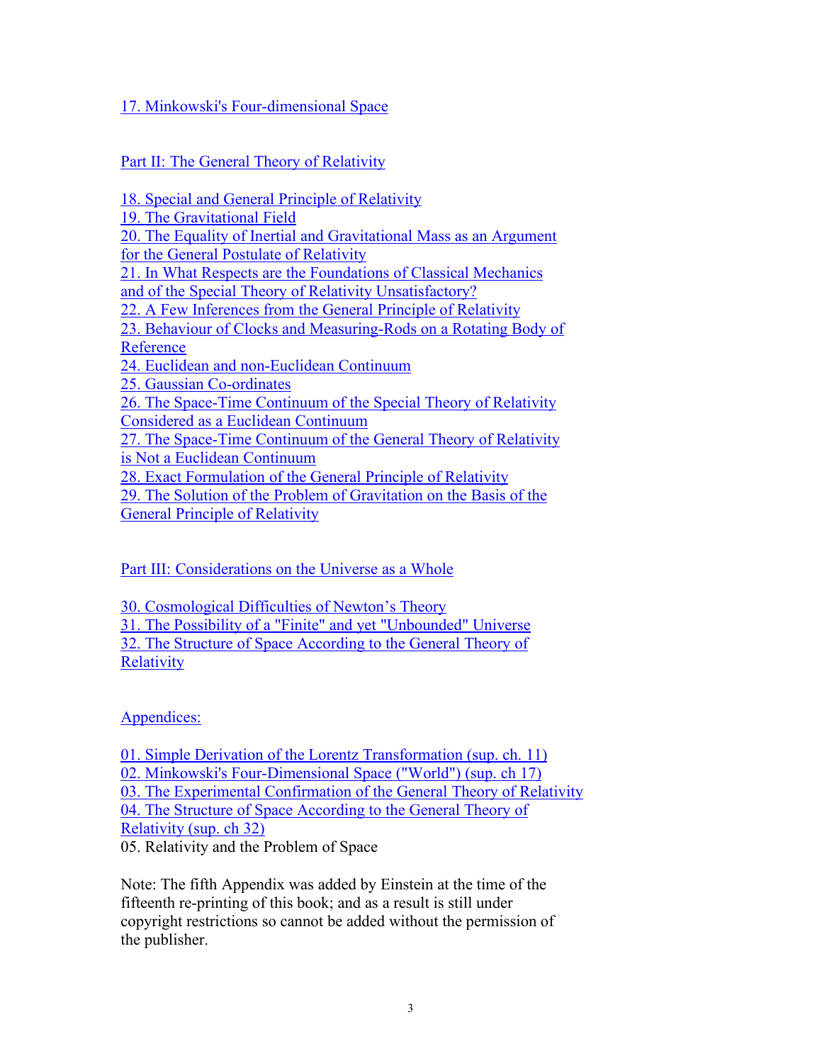17. Minkowski's Four-dimensional Space

Part II: The General Theory of Relativity

18. Special and General Principle of Relativity
19. The Gravitational Field
20. The Equality of Inertial and Gravitational Mass as an Argument for the General Postulate of Relativity
21. In What Respects are the Foundations of Classical Mechanics and of the Special Theory of Relativity Unsatisfactory?
22. A Few Inferences from the General Principle of Relativity
23. Behaviour of Clocks and Measuring-Rods on a Rotating Body of Reference
24. Euclidean and non-Euclidean Continuum
25. Gaussian Co-ordinates
26. The Space-Time Continuum of the Special Theory of Relativity Considered as a Euclidean Continuum
27. The Space-Time Continuum of the General Theory of Relativity is Not a Euclidean Continuum
28. Exact Formulation of the General Principle of Relativity
29. The Solution of the Problem of Gravitation on the Basis of the General Principle of Relativity

Part III: Considerations on the Universe as a Whole

30. Cosmological Difficulties of Newton's Theory
31. The Possibility of a "Finite" and yet "Unbounded" Universe
32. The Structure of Space According to the General Theory of Relativity

Appendices:

01. Simple Derivation of the Lorentz Transformation (sup. ch. 11)
02. Minkowski's Four-Dimensional Space ("World") (sup. ch 17)
03. The Experimental Confirmation of the General Theory of Relativity
04. The Structure of Space According to the General Theory of Relativity (sup. ch 32)
05. Relativity and the Problem of Space

Note: The fifth Appendix was added by Einstein at the time of the fifteenth re-printing of this book; and as a result is still under copyright restrictions so cannot be added without the permission of the publisher.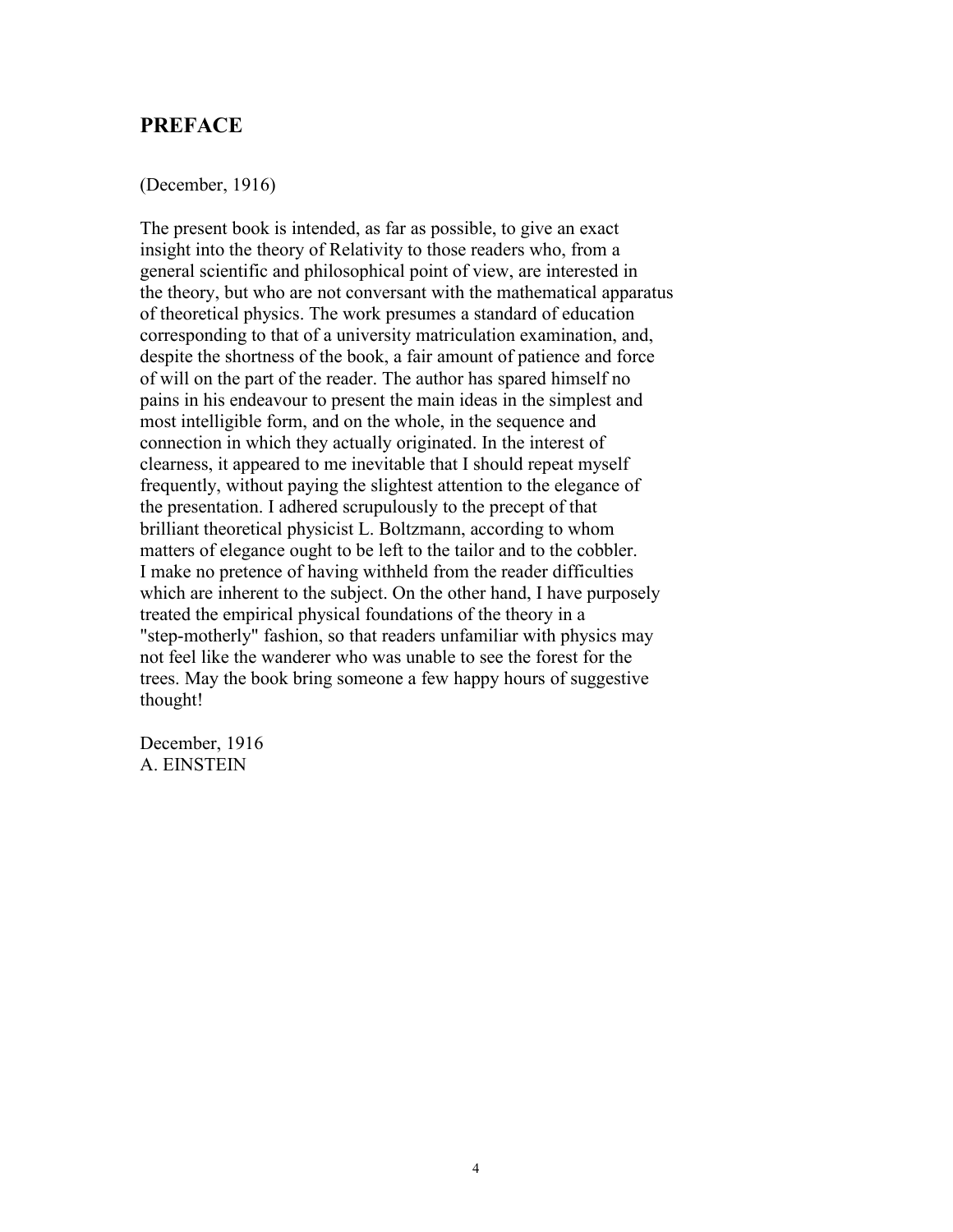## PREFACE

(December, 1916)

The present book is intended, as far as possible, to give an exact insight into the theory of Relativity to those readers who, from a general scientific and philosophical point of view, are interested in the theory, but who are not conversant with the mathematical apparatus of theoretical physics. The work presumes a standard of education corresponding to that of a university matriculation examination, and, despite the shortness of the book, a fair amount of patience and force of will on the part of the reader. The author has spared himself no pains in his endeavour to present the main ideas in the simplest and most intelligible form, and on the whole, in the sequence and connection in which they actually originated. In the interest of clearness, it appeared to me inevitable that I should repeat myself frequently, without paying the slightest attention to the elegance of the presentation. I adhered scrupulously to the precept of that brilliant theoretical physicist L. Boltzmann, according to whom matters of elegance ought to be left to the tailor and to the cobbler. I make no pretence of having withheld from the reader difficulties which are inherent to the subject. On the other hand, I have purposely treated the empirical physical foundations of the theory in a "step-motherly" fashion, so that readers unfamiliar with physics may not feel like the wanderer who was unable to see the forest for the trees. May the book bring someone a few happy hours of suggestive thought!

December, 1916
A. EINSTEIN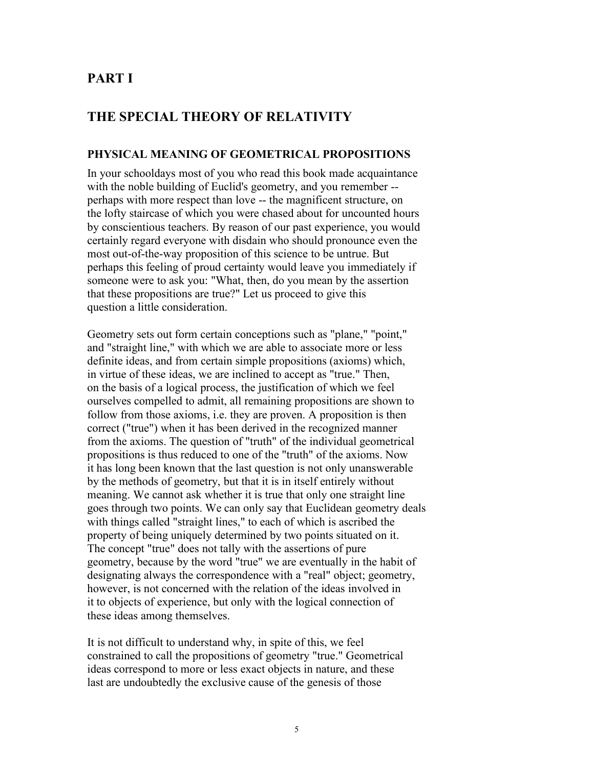# PART I

# THE SPECIAL THEORY OF RELATIVITY

### PHYSICAL MEANING OF GEOMETRICAL PROPOSITIONS

In your schooldays most of you who read this book made acquaintance with the noble building of Euclid's geometry, and you remember -- perhaps with more respect than love -- the magnificent structure, on the lofty staircase of which you were chased about for uncounted hours by conscientious teachers. By reason of our past experience, you would certainly regard everyone with disdain who should pronounce even the most out-of-the-way proposition of this science to be untrue. But perhaps this feeling of proud certainty would leave you immediately if someone were to ask you: "What, then, do you mean by the assertion that these propositions are true?" Let us proceed to give this question a little consideration.

Geometry sets out form certain conceptions such as "plane," "point," and "straight line," with which we are able to associate more or less definite ideas, and from certain simple propositions (axioms) which, in virtue of these ideas, we are inclined to accept as "true." Then, on the basis of a logical process, the justification of which we feel ourselves compelled to admit, all remaining propositions are shown to follow from those axioms, i.e. they are proven. A proposition is then correct ("true") when it has been derived in the recognized manner from the axioms. The question of "truth" of the individual geometrical propositions is thus reduced to one of the "truth" of the axioms. Now it has long been known that the last question is not only unanswerable by the methods of geometry, but that it is in itself entirely without meaning. We cannot ask whether it is true that only one straight line goes through two points. We can only say that Euclidean geometry deals with things called "straight lines," to each of which is ascribed the property of being uniquely determined by two points situated on it. The concept "true" does not tally with the assertions of pure geometry, because by the word "true" we are eventually in the habit of designating always the correspondence with a "real" object; geometry, however, is not concerned with the relation of the ideas involved in it to objects of experience, but only with the logical connection of these ideas among themselves.

It is not difficult to understand why, in spite of this, we feel constrained to call the propositions of geometry "true." Geometrical ideas correspond to more or less exact objects in nature, and these last are undoubtedly the exclusive cause of the genesis of those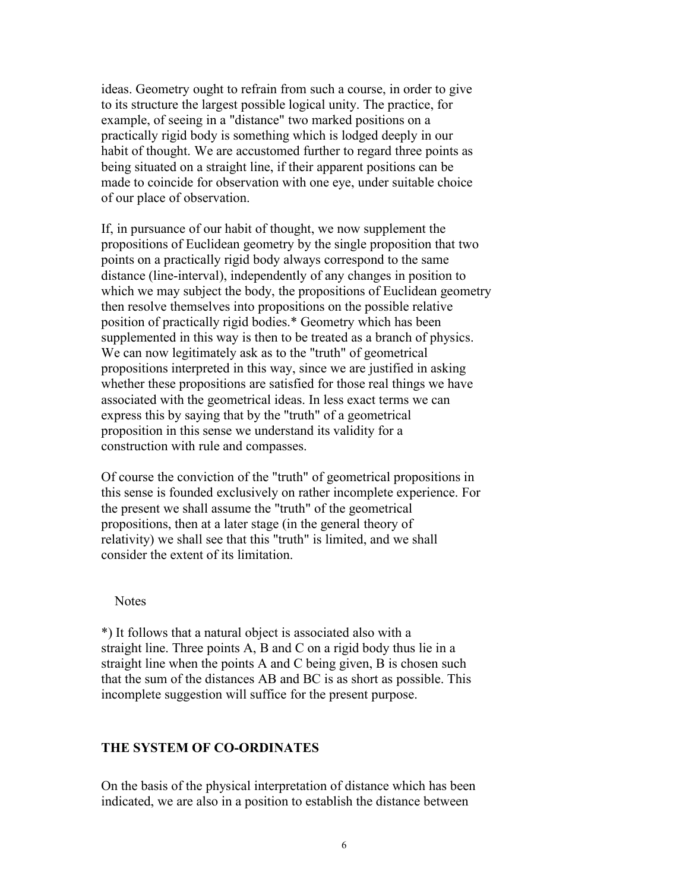ideas. Geometry ought to refrain from such a course, in order to give to its structure the largest possible logical unity. The practice, for example, of seeing in a "distance" two marked positions on a practically rigid body is something which is lodged deeply in our habit of thought. We are accustomed further to regard three points as being situated on a straight line, if their apparent positions can be made to coincide for observation with one eye, under suitable choice of our place of observation.

If, in pursuance of our habit of thought, we now supplement the propositions of Euclidean geometry by the single proposition that two points on a practically rigid body always correspond to the same distance (line-interval), independently of any changes in position to which we may subject the body, the propositions of Euclidean geometry then resolve themselves into propositions on the possible relative position of practically rigid bodies.* Geometry which has been supplemented in this way is then to be treated as a branch of physics. We can now legitimately ask as to the "truth" of geometrical propositions interpreted in this way, since we are justified in asking whether these propositions are satisfied for those real things we have associated with the geometrical ideas. In less exact terms we can express this by saying that by the "truth" of a geometrical proposition in this sense we understand its validity for a construction with rule and compasses.

Of course the conviction of the "truth" of geometrical propositions in this sense is founded exclusively on rather incomplete experience. For the present we shall assume the "truth" of the geometrical propositions, then at a later stage (in the general theory of relativity) we shall see that this "truth" is limited, and we shall consider the extent of its limitation.

Notes

*) It follows that a natural object is associated also with a straight line. Three points A, B and C on a rigid body thus lie in a straight line when the points A and C being given, B is chosen such that the sum of the distances AB and BC is as short as possible. This incomplete suggestion will suffice for the present purpose.

## THE SYSTEM OF CO-ORDINATES

On the basis of the physical interpretation of distance which has been indicated, we are also in a position to establish the distance between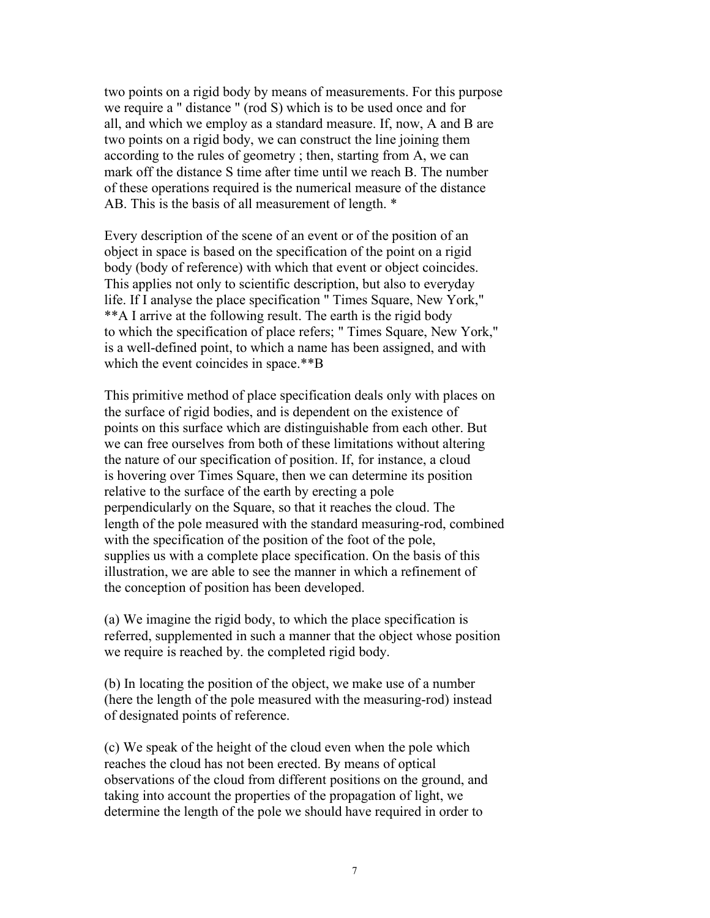two points on a rigid body by means of measurements. For this purpose we require a " distance " (rod S) which is to be used once and for all, and which we employ as a standard measure. If, now, A and B are two points on a rigid body, we can construct the line joining them according to the rules of geometry ; then, starting from A, we can mark off the distance S time after time until we reach B. The number of these operations required is the numerical measure of the distance AB. This is the basis of all measurement of length. *

Every description of the scene of an event or of the position of an object in space is based on the specification of the point on a rigid body (body of reference) with which that event or object coincides. This applies not only to scientific description, but also to everyday life. If I analyse the place specification " Times Square, New York," **A I arrive at the following result. The earth is the rigid body to which the specification of place refers; " Times Square, New York," is a well-defined point, to which a name has been assigned, and with which the event coincides in space.**B

This primitive method of place specification deals only with places on the surface of rigid bodies, and is dependent on the existence of points on this surface which are distinguishable from each other. But we can free ourselves from both of these limitations without altering the nature of our specification of position. If, for instance, a cloud is hovering over Times Square, then we can determine its position relative to the surface of the earth by erecting a pole perpendicularly on the Square, so that it reaches the cloud. The length of the pole measured with the standard measuring-rod, combined with the specification of the position of the foot of the pole, supplies us with a complete place specification. On the basis of this illustration, we are able to see the manner in which a refinement of the conception of position has been developed.

(a) We imagine the rigid body, to which the place specification is referred, supplemented in such a manner that the object whose position we require is reached by. the completed rigid body.

(b) In locating the position of the object, we make use of a number (here the length of the pole measured with the measuring-rod) instead of designated points of reference.

(c) We speak of the height of the cloud even when the pole which reaches the cloud has not been erected. By means of optical observations of the cloud from different positions on the ground, and taking into account the properties of the propagation of light, we determine the length of the pole we should have required in order to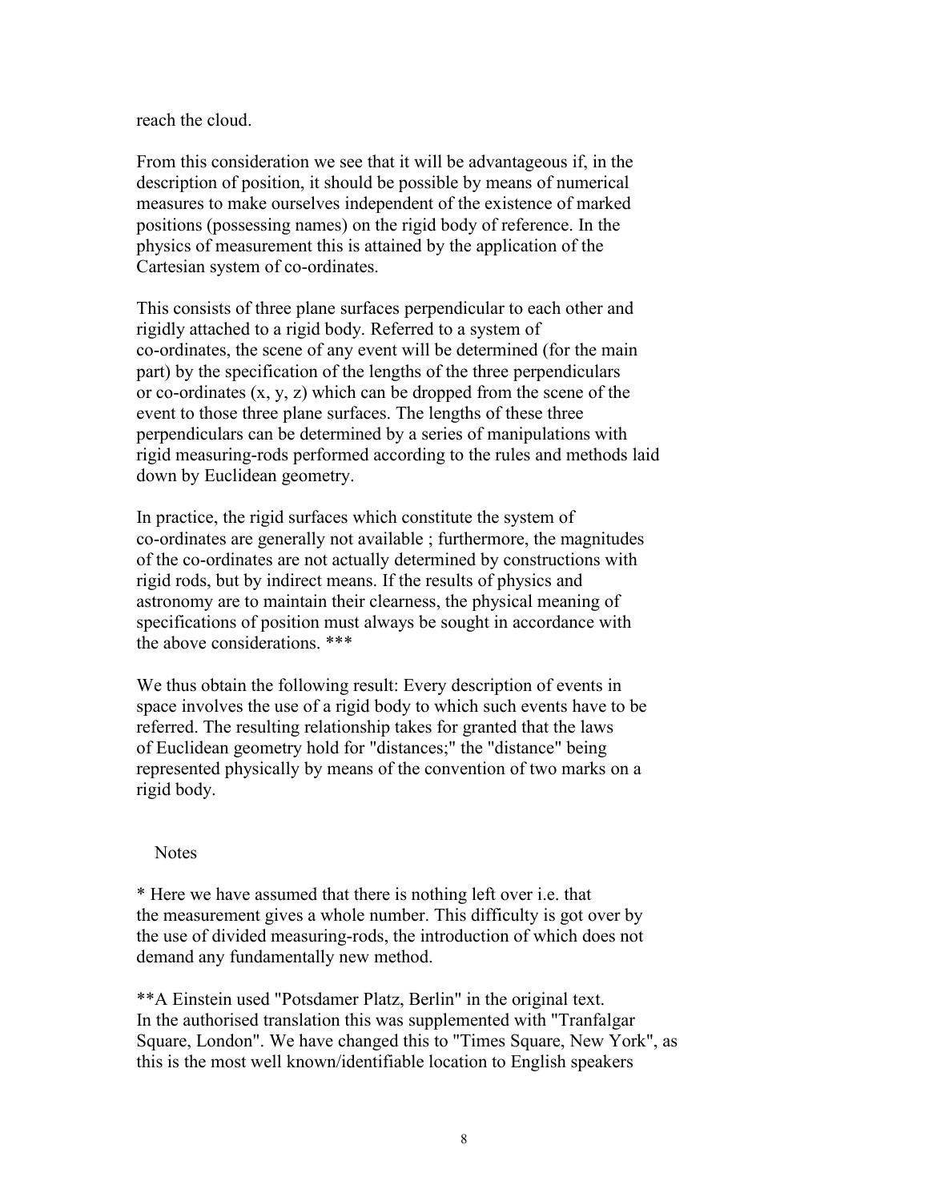reach the cloud.

From this consideration we see that it will be advantageous if, in the description of position, it should be possible by means of numerical measures to make ourselves independent of the existence of marked positions (possessing names) on the rigid body of reference. In the physics of measurement this is attained by the application of the Cartesian system of co-ordinates.

This consists of three plane surfaces perpendicular to each other and rigidly attached to a rigid body. Referred to a system of co-ordinates, the scene of any event will be determined (for the main part) by the specification of the lengths of the three perpendiculars or co-ordinates (x, y, z) which can be dropped from the scene of the event to those three plane surfaces. The lengths of these three perpendiculars can be determined by a series of manipulations with rigid measuring-rods performed according to the rules and methods laid down by Euclidean geometry.

In practice, the rigid surfaces which constitute the system of co-ordinates are generally not available ; furthermore, the magnitudes of the co-ordinates are not actually determined by constructions with rigid rods, but by indirect means. If the results of physics and astronomy are to maintain their clearness, the physical meaning of specifications of position must always be sought in accordance with the above considerations. ***

We thus obtain the following result: Every description of events in space involves the use of a rigid body to which such events have to be referred. The resulting relationship takes for granted that the laws of Euclidean geometry hold for "distances;" the "distance" being represented physically by means of the convention of two marks on a rigid body.

Notes

* Here we have assumed that there is nothing left over i.e. that the measurement gives a whole number. This difficulty is got over by the use of divided measuring-rods, the introduction of which does not demand any fundamentally new method.

**A Einstein used "Potsdamer Platz, Berlin" in the original text. In the authorised translation this was supplemented with "Tranfalgar Square, London". We have changed this to "Times Square, New York", as this is the most well known/identifiable location to English speakers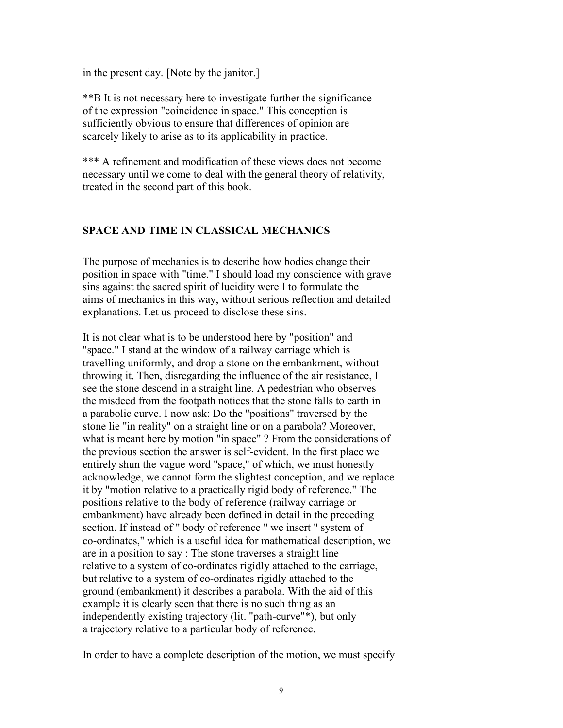in the present day. [Note by the janitor.]

**B It is not necessary here to investigate further the significance of the expression "coincidence in space." This conception is sufficiently obvious to ensure that differences of opinion are scarcely likely to arise as to its applicability in practice.

*** A refinement and modification of these views does not become necessary until we come to deal with the general theory of relativity, treated in the second part of this book.

## SPACE AND TIME IN CLASSICAL MECHANICS

The purpose of mechanics is to describe how bodies change their position in space with "time." I should load my conscience with grave sins against the sacred spirit of lucidity were I to formulate the aims of mechanics in this way, without serious reflection and detailed explanations. Let us proceed to disclose these sins.

It is not clear what is to be understood here by "position" and "space." I stand at the window of a railway carriage which is travelling uniformly, and drop a stone on the embankment, without throwing it. Then, disregarding the influence of the air resistance, I see the stone descend in a straight line. A pedestrian who observes the misdeed from the footpath notices that the stone falls to earth in a parabolic curve. I now ask: Do the "positions" traversed by the stone lie "in reality" on a straight line or on a parabola? Moreover, what is meant here by motion "in space" ? From the considerations of the previous section the answer is self-evident. In the first place we entirely shun the vague word "space," of which, we must honestly acknowledge, we cannot form the slightest conception, and we replace it by "motion relative to a practically rigid body of reference." The positions relative to the body of reference (railway carriage or embankment) have already been defined in detail in the preceding section. If instead of " body of reference " we insert " system of co-ordinates," which is a useful idea for mathematical description, we are in a position to say : The stone traverses a straight line relative to a system of co-ordinates rigidly attached to the carriage, but relative to a system of co-ordinates rigidly attached to the ground (embankment) it describes a parabola. With the aid of this example it is clearly seen that there is no such thing as an independently existing trajectory (lit. "path-curve"*), but only a trajectory relative to a particular body of reference.

In order to have a complete description of the motion, we must specify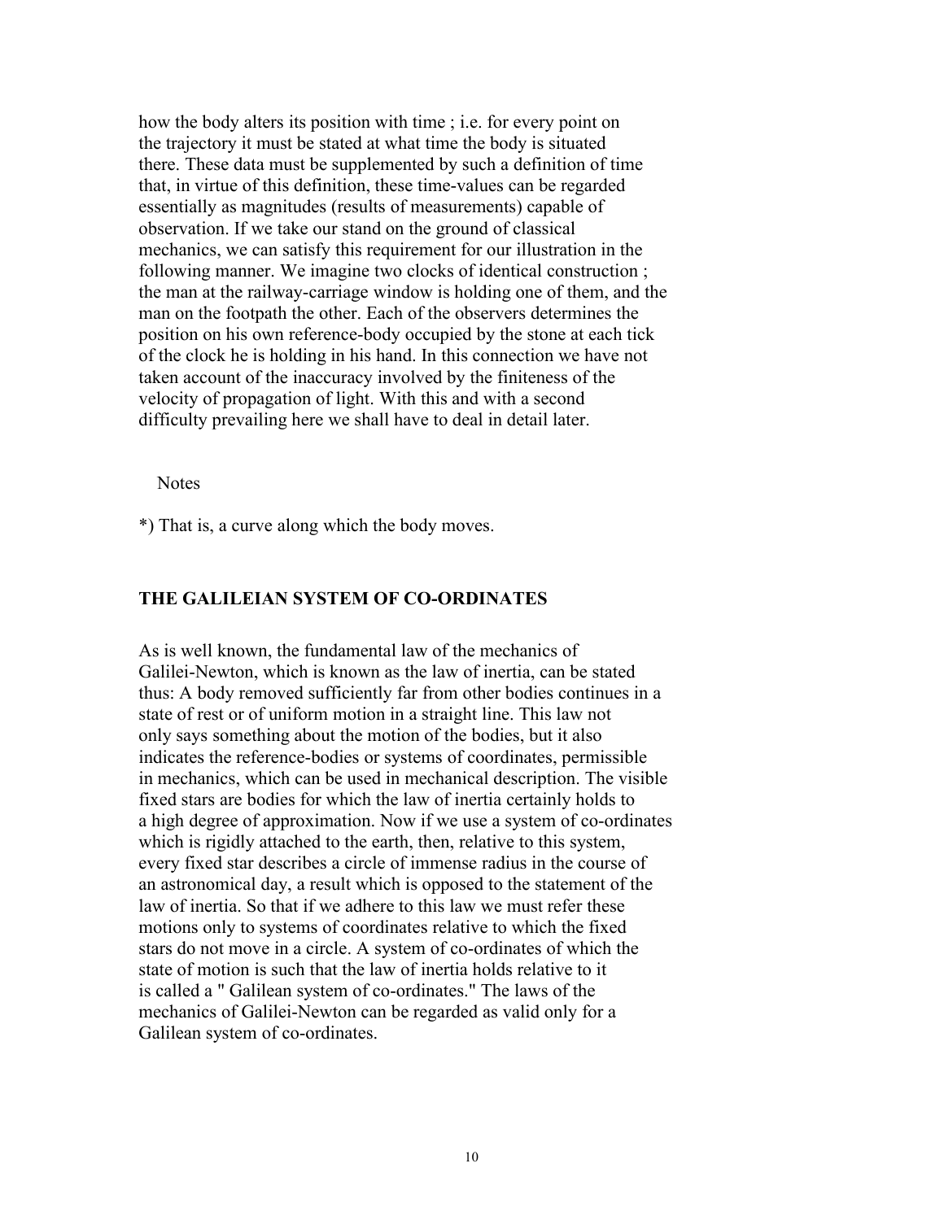how the body alters its position with time ; i.e. for every point on the trajectory it must be stated at what time the body is situated there. These data must be supplemented by such a definition of time that, in virtue of this definition, these time-values can be regarded essentially as magnitudes (results of measurements) capable of observation. If we take our stand on the ground of classical mechanics, we can satisfy this requirement for our illustration in the following manner. We imagine two clocks of identical construction ; the man at the railway-carriage window is holding one of them, and the man on the footpath the other. Each of the observers determines the position on his own reference-body occupied by the stone at each tick of the clock he is holding in his hand. In this connection we have not taken account of the inaccuracy involved by the finiteness of the velocity of propagation of light. With this and with a second difficulty prevailing here we shall have to deal in detail later.

Notes

*) That is, a curve along which the body moves.

## THE GALILEIAN SYSTEM OF CO-ORDINATES

As is well known, the fundamental law of the mechanics of Galilei-Newton, which is known as the law of inertia, can be stated thus: A body removed sufficiently far from other bodies continues in a state of rest or of uniform motion in a straight line. This law not only says something about the motion of the bodies, but it also indicates the reference-bodies or systems of coordinates, permissible in mechanics, which can be used in mechanical description. The visible fixed stars are bodies for which the law of inertia certainly holds to a high degree of approximation. Now if we use a system of co-ordinates which is rigidly attached to the earth, then, relative to this system, every fixed star describes a circle of immense radius in the course of an astronomical day, a result which is opposed to the statement of the law of inertia. So that if we adhere to this law we must refer these motions only to systems of coordinates relative to which the fixed stars do not move in a circle. A system of co-ordinates of which the state of motion is such that the law of inertia holds relative to it is called a " Galilean system of co-ordinates." The laws of the mechanics of Galilei-Newton can be regarded as valid only for a Galilean system of co-ordinates.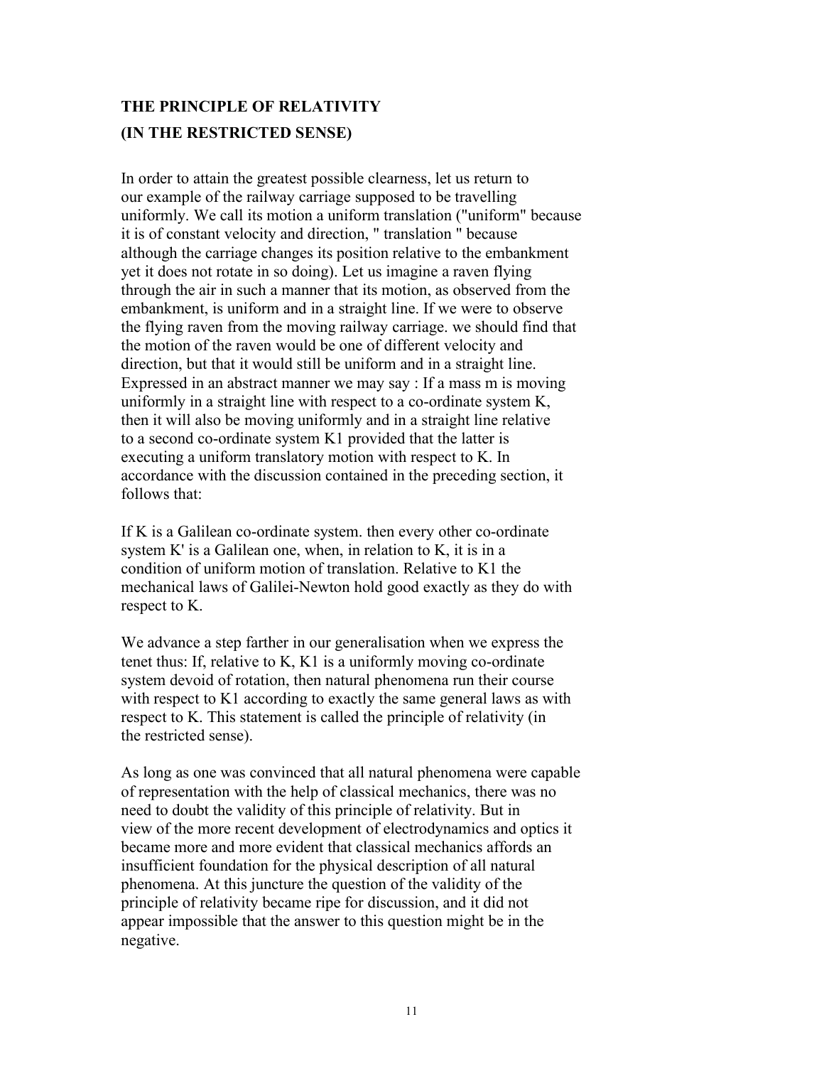## THE PRINCIPLE OF RELATIVITY
## (IN THE RESTRICTED SENSE)

In order to attain the greatest possible clearness, let us return to our example of the railway carriage supposed to be travelling uniformly. We call its motion a uniform translation ("uniform" because it is of constant velocity and direction, " translation " because although the carriage changes its position relative to the embankment yet it does not rotate in so doing). Let us imagine a raven flying through the air in such a manner that its motion, as observed from the embankment, is uniform and in a straight line. If we were to observe the flying raven from the moving railway carriage. we should find that the motion of the raven would be one of different velocity and direction, but that it would still be uniform and in a straight line. Expressed in an abstract manner we may say : If a mass m is moving uniformly in a straight line with respect to a co-ordinate system K, then it will also be moving uniformly and in a straight line relative to a second co-ordinate system K1 provided that the latter is executing a uniform translatory motion with respect to K. In accordance with the discussion contained in the preceding section, it follows that:

If K is a Galilean co-ordinate system. then every other co-ordinate system K' is a Galilean one, when, in relation to K, it is in a condition of uniform motion of translation. Relative to K1 the mechanical laws of Galilei-Newton hold good exactly as they do with respect to K.

We advance a step farther in our generalisation when we express the tenet thus: If, relative to K, K1 is a uniformly moving co-ordinate system devoid of rotation, then natural phenomena run their course with respect to K1 according to exactly the same general laws as with respect to K. This statement is called the principle of relativity (in the restricted sense).

As long as one was convinced that all natural phenomena were capable of representation with the help of classical mechanics, there was no need to doubt the validity of this principle of relativity. But in view of the more recent development of electrodynamics and optics it became more and more evident that classical mechanics affords an insufficient foundation for the physical description of all natural phenomena. At this juncture the question of the validity of the principle of relativity became ripe for discussion, and it did not appear impossible that the answer to this question might be in the negative.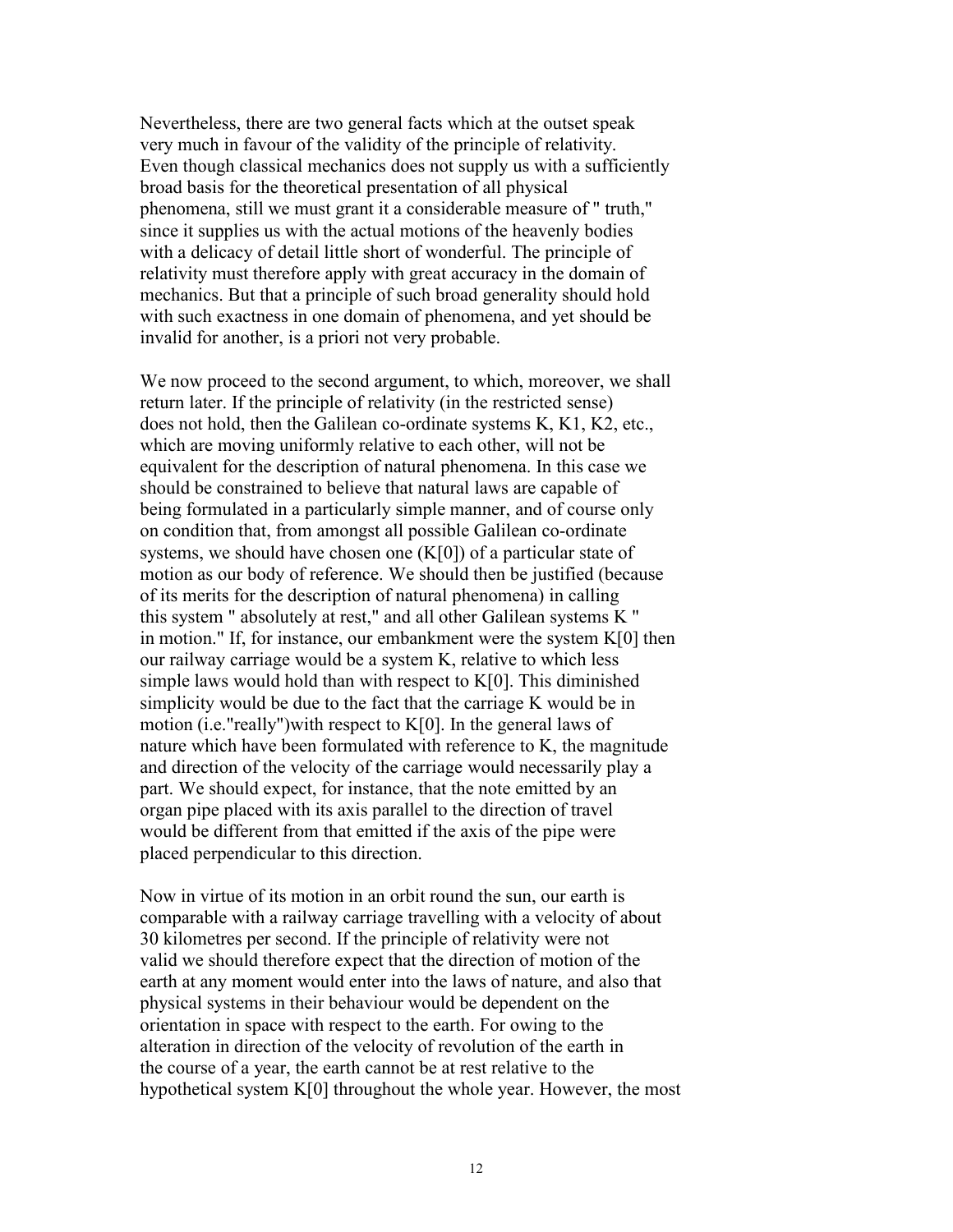Nevertheless, there are two general facts which at the outset speak very much in favour of the validity of the principle of relativity. Even though classical mechanics does not supply us with a sufficiently broad basis for the theoretical presentation of all physical phenomena, still we must grant it a considerable measure of " truth," since it supplies us with the actual motions of the heavenly bodies with a delicacy of detail little short of wonderful. The principle of relativity must therefore apply with great accuracy in the domain of mechanics. But that a principle of such broad generality should hold with such exactness in one domain of phenomena, and yet should be invalid for another, is a priori not very probable.

We now proceed to the second argument, to which, moreover, we shall return later. If the principle of relativity (in the restricted sense) does not hold, then the Galilean co-ordinate systems K, K1, K2, etc., which are moving uniformly relative to each other, will not be equivalent for the description of natural phenomena. In this case we should be constrained to believe that natural laws are capable of being formulated in a particularly simple manner, and of course only on condition that, from amongst all possible Galilean co-ordinate systems, we should have chosen one (K[0]) of a particular state of motion as our body of reference. We should then be justified (because of its merits for the description of natural phenomena) in calling this system " absolutely at rest," and all other Galilean systems K " in motion." If, for instance, our embankment were the system K[0] then our railway carriage would be a system K, relative to which less simple laws would hold than with respect to K[0]. This diminished simplicity would be due to the fact that the carriage K would be in motion (i.e."really")with respect to K[0]. In the general laws of nature which have been formulated with reference to K, the magnitude and direction of the velocity of the carriage would necessarily play a part. We should expect, for instance, that the note emitted by an organ pipe placed with its axis parallel to the direction of travel would be different from that emitted if the axis of the pipe were placed perpendicular to this direction.

Now in virtue of its motion in an orbit round the sun, our earth is comparable with a railway carriage travelling with a velocity of about 30 kilometres per second. If the principle of relativity were not valid we should therefore expect that the direction of motion of the earth at any moment would enter into the laws of nature, and also that physical systems in their behaviour would be dependent on the orientation in space with respect to the earth. For owing to the alteration in direction of the velocity of revolution of the earth in the course of a year, the earth cannot be at rest relative to the hypothetical system K[0] throughout the whole year. However, the most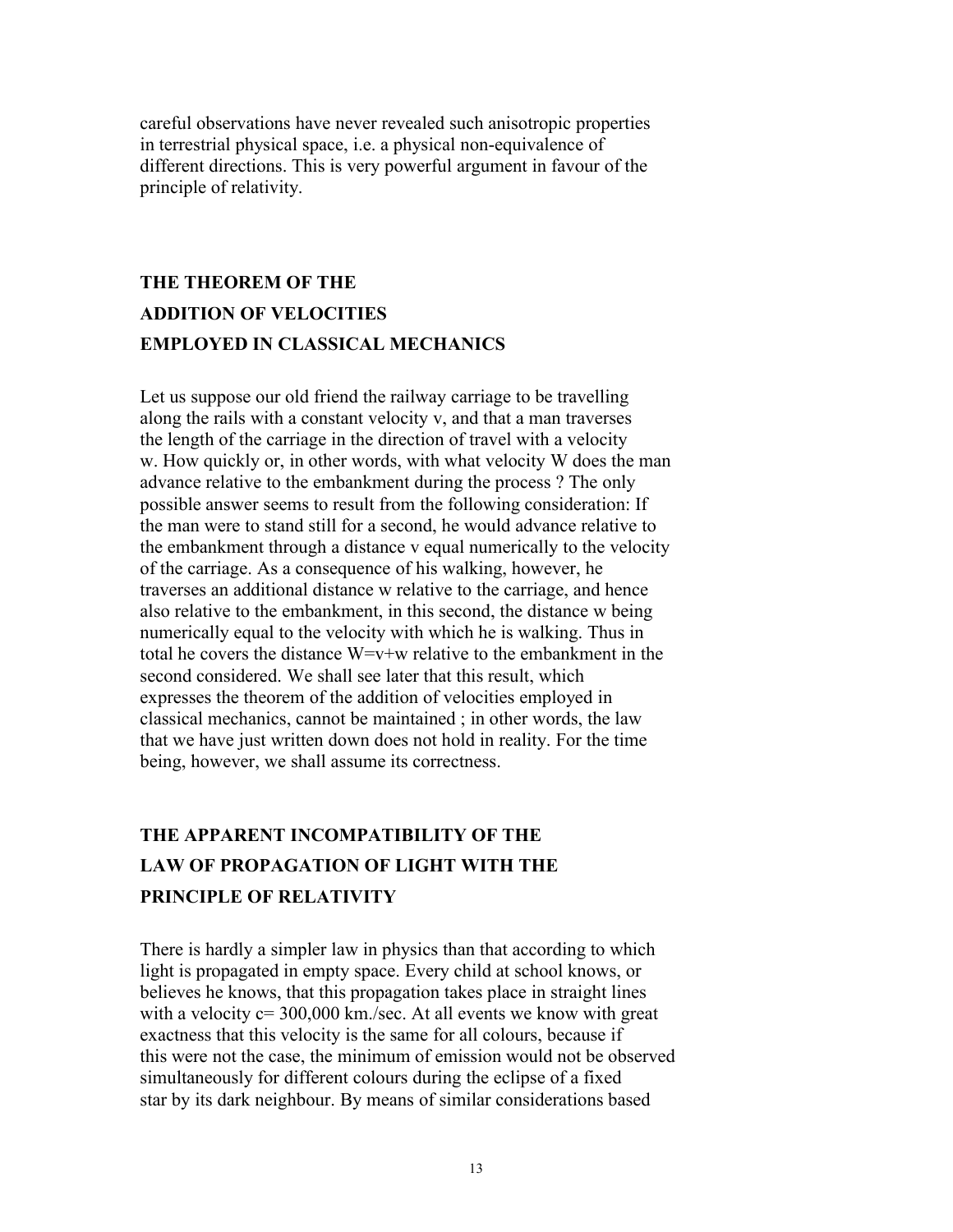careful observations have never revealed such anisotropic properties in terrestrial physical space, i.e. a physical non-equivalence of different directions. This is very powerful argument in favour of the principle of relativity.

## THE THEOREM OF THE ADDITION OF VELOCITIES EMPLOYED IN CLASSICAL MECHANICS

Let us suppose our old friend the railway carriage to be travelling along the rails with a constant velocity $v$, and that a man traverses the length of the carriage in the direction of travel with a velocity $w$. How quickly or, in other words, with what velocity $W$ does the man advance relative to the embankment during the process ? The only possible answer seems to result from the following consideration: If the man were to stand still for a second, he would advance relative to the embankment through a distance $v$ equal numerically to the velocity of the carriage. As a consequence of his walking, however, he traverses an additional distance $w$ relative to the carriage, and hence also relative to the embankment, in this second, the distance $w$ being numerically equal to the velocity with which he is walking. Thus in total he covers the distance $W=v+w$ relative to the embankment in the second considered. We shall see later that this result, which expresses the theorem of the addition of velocities employed in classical mechanics, cannot be maintained ; in other words, the law that we have just written down does not hold in reality. For the time being, however, we shall assume its correctness.

## THE APPARENT INCOMPATIBILITY OF THE LAW OF PROPAGATION OF LIGHT WITH THE PRINCIPLE OF RELATIVITY

There is hardly a simpler law in physics than that according to which light is propagated in empty space. Every child at school knows, or believes he knows, that this propagation takes place in straight lines with a velocity $c= 300,000$ km./sec. At all events we know with great exactness that this velocity is the same for all colours, because if this were not the case, the minimum of emission would not be observed simultaneously for different colours during the eclipse of a fixed star by its dark neighbour. By means of similar considerations based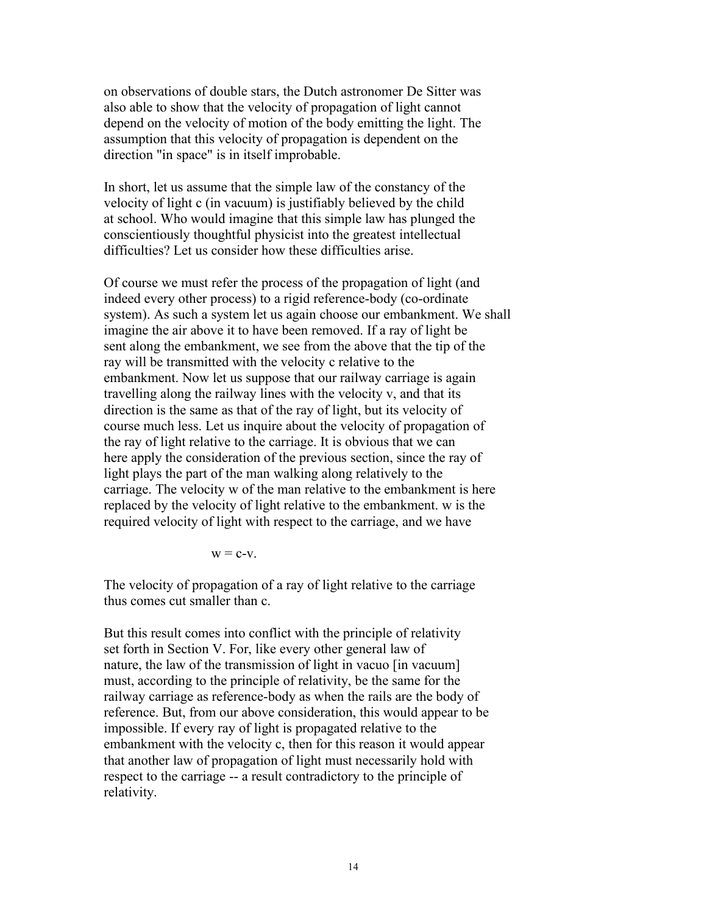on observations of double stars, the Dutch astronomer De Sitter was also able to show that the velocity of propagation of light cannot depend on the velocity of motion of the body emitting the light. The assumption that this velocity of propagation is dependent on the direction "in space" is in itself improbable.

In short, let us assume that the simple law of the constancy of the velocity of light c (in vacuum) is justifiably believed by the child at school. Who would imagine that this simple law has plunged the conscientiously thoughtful physicist into the greatest intellectual difficulties? Let us consider how these difficulties arise.

Of course we must refer the process of the propagation of light (and indeed every other process) to a rigid reference-body (co-ordinate system). As such a system let us again choose our embankment. We shall imagine the air above it to have been removed. If a ray of light be sent along the embankment, we see from the above that the tip of the ray will be transmitted with the velocity c relative to the embankment. Now let us suppose that our railway carriage is again travelling along the railway lines with the velocity v, and that its direction is the same as that of the ray of light, but its velocity of course much less. Let us inquire about the velocity of propagation of the ray of light relative to the carriage. It is obvious that we can here apply the consideration of the previous section, since the ray of light plays the part of the man walking along relatively to the carriage. The velocity w of the man relative to the embankment is here replaced by the velocity of light relative to the embankment. w is the required velocity of light with respect to the carriage, and we have

$$w = c - v.$$

The velocity of propagation of a ray of light relative to the carriage thus comes cut smaller than c.

But this result comes into conflict with the principle of relativity set forth in Section V. For, like every other general law of nature, the law of the transmission of light in vacuo [in vacuum] must, according to the principle of relativity, be the same for the railway carriage as reference-body as when the rails are the body of reference. But, from our above consideration, this would appear to be impossible. If every ray of light is propagated relative to the embankment with the velocity c, then for this reason it would appear that another law of propagation of light must necessarily hold with respect to the carriage -- a result contradictory to the principle of relativity.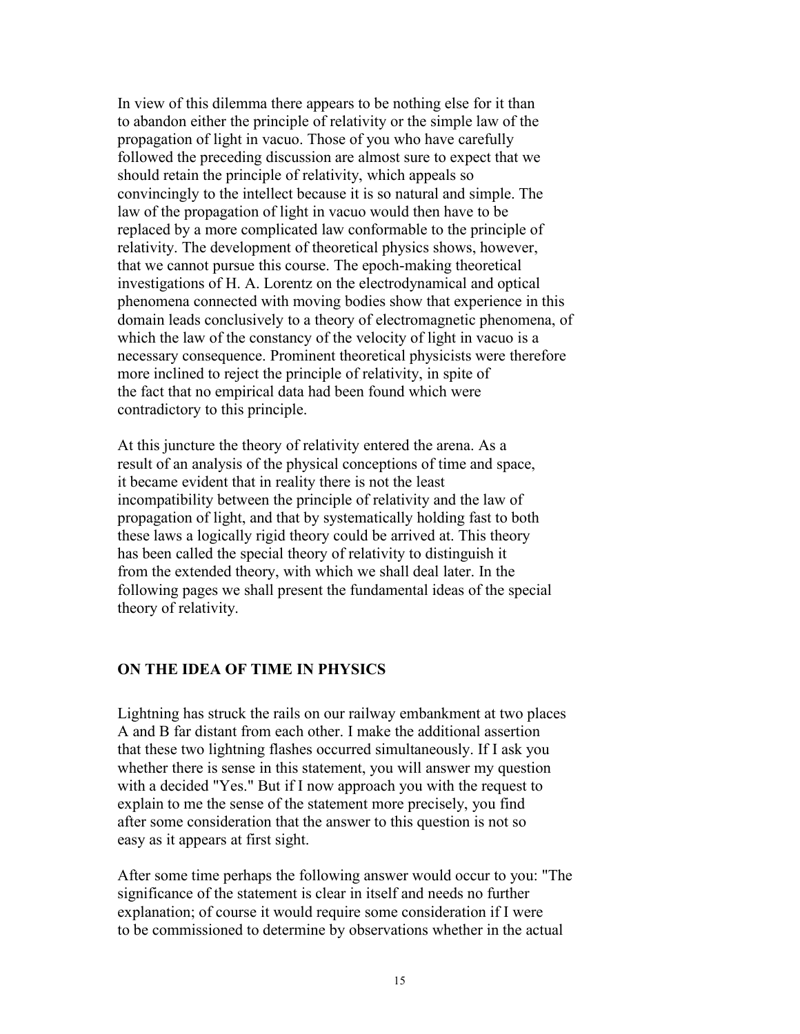In view of this dilemma there appears to be nothing else for it than to abandon either the principle of relativity or the simple law of the propagation of light in vacuo. Those of you who have carefully followed the preceding discussion are almost sure to expect that we should retain the principle of relativity, which appeals so convincingly to the intellect because it is so natural and simple. The law of the propagation of light in vacuo would then have to be replaced by a more complicated law conformable to the principle of relativity. The development of theoretical physics shows, however, that we cannot pursue this course. The epoch-making theoretical investigations of H. A. Lorentz on the electrodynamical and optical phenomena connected with moving bodies show that experience in this domain leads conclusively to a theory of electromagnetic phenomena, of which the law of the constancy of the velocity of light in vacuo is a necessary consequence. Prominent theoretical physicists were therefore more inclined to reject the principle of relativity, in spite of the fact that no empirical data had been found which were contradictory to this principle.

At this juncture the theory of relativity entered the arena. As a result of an analysis of the physical conceptions of time and space, it became evident that in reality there is not the least incompatibility between the principle of relativity and the law of propagation of light, and that by systematically holding fast to both these laws a logically rigid theory could be arrived at. This theory has been called the special theory of relativity to distinguish it from the extended theory, with which we shall deal later. In the following pages we shall present the fundamental ideas of the special theory of relativity.

## ON THE IDEA OF TIME IN PHYSICS

Lightning has struck the rails on our railway embankment at two places A and B far distant from each other. I make the additional assertion that these two lightning flashes occurred simultaneously. If I ask you whether there is sense in this statement, you will answer my question with a decided "Yes." But if I now approach you with the request to explain to me the sense of the statement more precisely, you find after some consideration that the answer to this question is not so easy as it appears at first sight.

After some time perhaps the following answer would occur to you: "The significance of the statement is clear in itself and needs no further explanation; of course it would require some consideration if I were to be commissioned to determine by observations whether in the actual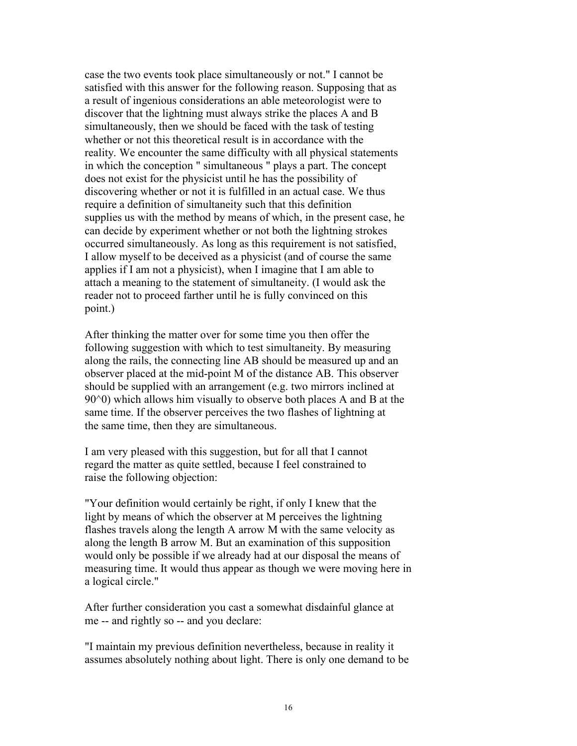case the two events took place simultaneously or not." I cannot be satisfied with this answer for the following reason. Supposing that as a result of ingenious considerations an able meteorologist were to discover that the lightning must always strike the places A and B simultaneously, then we should be faced with the task of testing whether or not this theoretical result is in accordance with the reality. We encounter the same difficulty with all physical statements in which the conception " simultaneous " plays a part. The concept does not exist for the physicist until he has the possibility of discovering whether or not it is fulfilled in an actual case. We thus require a definition of simultaneity such that this definition supplies us with the method by means of which, in the present case, he can decide by experiment whether or not both the lightning strokes occurred simultaneously. As long as this requirement is not satisfied, I allow myself to be deceived as a physicist (and of course the same applies if I am not a physicist), when I imagine that I am able to attach a meaning to the statement of simultaneity. (I would ask the reader not to proceed farther until he is fully convinced on this point.)

After thinking the matter over for some time you then offer the following suggestion with which to test simultaneity. By measuring along the rails, the connecting line AB should be measured up and an observer placed at the mid-point M of the distance AB. This observer should be supplied with an arrangement (e.g. two mirrors inclined at $90^0$) which allows him visually to observe both places A and B at the same time. If the observer perceives the two flashes of lightning at the same time, then they are simultaneous.

I am very pleased with this suggestion, but for all that I cannot regard the matter as quite settled, because I feel constrained to raise the following objection:

"Your definition would certainly be right, if only I knew that the light by means of which the observer at M perceives the lightning flashes travels along the length A arrow M with the same velocity as along the length B arrow M. But an examination of this supposition would only be possible if we already had at our disposal the means of measuring time. It would thus appear as though we were moving here in a logical circle."

After further consideration you cast a somewhat disdainful glance at me -- and rightly so -- and you declare:

"I maintain my previous definition nevertheless, because in reality it assumes absolutely nothing about light. There is only one demand to be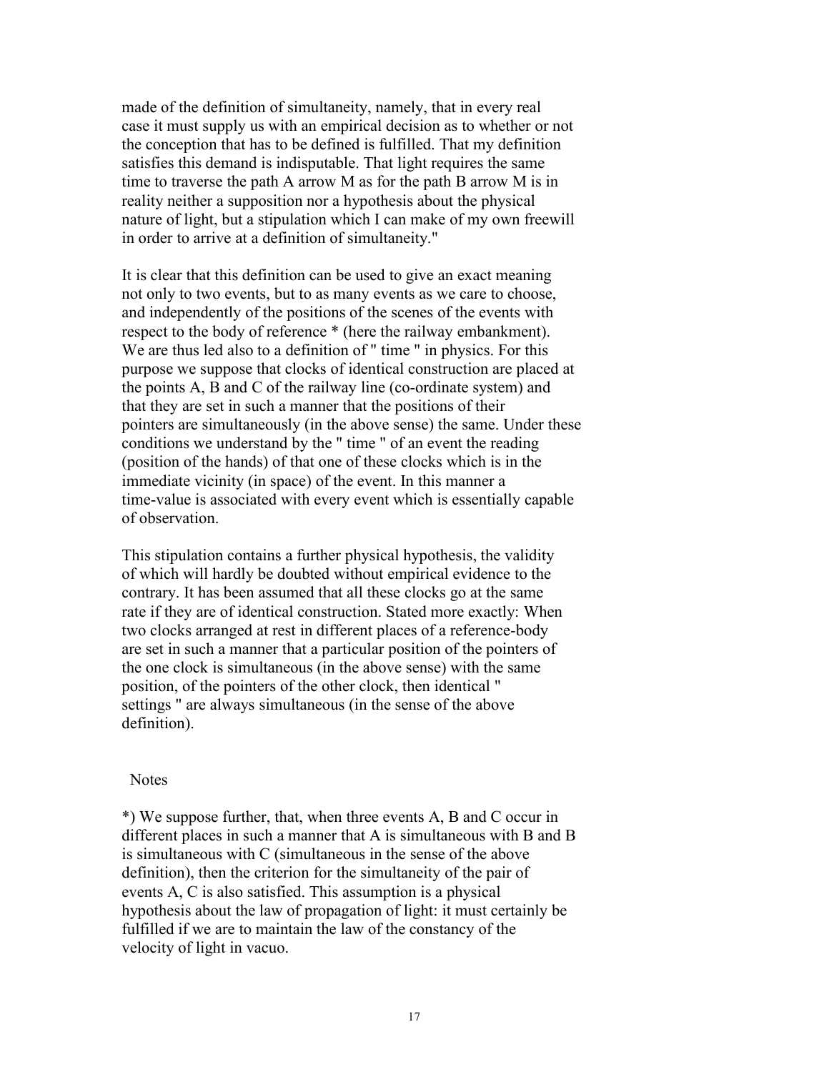made of the definition of simultaneity, namely, that in every real case it must supply us with an empirical decision as to whether or not the conception that has to be defined is fulfilled. That my definition satisfies this demand is indisputable. That light requires the same time to traverse the path A arrow M as for the path B arrow M is in reality neither a supposition nor a hypothesis about the physical nature of light, but a stipulation which I can make of my own freewill in order to arrive at a definition of simultaneity."

It is clear that this definition can be used to give an exact meaning not only to two events, but to as many events as we care to choose, and independently of the positions of the scenes of the events with respect to the body of reference * (here the railway embankment). We are thus led also to a definition of " time " in physics. For this purpose we suppose that clocks of identical construction are placed at the points A, B and C of the railway line (co-ordinate system) and that they are set in such a manner that the positions of their pointers are simultaneously (in the above sense) the same. Under these conditions we understand by the " time " of an event the reading (position of the hands) of that one of these clocks which is in the immediate vicinity (in space) of the event. In this manner a time-value is associated with every event which is essentially capable of observation.

This stipulation contains a further physical hypothesis, the validity of which will hardly be doubted without empirical evidence to the contrary. It has been assumed that all these clocks go at the same rate if they are of identical construction. Stated more exactly: When two clocks arranged at rest in different places of a reference-body are set in such a manner that a particular position of the pointers of the one clock is simultaneous (in the above sense) with the same position, of the pointers of the other clock, then identical " settings " are always simultaneous (in the sense of the above definition).

Notes

*) We suppose further, that, when three events A, B and C occur in different places in such a manner that A is simultaneous with B and B is simultaneous with C (simultaneous in the sense of the above definition), then the criterion for the simultaneity of the pair of events A, C is also satisfied. This assumption is a physical hypothesis about the law of propagation of light: it must certainly be fulfilled if we are to maintain the law of the constancy of the velocity of light in vacuo.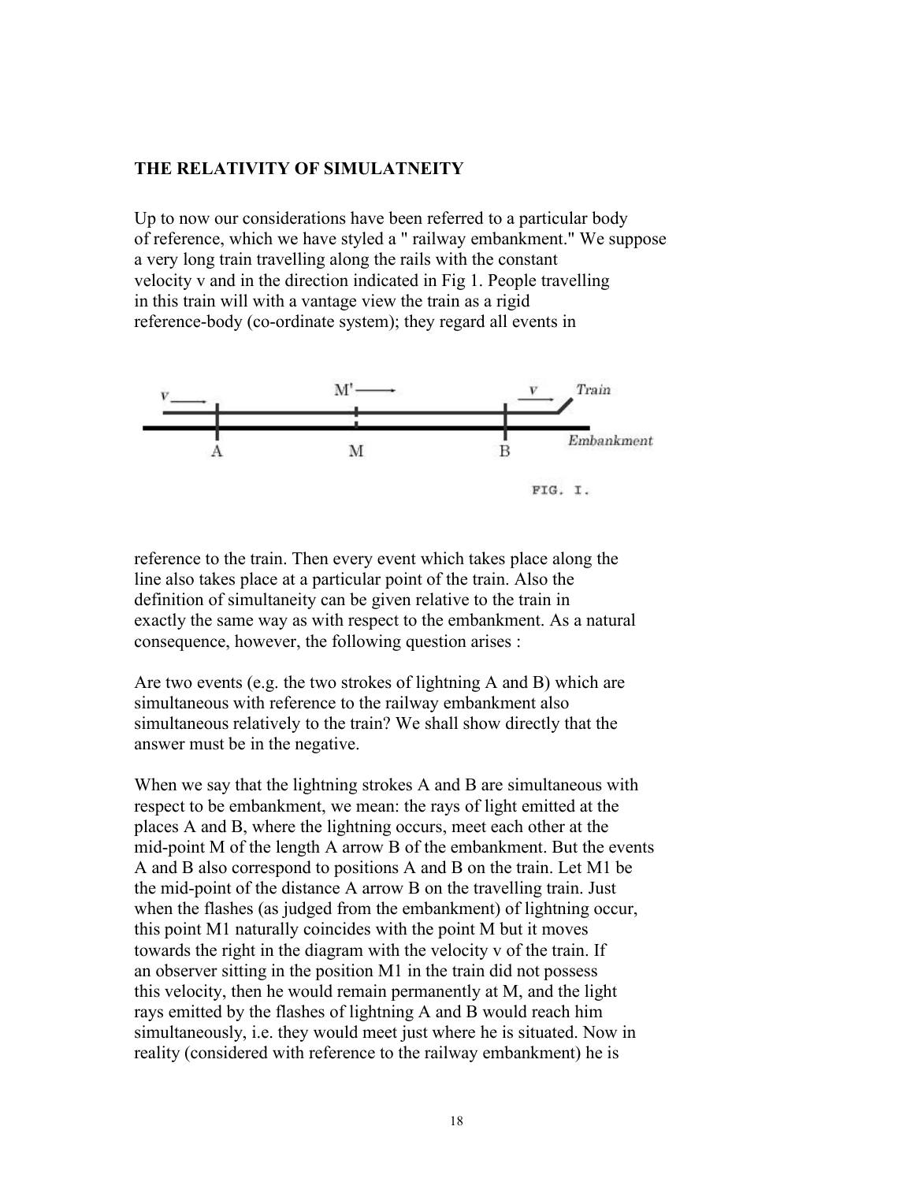## THE RELATIVITY OF SIMULATNEITY

Up to now our considerations have been referred to a particular body of reference, which we have styled a " railway embankment." We suppose a very long train travelling along the rails with the constant velocity v and in the direction indicated in Fig 1. People travelling in this train will with a vantage view the train as a rigid reference-body (co-ordinate system); they regard all events in

FIG. I.

reference to the train. Then every event which takes place along the line also takes place at a particular point of the train. Also the definition of simultaneity can be given relative to the train in exactly the same way as with respect to the embankment. As a natural consequence, however, the following question arises :

Are two events (e.g. the two strokes of lightning A and B) which are simultaneous with reference to the railway embankment also simultaneous relatively to the train? We shall show directly that the answer must be in the negative.

When we say that the lightning strokes A and B are simultaneous with respect to be embankment, we mean: the rays of light emitted at the places A and B, where the lightning occurs, meet each other at the mid-point M of the length A arrow B of the embankment. But the events A and B also correspond to positions A and B on the train. Let M1 be the mid-point of the distance A arrow B on the travelling train. Just when the flashes (as judged from the embankment) of lightning occur, this point M1 naturally coincides with the point M but it moves towards the right in the diagram with the velocity v of the train. If an observer sitting in the position M1 in the train did not possess this velocity, then he would remain permanently at M, and the light rays emitted by the flashes of lightning A and B would reach him simultaneously, i.e. they would meet just where he is situated. Now in reality (considered with reference to the railway embankment) he is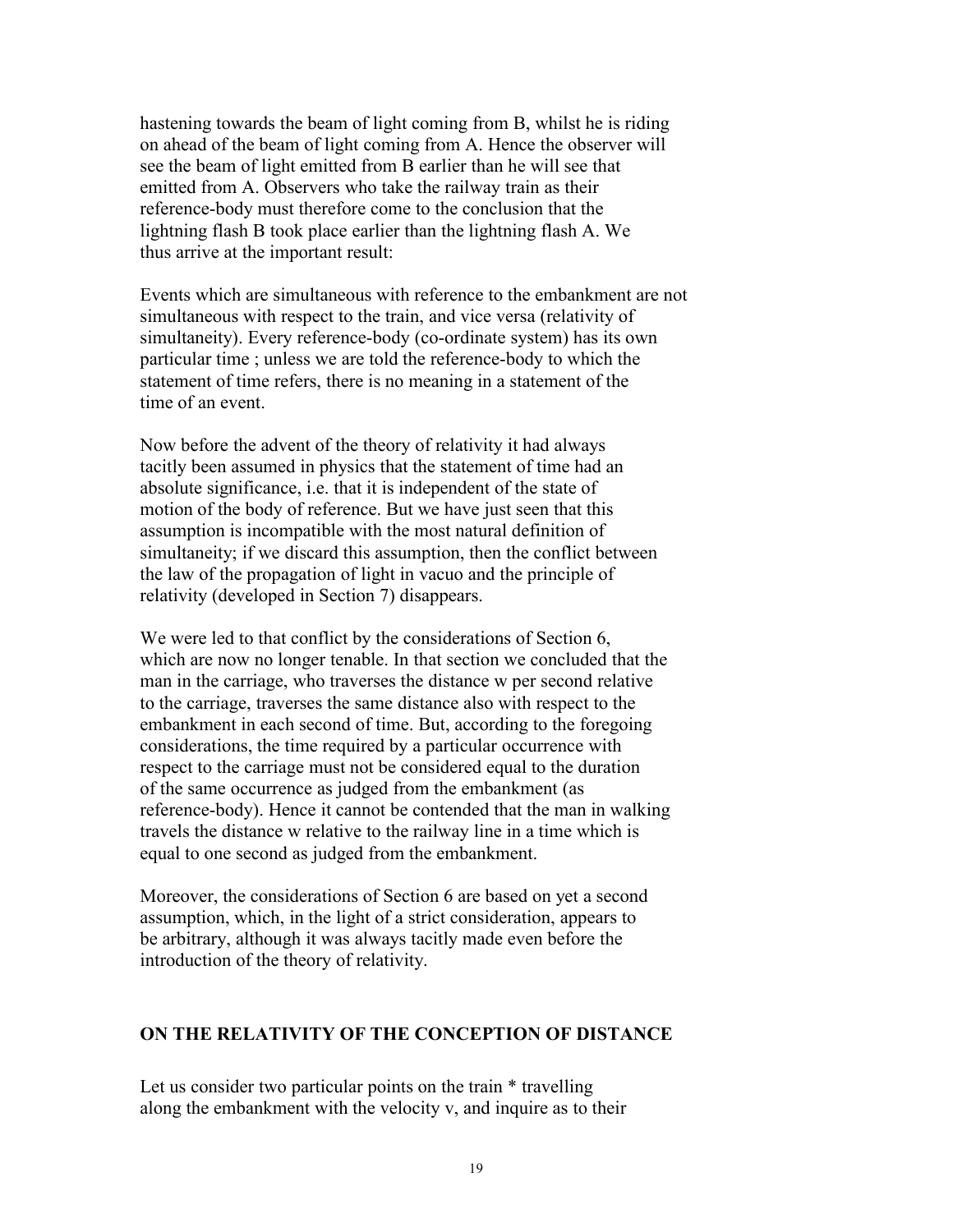hastening towards the beam of light coming from B, whilst he is riding on ahead of the beam of light coming from A. Hence the observer will see the beam of light emitted from B earlier than he will see that emitted from A. Observers who take the railway train as their reference-body must therefore come to the conclusion that the lightning flash B took place earlier than the lightning flash A. We thus arrive at the important result:

Events which are simultaneous with reference to the embankment are not simultaneous with respect to the train, and vice versa (relativity of simultaneity). Every reference-body (co-ordinate system) has its own particular time ; unless we are told the reference-body to which the statement of time refers, there is no meaning in a statement of the time of an event.

Now before the advent of the theory of relativity it had always tacitly been assumed in physics that the statement of time had an absolute significance, i.e. that it is independent of the state of motion of the body of reference. But we have just seen that this assumption is incompatible with the most natural definition of simultaneity; if we discard this assumption, then the conflict between the law of the propagation of light in vacuo and the principle of relativity (developed in Section 7) disappears.

We were led to that conflict by the considerations of Section 6, which are now no longer tenable. In that section we concluded that the man in the carriage, who traverses the distance $w$ per second relative to the carriage, traverses the same distance also with respect to the embankment in each second of time. But, according to the foregoing considerations, the time required by a particular occurrence with respect to the carriage must not be considered equal to the duration of the same occurrence as judged from the embankment (as reference-body). Hence it cannot be contended that the man in walking travels the distance $w$ relative to the railway line in a time which is equal to one second as judged from the embankment.

Moreover, the considerations of Section 6 are based on yet a second assumption, which, in the light of a strict consideration, appears to be arbitrary, although it was always tacitly made even before the introduction of the theory of relativity.

## ON THE RELATIVITY OF THE CONCEPTION OF DISTANCE

Let us consider two particular points on the train * travelling along the embankment with the velocity $v$, and inquire as to their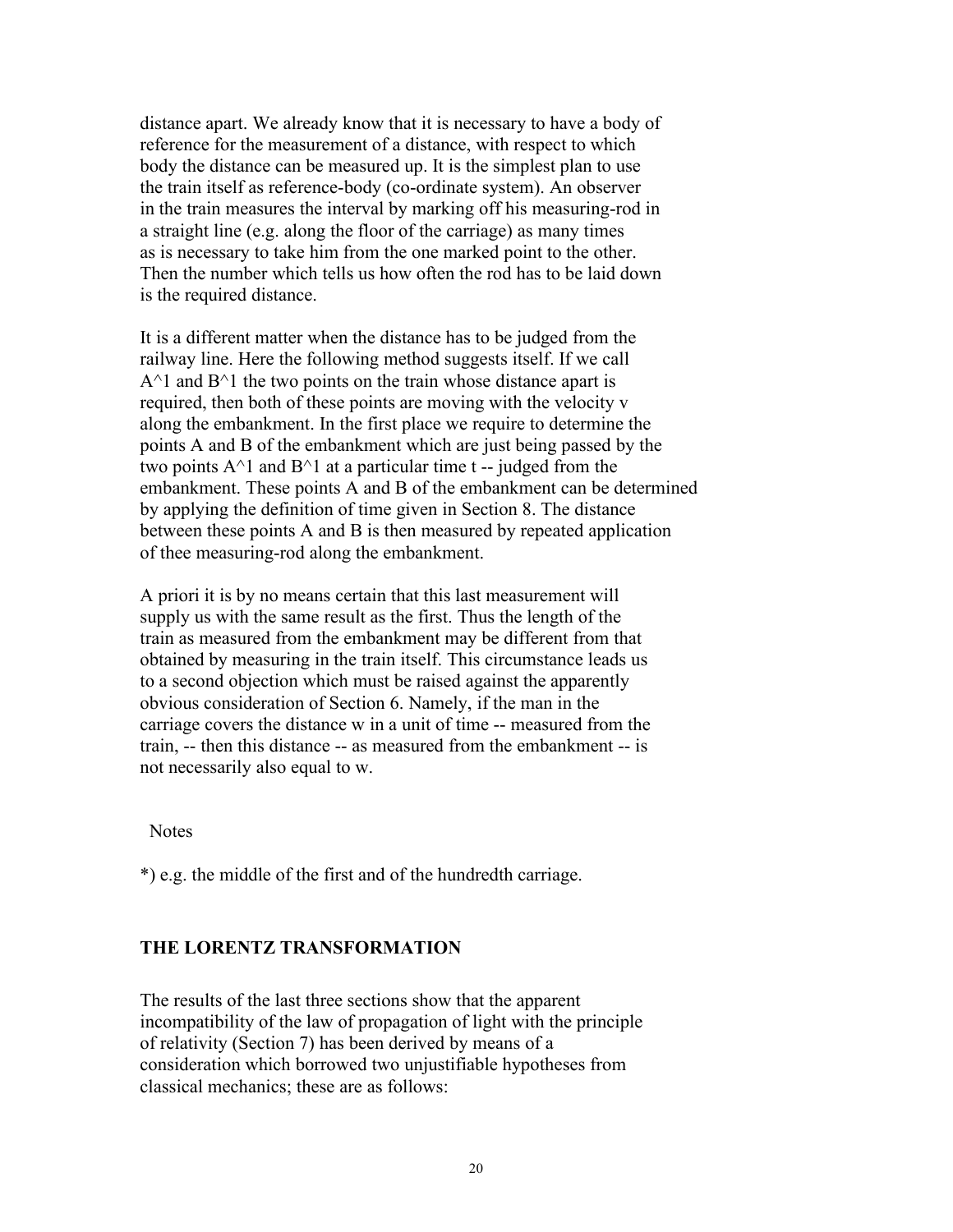distance apart. We already know that it is necessary to have a body of reference for the measurement of a distance, with respect to which body the distance can be measured up. It is the simplest plan to use the train itself as reference-body (co-ordinate system). An observer in the train measures the interval by marking off his measuring-rod in a straight line (e.g. along the floor of the carriage) as many times as is necessary to take him from the one marked point to the other. Then the number which tells us how often the rod has to be laid down is the required distance.

It is a different matter when the distance has to be judged from the railway line. Here the following method suggests itself. If we call $A^1$ and $B^1$ the two points on the train whose distance apart is required, then both of these points are moving with the velocity v along the embankment. In the first place we require to determine the points A and B of the embankment which are just being passed by the two points $A^1$ and $B^1$ at a particular time t -- judged from the embankment. These points A and B of the embankment can be determined by applying the definition of time given in Section 8. The distance between these points A and B is then measured by repeated application of thee measuring-rod along the embankment.

A priori it is by no means certain that this last measurement will supply us with the same result as the first. Thus the length of the train as measured from the embankment may be different from that obtained by measuring in the train itself. This circumstance leads us to a second objection which must be raised against the apparently obvious consideration of Section 6. Namely, if the man in the carriage covers the distance w in a unit of time -- measured from the train, -- then this distance -- as measured from the embankment -- is not necessarily also equal to w.

Notes

*) e.g. the middle of the first and of the hundredth carriage.

## THE LORENTZ TRANSFORMATION

The results of the last three sections show that the apparent incompatibility of the law of propagation of light with the principle of relativity (Section 7) has been derived by means of a consideration which borrowed two unjustifiable hypotheses from classical mechanics; these are as follows: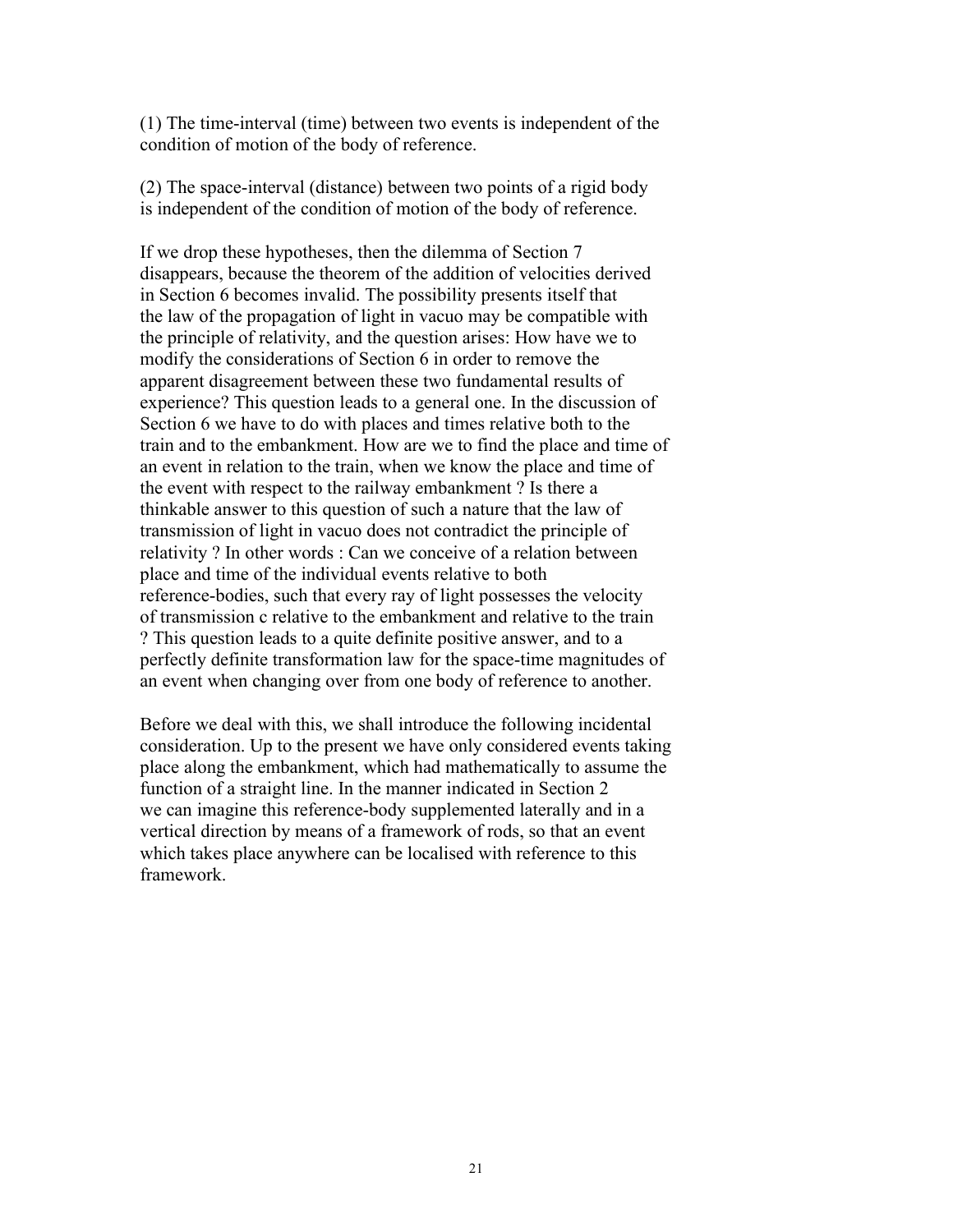(1) The time-interval (time) between two events is independent of the condition of motion of the body of reference.

(2) The space-interval (distance) between two points of a rigid body is independent of the condition of motion of the body of reference.

If we drop these hypotheses, then the dilemma of Section 7 disappears, because the theorem of the addition of velocities derived in Section 6 becomes invalid. The possibility presents itself that the law of the propagation of light in vacuo may be compatible with the principle of relativity, and the question arises: How have we to modify the considerations of Section 6 in order to remove the apparent disagreement between these two fundamental results of experience? This question leads to a general one. In the discussion of Section 6 we have to do with places and times relative both to the train and to the embankment. How are we to find the place and time of an event in relation to the train, when we know the place and time of the event with respect to the railway embankment ? Is there a thinkable answer to this question of such a nature that the law of transmission of light in vacuo does not contradict the principle of relativity ? In other words : Can we conceive of a relation between place and time of the individual events relative to both reference-bodies, such that every ray of light possesses the velocity of transmission c relative to the embankment and relative to the train ? This question leads to a quite definite positive answer, and to a perfectly definite transformation law for the space-time magnitudes of an event when changing over from one body of reference to another.

Before we deal with this, we shall introduce the following incidental consideration. Up to the present we have only considered events taking place along the embankment, which had mathematically to assume the function of a straight line. In the manner indicated in Section 2 we can imagine this reference-body supplemented laterally and in a vertical direction by means of a framework of rods, so that an event which takes place anywhere can be localised with reference to this framework.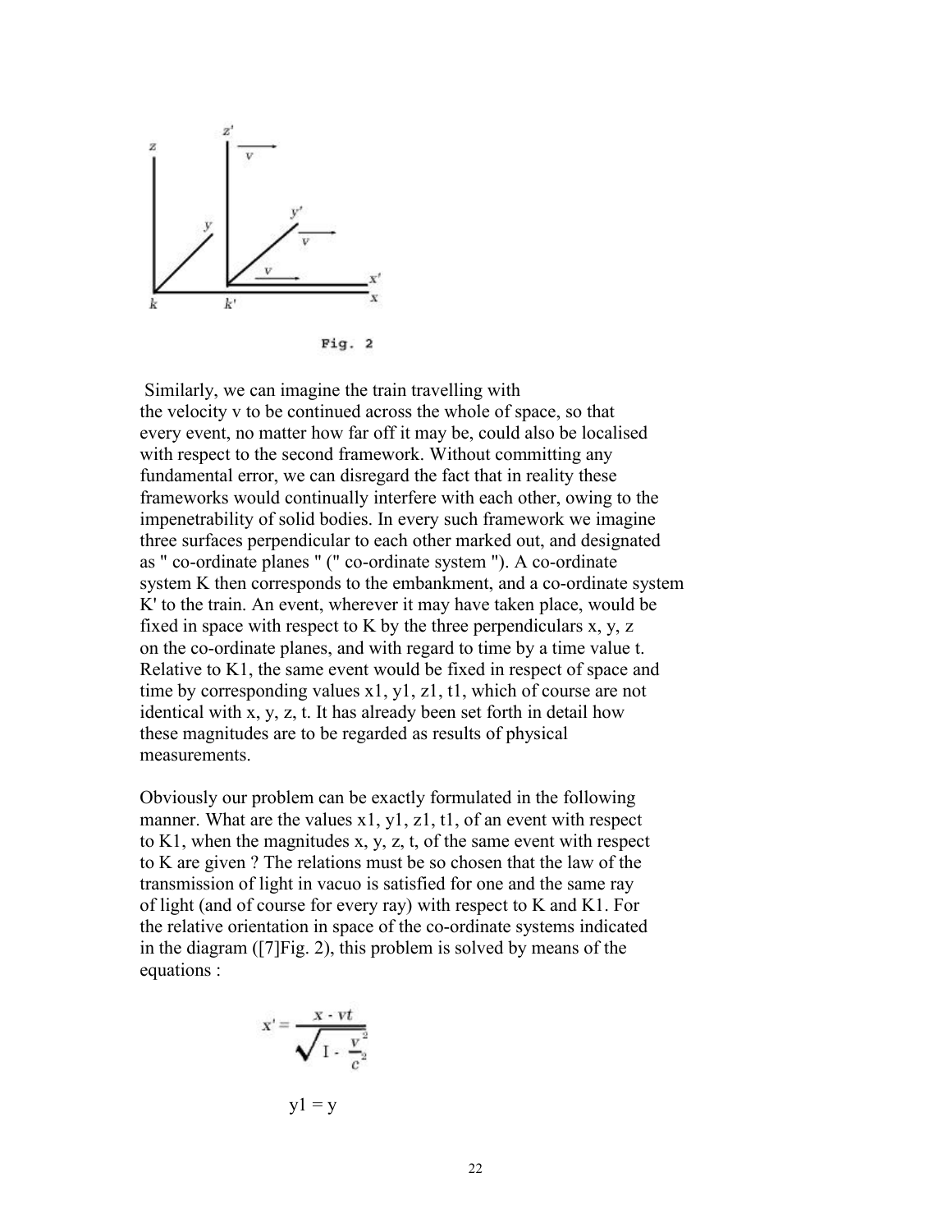Fig. 2

Similarly, we can imagine the train travelling with the velocity v to be continued across the whole of space, so that every event, no matter how far off it may be, could also be localised with respect to the second framework. Without committing any fundamental error, we can disregard the fact that in reality these frameworks would continually interfere with each other, owing to the impenetrability of solid bodies. In every such framework we imagine three surfaces perpendicular to each other marked out, and designated as " co-ordinate planes " (" co-ordinate system "). A co-ordinate system K then corresponds to the embankment, and a co-ordinate system K' to the train. An event, wherever it may have taken place, would be fixed in space with respect to K by the three perpendiculars x, y, z on the co-ordinate planes, and with regard to time by a time value t. Relative to K1, the same event would be fixed in respect of space and time by corresponding values x1, y1, z1, t1, which of course are not identical with x, y, z, t. It has already been set forth in detail how these magnitudes are to be regarded as results of physical measurements.

Obviously our problem can be exactly formulated in the following manner. What are the values x1, y1, z1, t1, of an event with respect to K1, when the magnitudes x, y, z, t, of the same event with respect to K are given ? The relations must be so chosen that the law of the transmission of light in vacuo is satisfied for one and the same ray of light (and of course for every ray) with respect to K and K1. For the relative orientation in space of the co-ordinate systems indicated in the diagram ([7]Fig. 2), this problem is solved by means of the equations :

$$x' = \frac{x - vt}{\sqrt{1 - \frac{v^2}{c^2}}}$$

y1 = y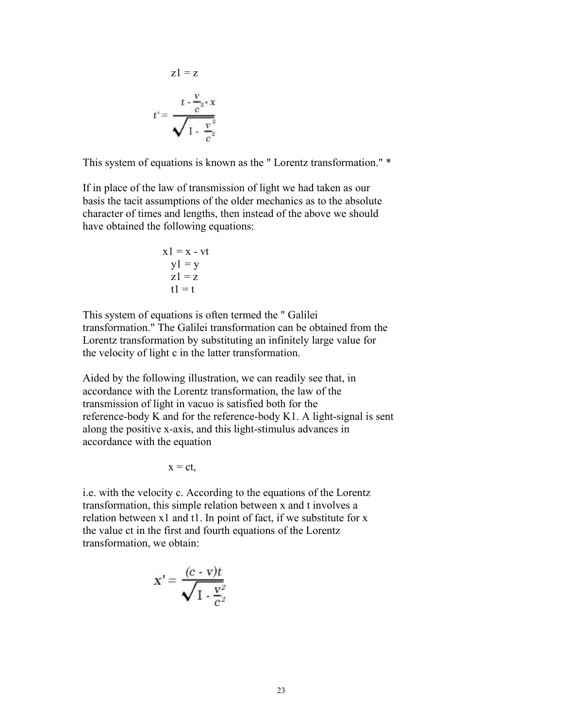$$z1 = z$$

$$t' = \frac{t - \frac{v}{c^2} \cdot x}{\sqrt{1 - \frac{v^2}{c^2}}}$$

This system of equations is known as the " Lorentz transformation." *

If in place of the law of transmission of light we had taken as our basis the tacit assumptions of the older mechanics as to the absolute character of times and lengths, then instead of the above we should have obtained the following equations:

$$x1 = x - vt$$
$$y1 = y$$
$$z1 = z$$
$$t1 = t$$

This system of equations is often termed the " Galilei transformation." The Galilei transformation can be obtained from the Lorentz transformation by substituting an infinitely large value for the velocity of light c in the latter transformation.

Aided by the following illustration, we can readily see that, in accordance with the Lorentz transformation, the law of the transmission of light in vacuo is satisfied both for the reference-body K and for the reference-body K1. A light-signal is sent along the positive x-axis, and this light-stimulus advances in accordance with the equation

$$x = ct,$$

i.e. with the velocity c. According to the equations of the Lorentz transformation, this simple relation between x and t involves a relation between x1 and t1. In point of fact, if we substitute for x the value ct in the first and fourth equations of the Lorentz transformation, we obtain:

$$x' = \frac{(c - v)t}{\sqrt{1 - \frac{v^2}{c^2}}}$$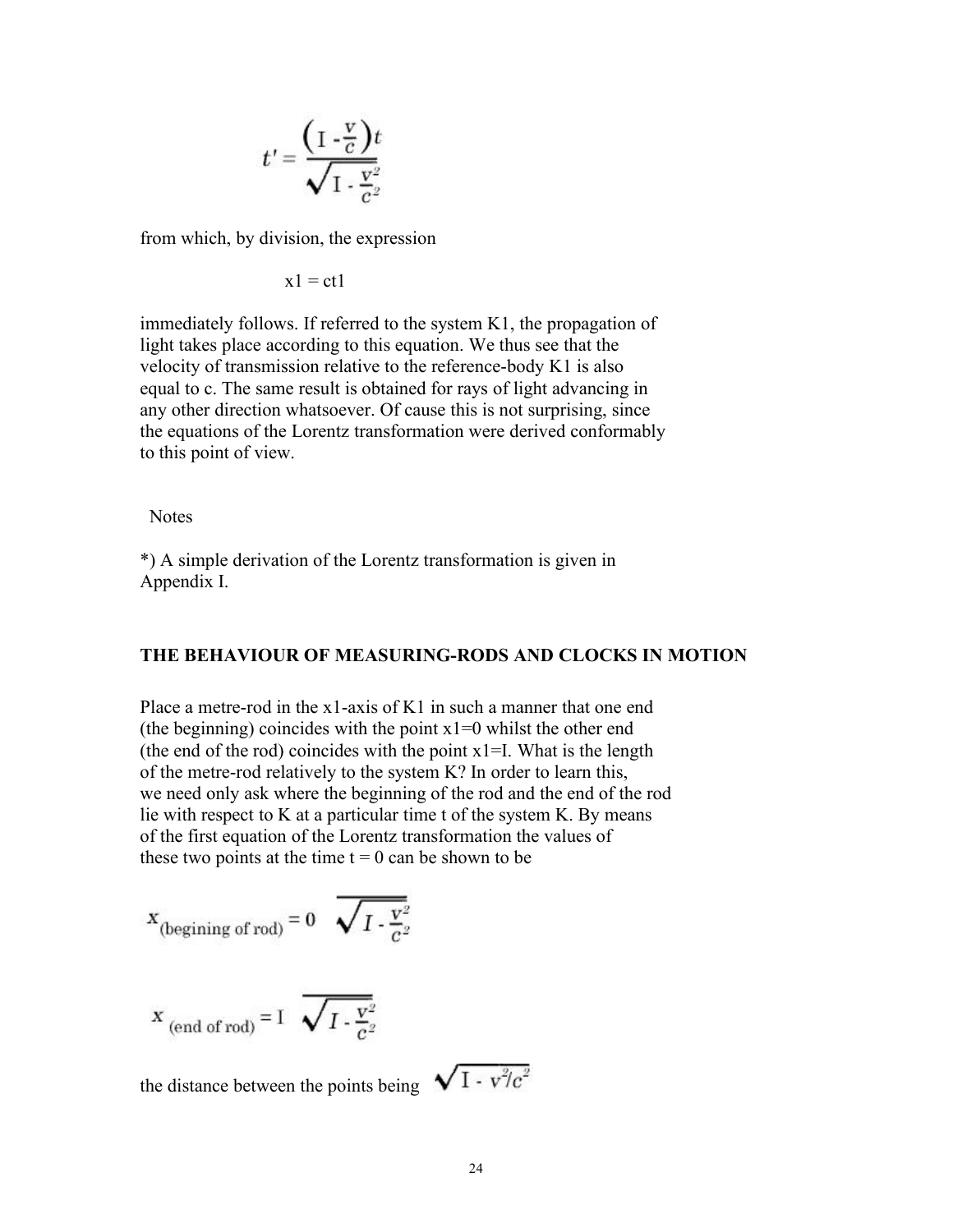$$t' = \frac{\left(I - \frac{v}{c}\right)t}{\sqrt{I - \frac{v^2}{c^2}}}$$

from which, by division, the expression

$$x1 = ct1$$

immediately follows. If referred to the system K1, the propagation of light takes place according to this equation. We thus see that the velocity of transmission relative to the reference-body K1 is also equal to c. The same result is obtained for rays of light advancing in any other direction whatsoever. Of cause this is not surprising, since the equations of the Lorentz transformation were derived conformably to this point of view.

Notes

*) A simple derivation of the Lorentz transformation is given in Appendix I.

## THE BEHAVIOUR OF MEASURING-RODS AND CLOCKS IN MOTION

Place a metre-rod in the x1-axis of K1 in such a manner that one end (the beginning) coincides with the point x1=0 whilst the other end (the end of the rod) coincides with the point x1=I. What is the length of the metre-rod relatively to the system K? In order to learn this, we need only ask where the beginning of the rod and the end of the rod lie with respect to K at a particular time t of the system K. By means of the first equation of the Lorentz transformation the values of these two points at the time t = 0 can be shown to be

$$x_{\text{(begining of rod)}} = 0 \quad \sqrt{I - \frac{v^2}{c^2}}$$

$$x_{\text{(end of rod)}} = I \quad \sqrt{I - \frac{v^2}{c^2}}$$

the distance between the points being $\sqrt{I - v^2/c^2}$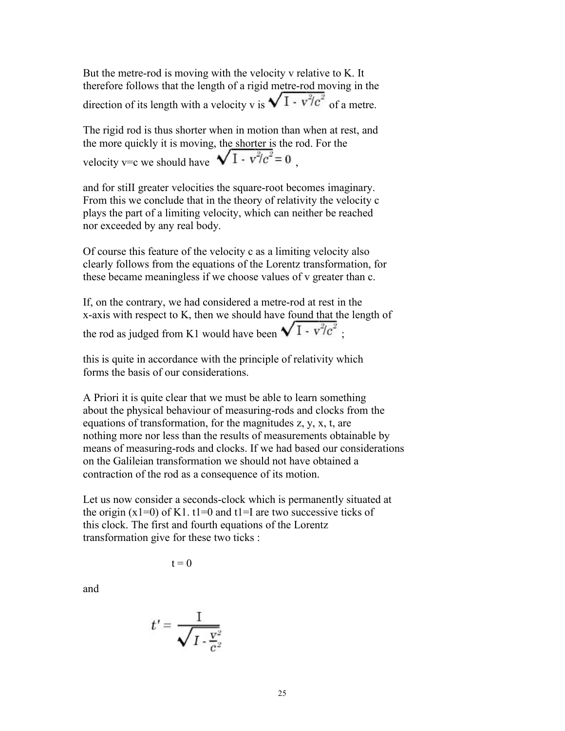But the metre-rod is moving with the velocity v relative to K. It therefore follows that the length of a rigid metre-rod moving in the direction of its length with a velocity v is $\sqrt{I - v^2/c^2}$ of a metre.

The rigid rod is thus shorter when in motion than when at rest, and the more quickly it is moving, the shorter is the rod. For the velocity v=c we should have $\sqrt{I - v^2/c^2} = 0$ ,

and for stiII greater velocities the square-root becomes imaginary. From this we conclude that in the theory of relativity the velocity c plays the part of a limiting velocity, which can neither be reached nor exceeded by any real body.

Of course this feature of the velocity c as a limiting velocity also clearly follows from the equations of the Lorentz transformation, for these became meaningless if we choose values of v greater than c.

If, on the contrary, we had considered a metre-rod at rest in the x-axis with respect to K, then we should have found that the length of the rod as judged from K1 would have been $\sqrt{I - v^2/c^2}$ ;

this is quite in accordance with the principle of relativity which forms the basis of our considerations.

A Priori it is quite clear that we must be able to learn something about the physical behaviour of measuring-rods and clocks from the equations of transformation, for the magnitudes z, y, x, t, are nothing more nor less than the results of measurements obtainable by means of measuring-rods and clocks. If we had based our considerations on the Galileian transformation we should not have obtained a contraction of the rod as a consequence of its motion.

Let us now consider a seconds-clock which is permanently situated at the origin (x1=0) of K1. t1=0 and t1=I are two successive ticks of this clock. The first and fourth equations of the Lorentz transformation give for these two ticks :

$$t = 0$$

and

$$t' = \frac{I}{\sqrt{I - \frac{v^2}{c^2}}}$$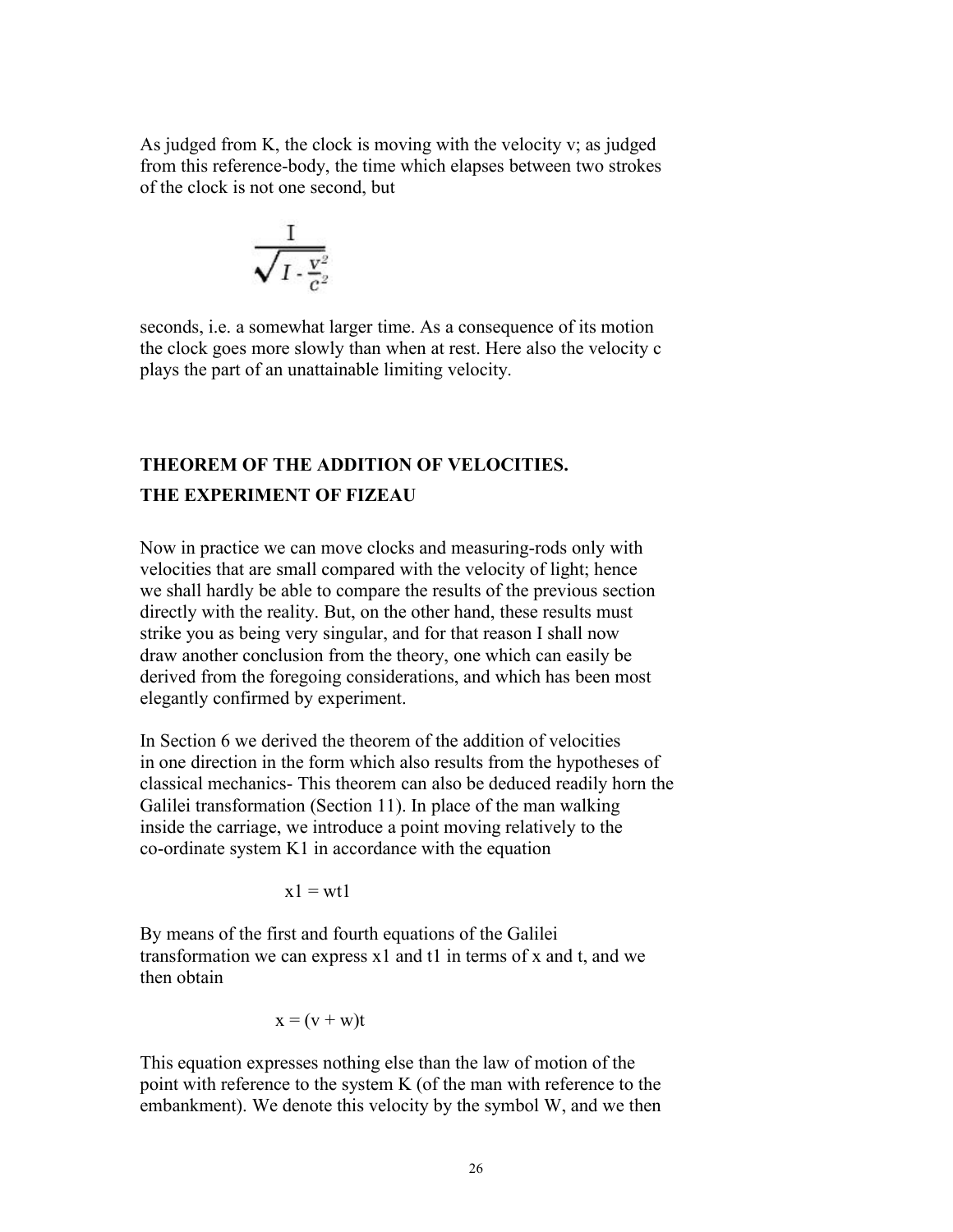As judged from K, the clock is moving with the velocity v; as judged from this reference-body, the time which elapses between two strokes of the clock is not one second, but

$$\frac{I}{\sqrt{I - \frac{v^2}{c^2}}}$$

seconds, i.e. a somewhat larger time. As a consequence of its motion the clock goes more slowly than when at rest. Here also the velocity c plays the part of an unattainable limiting velocity.

## THEOREM OF THE ADDITION OF VELOCITIES. THE EXPERIMENT OF FIZEAU

Now in practice we can move clocks and measuring-rods only with velocities that are small compared with the velocity of light; hence we shall hardly be able to compare the results of the previous section directly with the reality. But, on the other hand, these results must strike you as being very singular, and for that reason I shall now draw another conclusion from the theory, one which can easily be derived from the foregoing considerations, and which has been most elegantly confirmed by experiment.

In Section 6 we derived the theorem of the addition of velocities in one direction in the form which also results from the hypotheses of classical mechanics- This theorem can also be deduced readily horn the Galilei transformation (Section 11). In place of the man walking inside the carriage, we introduce a point moving relatively to the co-ordinate system K1 in accordance with the equation

$$x1 = wt1$$

By means of the first and fourth equations of the Galilei transformation we can express x1 and t1 in terms of x and t, and we then obtain

$$x = (v + w)t$$

This equation expresses nothing else than the law of motion of the point with reference to the system K (of the man with reference to the embankment). We denote this velocity by the symbol W, and we then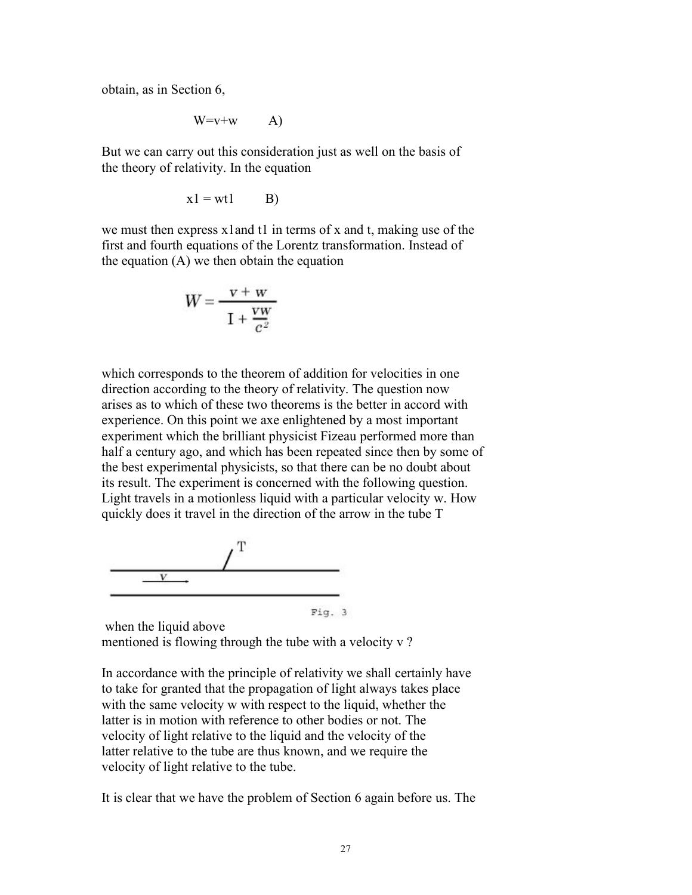obtain, as in Section 6,

$$W=v+w \qquad A)$$

But we can carry out this consideration just as well on the basis of the theory of relativity. In the equation

$$x_1 = wt_1 \qquad B)$$

we must then express $x_1$and $t_1$ in terms of $x$ and $t$, making use of the first and fourth equations of the Lorentz transformation. Instead of the equation (A) we then obtain the equation

$$W = \frac{v + w}{1 + \frac{vw}{c^2}}$$

which corresponds to the theorem of addition for velocities in one direction according to the theory of relativity. The question now arises as to which of these two theorems is the better in accord with experience. On this point we axe enlightened by a most important experiment which the brilliant physicist Fizeau performed more than half a century ago, and which has been repeated since then by some of the best experimental physicists, so that there can be no doubt about its result. The experiment is concerned with the following question. Light travels in a motionless liquid with a particular velocity w. How quickly does it travel in the direction of the arrow in the tube T

Fig. 3

when the liquid above mentioned is flowing through the tube with a velocity v ?

In accordance with the principle of relativity we shall certainly have to take for granted that the propagation of light always takes place with the same velocity w with respect to the liquid, whether the latter is in motion with reference to other bodies or not. The velocity of light relative to the liquid and the velocity of the latter relative to the tube are thus known, and we require the velocity of light relative to the tube.

It is clear that we have the problem of Section 6 again before us. The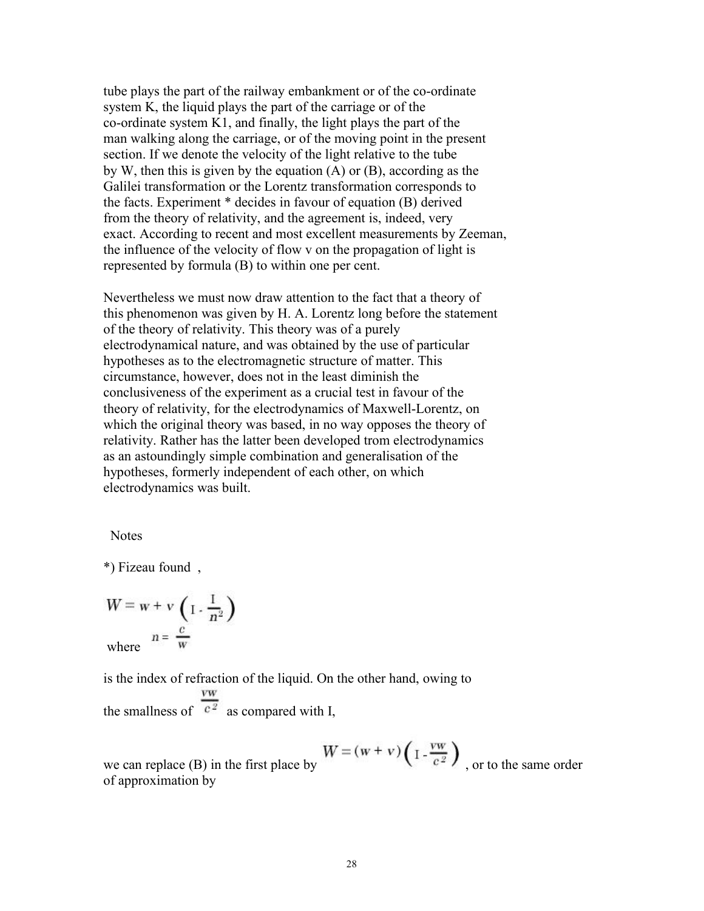tube plays the part of the railway embankment or of the co-ordinate system K, the liquid plays the part of the carriage or of the co-ordinate system K1, and finally, the light plays the part of the man walking along the carriage, or of the moving point in the present section. If we denote the velocity of the light relative to the tube by W, then this is given by the equation (A) or (B), according as the Galilei transformation or the Lorentz transformation corresponds to the facts. Experiment * decides in favour of equation (B) derived from the theory of relativity, and the agreement is, indeed, very exact. According to recent and most excellent measurements by Zeeman, the influence of the velocity of flow v on the propagation of light is represented by formula (B) to within one per cent.

Nevertheless we must now draw attention to the fact that a theory of this phenomenon was given by H. A. Lorentz long before the statement of the theory of relativity. This theory was of a purely electrodynamical nature, and was obtained by the use of particular hypotheses as to the electromagnetic structure of matter. This circumstance, however, does not in the least diminish the conclusiveness of the experiment as a crucial test in favour of the theory of relativity, for the electrodynamics of Maxwell-Lorentz, on which the original theory was based, in no way opposes the theory of relativity. Rather has the latter been developed trom electrodynamics as an astoundingly simple combination and generalisation of the hypotheses, formerly independent of each other, on which electrodynamics was built.

Notes

*) Fizeau found ,

$$W = w + v\left(1 - \frac{1}{n^2}\right)$$

where $n = \frac{c}{w}$

is the index of refraction of the liquid. On the other hand, owing to the smallness of $\frac{vw}{c^2}$ as compared with I,

we can replace (B) in the first place by $W = (w + v)\left(1 - \frac{vw}{c^2}\right)$ , or to the same order of approximation by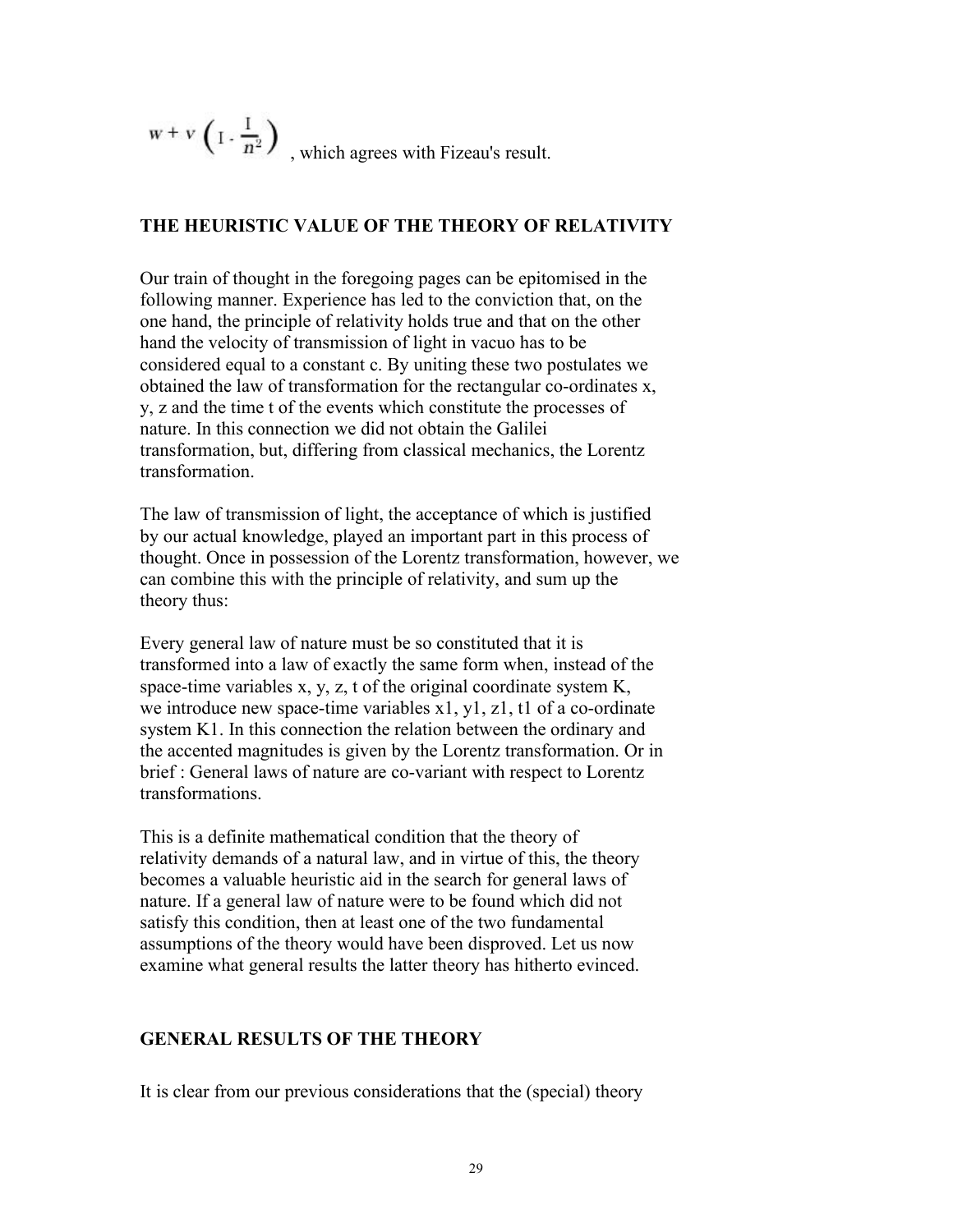$w + v \left( 1 - \frac{1}{n^2} \right)$ , which agrees with Fizeau's result.

## THE HEURISTIC VALUE OF THE THEORY OF RELATIVITY

Our train of thought in the foregoing pages can be epitomised in the following manner. Experience has led to the conviction that, on the one hand, the principle of relativity holds true and that on the other hand the velocity of transmission of light in vacuo has to be considered equal to a constant c. By uniting these two postulates we obtained the law of transformation for the rectangular co-ordinates x, y, z and the time t of the events which constitute the processes of nature. In this connection we did not obtain the Galilei transformation, but, differing from classical mechanics, the Lorentz transformation.

The law of transmission of light, the acceptance of which is justified by our actual knowledge, played an important part in this process of thought. Once in possession of the Lorentz transformation, however, we can combine this with the principle of relativity, and sum up the theory thus:

Every general law of nature must be so constituted that it is transformed into a law of exactly the same form when, instead of the space-time variables x, y, z, t of the original coordinate system K, we introduce new space-time variables x1, y1, z1, t1 of a co-ordinate system K1. In this connection the relation between the ordinary and the accented magnitudes is given by the Lorentz transformation. Or in brief : General laws of nature are co-variant with respect to Lorentz transformations.

This is a definite mathematical condition that the theory of relativity demands of a natural law, and in virtue of this, the theory becomes a valuable heuristic aid in the search for general laws of nature. If a general law of nature were to be found which did not satisfy this condition, then at least one of the two fundamental assumptions of the theory would have been disproved. Let us now examine what general results the latter theory has hitherto evinced.

## GENERAL RESULTS OF THE THEORY

It is clear from our previous considerations that the (special) theory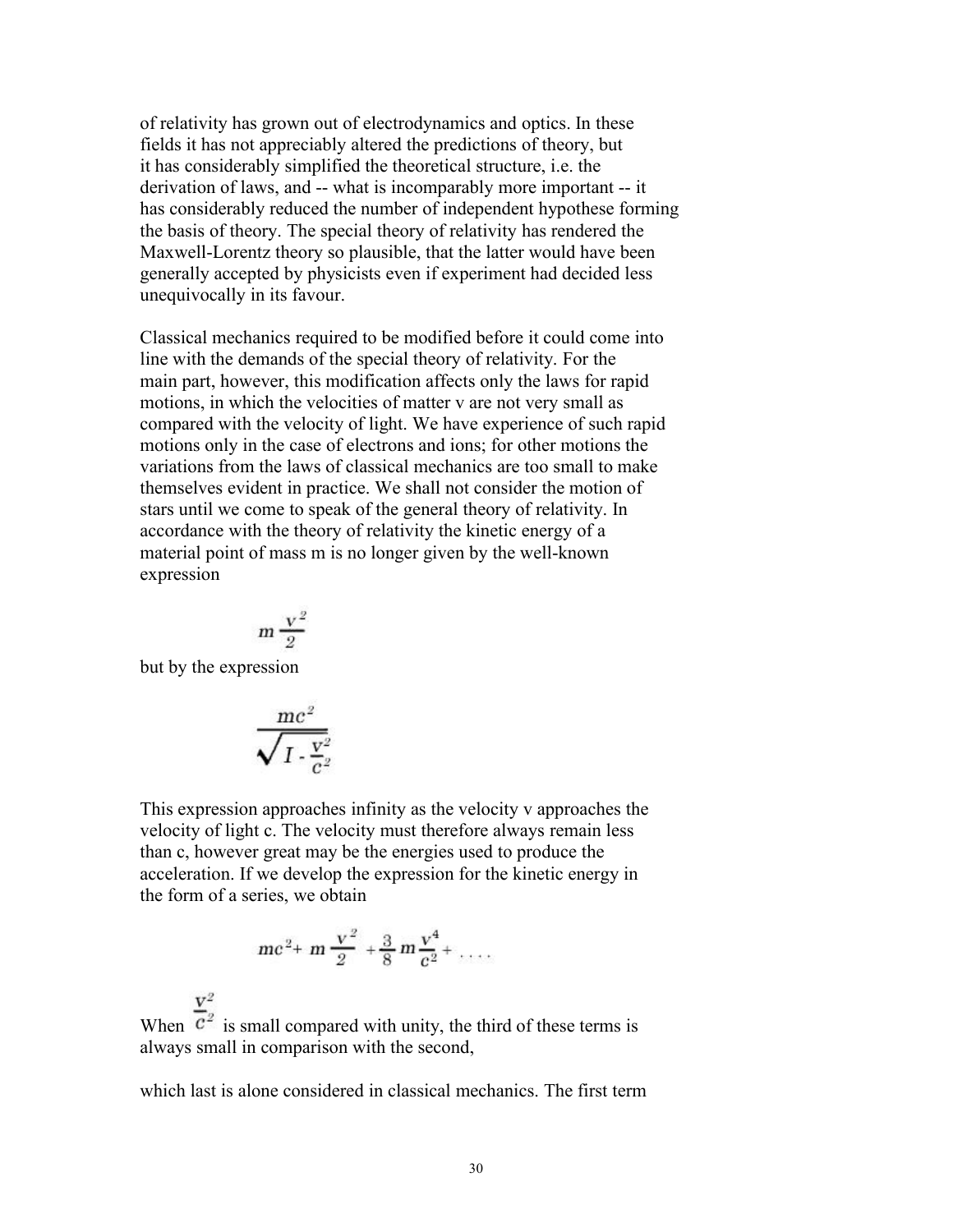of relativity has grown out of electrodynamics and optics. In these fields it has not appreciably altered the predictions of theory, but it has considerably simplified the theoretical structure, i.e. the derivation of laws, and -- what is incomparably more important -- it has considerably reduced the number of independent hypothese forming the basis of theory. The special theory of relativity has rendered the Maxwell-Lorentz theory so plausible, that the latter would have been generally accepted by physicists even if experiment had decided less unequivocally in its favour.

Classical mechanics required to be modified before it could come into line with the demands of the special theory of relativity. For the main part, however, this modification affects only the laws for rapid motions, in which the velocities of matter v are not very small as compared with the velocity of light. We have experience of such rapid motions only in the case of electrons and ions; for other motions the variations from the laws of classical mechanics are too small to make themselves evident in practice. We shall not consider the motion of stars until we come to speak of the general theory of relativity. In accordance with the theory of relativity the kinetic energy of a material point of mass m is no longer given by the well-known expression

$$m \frac{v^2}{2}$$

but by the expression

$$\frac{mc^2}{\sqrt{I - \frac{v^2}{c^2}}}$$

This expression approaches infinity as the velocity v approaches the velocity of light c. The velocity must therefore always remain less than c, however great may be the energies used to produce the acceleration. If we develop the expression for the kinetic energy in the form of a series, we obtain

$$mc^2 + m \frac{v^2}{2} + \frac{3}{8} m \frac{v^4}{c^2} + \ldots .$$

When $\frac{v^2}{c^2}$ is small compared with unity, the third of these terms is always small in comparison with the second,

which last is alone considered in classical mechanics. The first term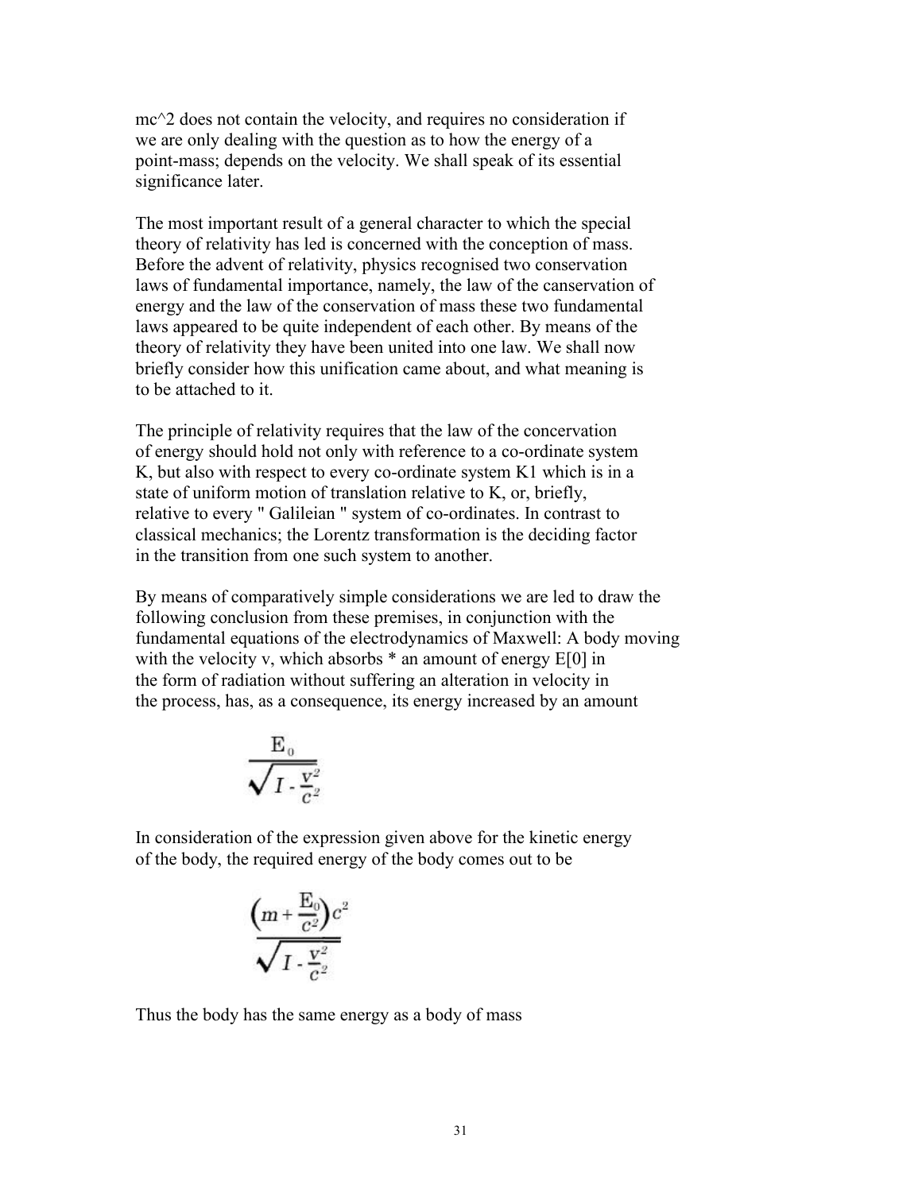mc^2 does not contain the velocity, and requires no consideration if we are only dealing with the question as to how the energy of a point-mass; depends on the velocity. We shall speak of its essential significance later.

The most important result of a general character to which the special theory of relativity has led is concerned with the conception of mass. Before the advent of relativity, physics recognised two conservation laws of fundamental importance, namely, the law of the canservation of energy and the law of the conservation of mass these two fundamental laws appeared to be quite independent of each other. By means of the theory of relativity they have been united into one law. We shall now briefly consider how this unification came about, and what meaning is to be attached to it.

The principle of relativity requires that the law of the concervation of energy should hold not only with reference to a co-ordinate system K, but also with respect to every co-ordinate system K1 which is in a state of uniform motion of translation relative to K, or, briefly, relative to every " Galileian " system of co-ordinates. In contrast to classical mechanics; the Lorentz transformation is the deciding factor in the transition from one such system to another.

By means of comparatively simple considerations we are led to draw the following conclusion from these premises, in conjunction with the fundamental equations of the electrodynamics of Maxwell: A body moving with the velocity v, which absorbs * an amount of energy E[0] in the form of radiation without suffering an alteration in velocity in the process, has, as a consequence, its energy increased by an amount

$$\frac{E_0}{\sqrt{I - \frac{v^2}{c^2}}}$$

In consideration of the expression given above for the kinetic energy of the body, the required energy of the body comes out to be

$$\frac{\left(m + \frac{E_0}{c^2}\right)c^2}{\sqrt{I - \frac{v^2}{c^2}}}$$

Thus the body has the same energy as a body of mass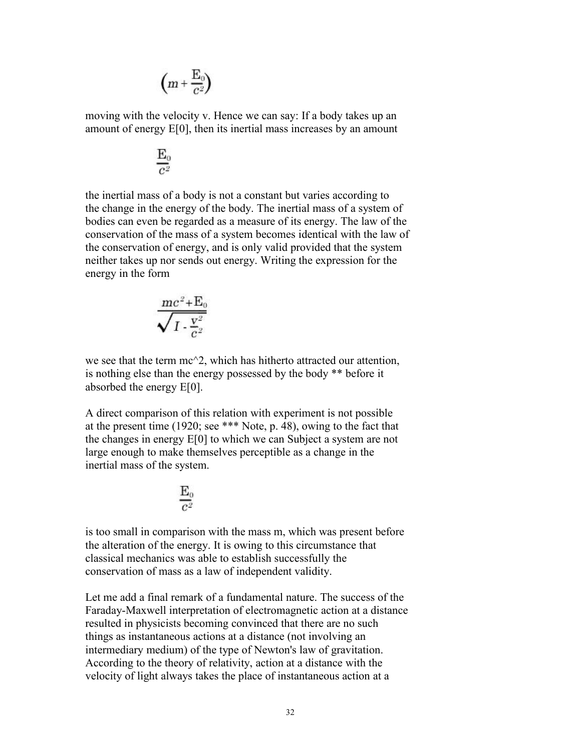$$\left(m+\frac{E_0}{c^2}\right)$$

moving with the velocity v. Hence we can say: If a body takes up an amount of energy $E_0$, then its inertial mass increases by an amount

$$\frac{E_0}{c^2}$$

the inertial mass of a body is not a constant but varies according to the change in the energy of the body. The inertial mass of a system of bodies can even be regarded as a measure of its energy. The law of the conservation of the mass of a system becomes identical with the law of the conservation of energy, and is only valid provided that the system neither takes up nor sends out energy. Writing the expression for the energy in the form

$$\frac{mc^2+E_0}{\sqrt{I-\frac{v^2}{c^2}}}$$

we see that the term $mc^2$, which has hitherto attracted our attention, is nothing else than the energy possessed by the body ** before it absorbed the energy $E_0$.

A direct comparison of this relation with experiment is not possible at the present time (1920; see *** Note, p. 48), owing to the fact that the changes in energy $E_0$ to which we can Subject a system are not large enough to make themselves perceptible as a change in the inertial mass of the system.

$$\frac{E_0}{c^2}$$

is too small in comparison with the mass m, which was present before the alteration of the energy. It is owing to this circumstance that classical mechanics was able to establish successfully the conservation of mass as a law of independent validity.

Let me add a final remark of a fundamental nature. The success of the Faraday-Maxwell interpretation of electromagnetic action at a distance resulted in physicists becoming convinced that there are no such things as instantaneous actions at a distance (not involving an intermediary medium) of the type of Newton's law of gravitation. According to the theory of relativity, action at a distance with the velocity of light always takes the place of instantaneous action at a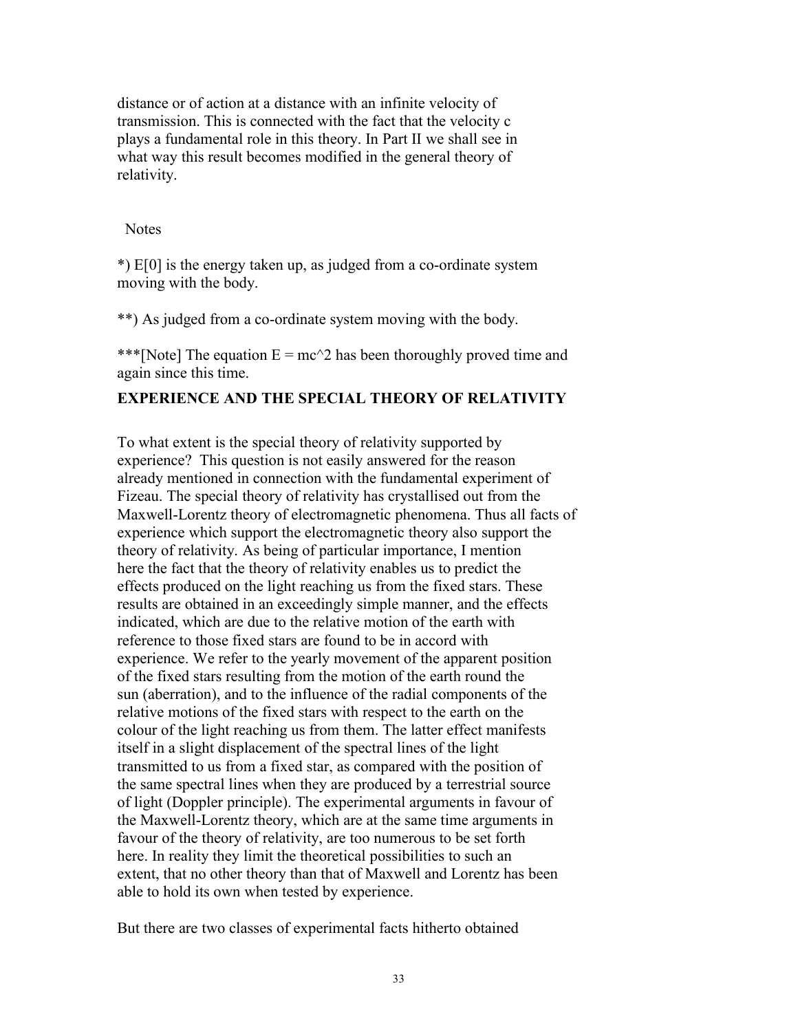distance or of action at a distance with an infinite velocity of transmission. This is connected with the fact that the velocity c plays a fundamental role in this theory. In Part II we shall see in what way this result becomes modified in the general theory of relativity.

Notes

*) $E[0]$ is the energy taken up, as judged from a co-ordinate system moving with the body.

**) As judged from a co-ordinate system moving with the body.

***[Note] The equation $E = mc^2$ has been thoroughly proved time and again since this time.

## EXPERIENCE AND THE SPECIAL THEORY OF RELATIVITY

To what extent is the special theory of relativity supported by experience? This question is not easily answered for the reason already mentioned in connection with the fundamental experiment of Fizeau. The special theory of relativity has crystallised out from the Maxwell-Lorentz theory of electromagnetic phenomena. Thus all facts of experience which support the electromagnetic theory also support the theory of relativity. As being of particular importance, I mention here the fact that the theory of relativity enables us to predict the effects produced on the light reaching us from the fixed stars. These results are obtained in an exceedingly simple manner, and the effects indicated, which are due to the relative motion of the earth with reference to those fixed stars are found to be in accord with experience. We refer to the yearly movement of the apparent position of the fixed stars resulting from the motion of the earth round the sun (aberration), and to the influence of the radial components of the relative motions of the fixed stars with respect to the earth on the colour of the light reaching us from them. The latter effect manifests itself in a slight displacement of the spectral lines of the light transmitted to us from a fixed star, as compared with the position of the same spectral lines when they are produced by a terrestrial source of light (Doppler principle). The experimental arguments in favour of the Maxwell-Lorentz theory, which are at the same time arguments in favour of the theory of relativity, are too numerous to be set forth here. In reality they limit the theoretical possibilities to such an extent, that no other theory than that of Maxwell and Lorentz has been able to hold its own when tested by experience.

But there are two classes of experimental facts hitherto obtained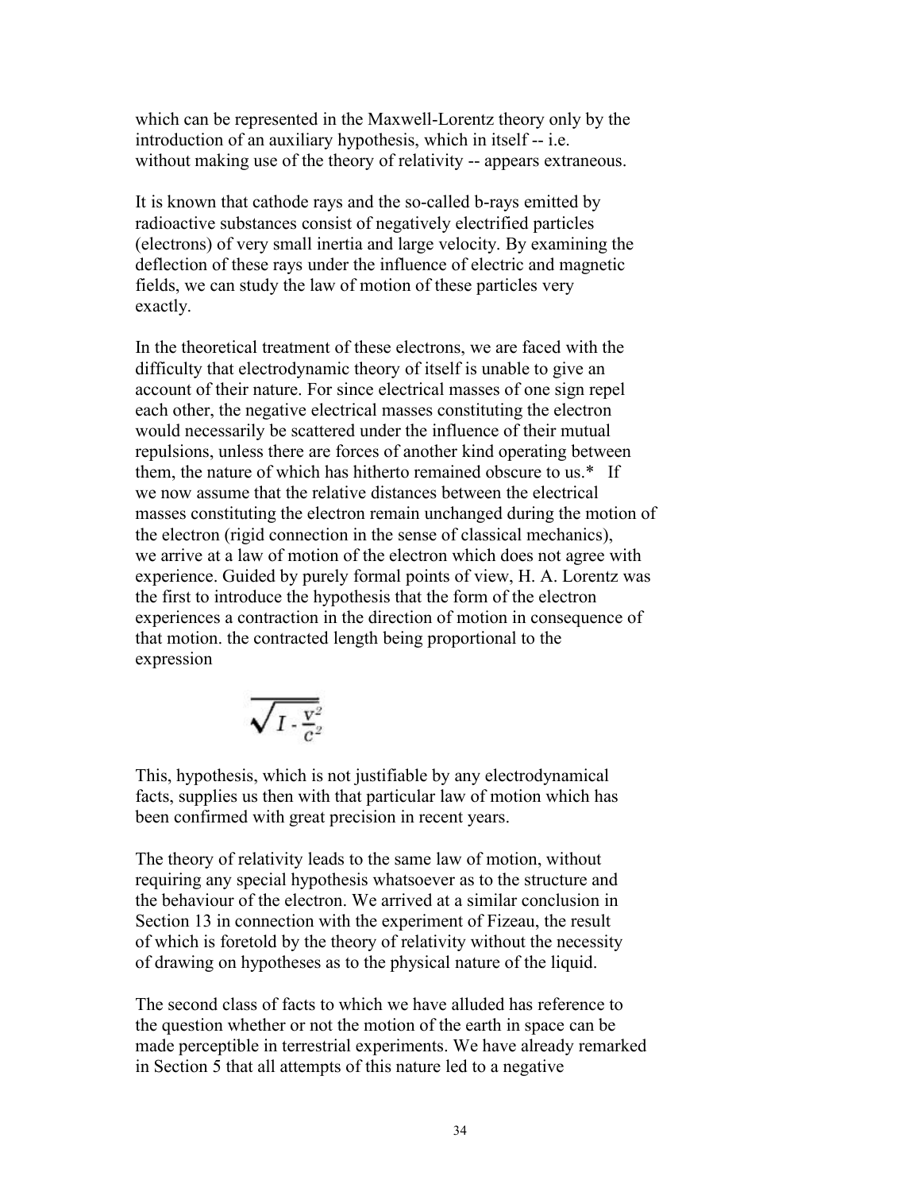which can be represented in the Maxwell-Lorentz theory only by the introduction of an auxiliary hypothesis, which in itself -- i.e. without making use of the theory of relativity -- appears extraneous.

It is known that cathode rays and the so-called b-rays emitted by radioactive substances consist of negatively electrified particles (electrons) of very small inertia and large velocity. By examining the deflection of these rays under the influence of electric and magnetic fields, we can study the law of motion of these particles very exactly.

In the theoretical treatment of these electrons, we are faced with the difficulty that electrodynamic theory of itself is unable to give an account of their nature. For since electrical masses of one sign repel each other, the negative electrical masses constituting the electron would necessarily be scattered under the influence of their mutual repulsions, unless there are forces of another kind operating between them, the nature of which has hitherto remained obscure to us.* If we now assume that the relative distances between the electrical masses constituting the electron remain unchanged during the motion of the electron (rigid connection in the sense of classical mechanics), we arrive at a law of motion of the electron which does not agree with experience. Guided by purely formal points of view, H. A. Lorentz was the first to introduce the hypothesis that the form of the electron experiences a contraction in the direction of motion in consequence of that motion. the contracted length being proportional to the expression

$$\sqrt{I - \frac{v^2}{c^2}}$$

This, hypothesis, which is not justifiable by any electrodynamical facts, supplies us then with that particular law of motion which has been confirmed with great precision in recent years.

The theory of relativity leads to the same law of motion, without requiring any special hypothesis whatsoever as to the structure and the behaviour of the electron. We arrived at a similar conclusion in Section 13 in connection with the experiment of Fizeau, the result of which is foretold by the theory of relativity without the necessity of drawing on hypotheses as to the physical nature of the liquid.

The second class of facts to which we have alluded has reference to the question whether or not the motion of the earth in space can be made perceptible in terrestrial experiments. We have already remarked in Section 5 that all attempts of this nature led to a negative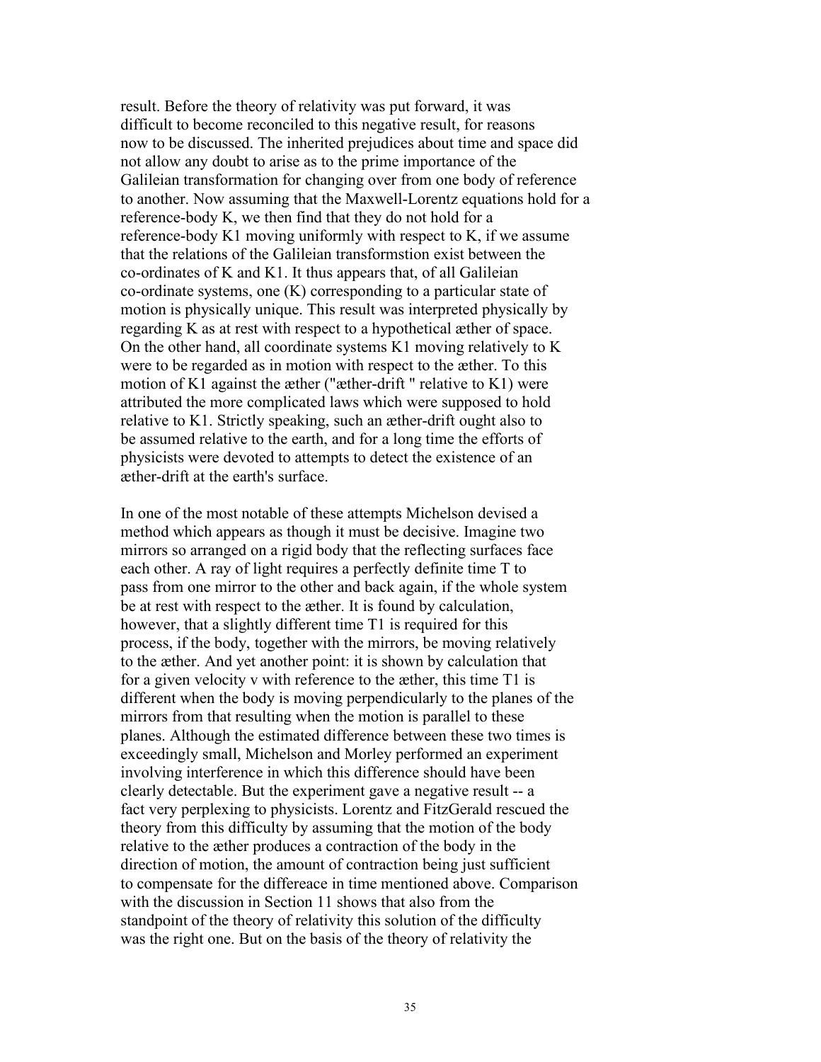result. Before the theory of relativity was put forward, it was difficult to become reconciled to this negative result, for reasons now to be discussed. The inherited prejudices about time and space did not allow any doubt to arise as to the prime importance of the Galileian transformation for changing over from one body of reference to another. Now assuming that the Maxwell-Lorentz equations hold for a reference-body K, we then find that they do not hold for a reference-body K1 moving uniformly with respect to K, if we assume that the relations of the Galileian transformstion exist between the co-ordinates of K and K1. It thus appears that, of all Galileian co-ordinate systems, one (K) corresponding to a particular state of motion is physically unique. This result was interpreted physically by regarding K as at rest with respect to a hypothetical æther of space. On the other hand, all coordinate systems K1 moving relatively to K were to be regarded as in motion with respect to the æther. To this motion of K1 against the æther ("æther-drift " relative to K1) were attributed the more complicated laws which were supposed to hold relative to K1. Strictly speaking, such an æther-drift ought also to be assumed relative to the earth, and for a long time the efforts of physicists were devoted to attempts to detect the existence of an æther-drift at the earth's surface.

In one of the most notable of these attempts Michelson devised a method which appears as though it must be decisive. Imagine two mirrors so arranged on a rigid body that the reflecting surfaces face each other. A ray of light requires a perfectly definite time T to pass from one mirror to the other and back again, if the whole system be at rest with respect to the æther. It is found by calculation, however, that a slightly different time T1 is required for this process, if the body, together with the mirrors, be moving relatively to the æther. And yet another point: it is shown by calculation that for a given velocity v with reference to the æther, this time T1 is different when the body is moving perpendicularly to the planes of the mirrors from that resulting when the motion is parallel to these planes. Although the estimated difference between these two times is exceedingly small, Michelson and Morley performed an experiment involving interference in which this difference should have been clearly detectable. But the experiment gave a negative result -- a fact very perplexing to physicists. Lorentz and FitzGerald rescued the theory from this difficulty by assuming that the motion of the body relative to the æther produces a contraction of the body in the direction of motion, the amount of contraction being just sufficient to compensate for the differeace in time mentioned above. Comparison with the discussion in Section 11 shows that also from the standpoint of the theory of relativity this solution of the difficulty was the right one. But on the basis of the theory of relativity the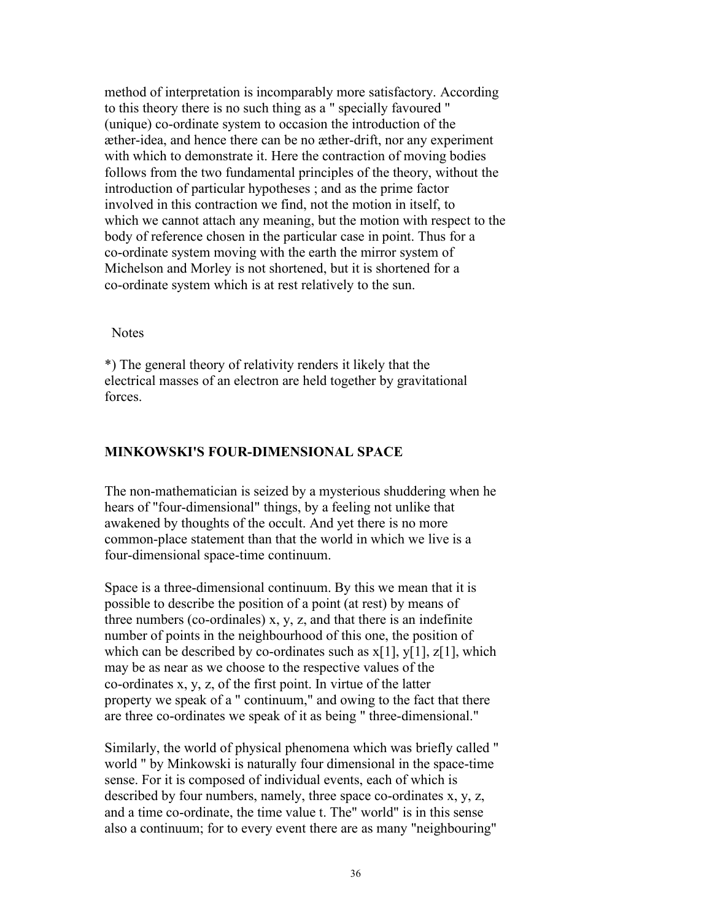method of interpretation is incomparably more satisfactory. According to this theory there is no such thing as a " specially favoured " (unique) co-ordinate system to occasion the introduction of the æther-idea, and hence there can be no æther-drift, nor any experiment with which to demonstrate it. Here the contraction of moving bodies follows from the two fundamental principles of the theory, without the introduction of particular hypotheses ; and as the prime factor involved in this contraction we find, not the motion in itself, to which we cannot attach any meaning, but the motion with respect to the body of reference chosen in the particular case in point. Thus for a co-ordinate system moving with the earth the mirror system of Michelson and Morley is not shortened, but it is shortened for a co-ordinate system which is at rest relatively to the sun.

Notes

*) The general theory of relativity renders it likely that the electrical masses of an electron are held together by gravitational forces.

## MINKOWSKI'S FOUR-DIMENSIONAL SPACE

The non-mathematician is seized by a mysterious shuddering when he hears of "four-dimensional" things, by a feeling not unlike that awakened by thoughts of the occult. And yet there is no more common-place statement than that the world in which we live is a four-dimensional space-time continuum.

Space is a three-dimensional continuum. By this we mean that it is possible to describe the position of a point (at rest) by means of three numbers (co-ordinales) x, y, z, and that there is an indefinite number of points in the neighbourhood of this one, the position of which can be described by co-ordinates such as x[1], y[1], z[1], which may be as near as we choose to the respective values of the co-ordinates x, y, z, of the first point. In virtue of the latter property we speak of a " continuum," and owing to the fact that there are three co-ordinates we speak of it as being " three-dimensional."

Similarly, the world of physical phenomena which was briefly called " world " by Minkowski is naturally four dimensional in the space-time sense. For it is composed of individual events, each of which is described by four numbers, namely, three space co-ordinates x, y, z, and a time co-ordinate, the time value t. The" world" is in this sense also a continuum; for to every event there are as many "neighbouring"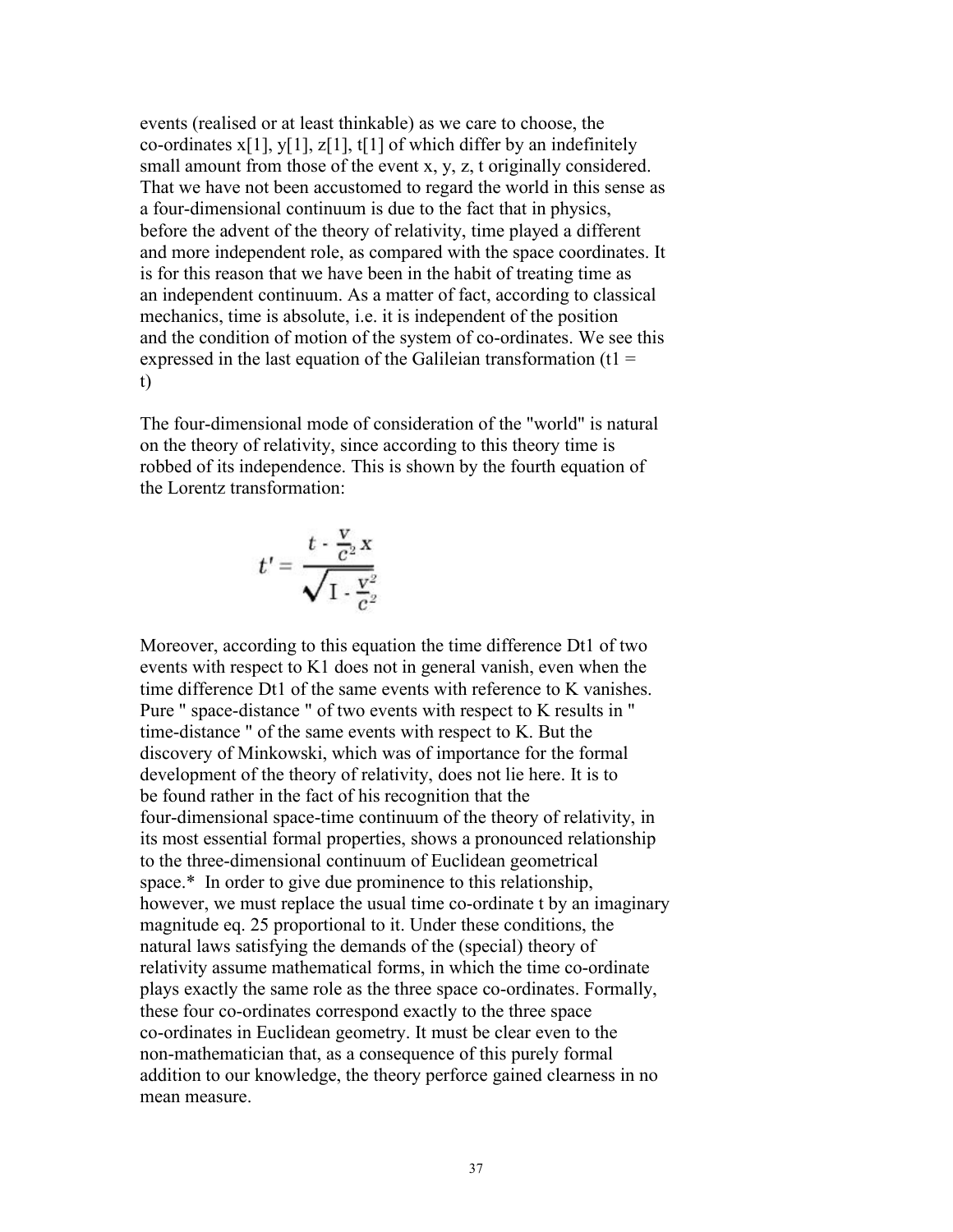events (realised or at least thinkable) as we care to choose, the co-ordinates x[1], y[1], z[1], t[1] of which differ by an indefinitely small amount from those of the event x, y, z, t originally considered. That we have not been accustomed to regard the world in this sense as a four-dimensional continuum is due to the fact that in physics, before the advent of the theory of relativity, time played a different and more independent role, as compared with the space coordinates. It is for this reason that we have been in the habit of treating time as an independent continuum. As a matter of fact, according to classical mechanics, time is absolute, i.e. it is independent of the position and the condition of motion of the system of co-ordinates. We see this expressed in the last equation of the Galileian transformation (t1 = t)

The four-dimensional mode of consideration of the "world" is natural on the theory of relativity, since according to this theory time is robbed of its independence. This is shown by the fourth equation of the Lorentz transformation:

$$t' = \frac{t - \frac{v}{c^2}x}{\sqrt{1 - \frac{v^2}{c^2}}}$$

Moreover, according to this equation the time difference Dt1 of two events with respect to K1 does not in general vanish, even when the time difference Dt1 of the same events with reference to K vanishes. Pure " space-distance " of two events with respect to K results in " time-distance " of the same events with respect to K. But the discovery of Minkowski, which was of importance for the formal development of the theory of relativity, does not lie here. It is to be found rather in the fact of his recognition that the four-dimensional space-time continuum of the theory of relativity, in its most essential formal properties, shows a pronounced relationship to the three-dimensional continuum of Euclidean geometrical space.* In order to give due prominence to this relationship, however, we must replace the usual time co-ordinate t by an imaginary magnitude eq. 25 proportional to it. Under these conditions, the natural laws satisfying the demands of the (special) theory of relativity assume mathematical forms, in which the time co-ordinate plays exactly the same role as the three space co-ordinates. Formally, these four co-ordinates correspond exactly to the three space co-ordinates in Euclidean geometry. It must be clear even to the non-mathematician that, as a consequence of this purely formal addition to our knowledge, the theory perforce gained clearness in no mean measure.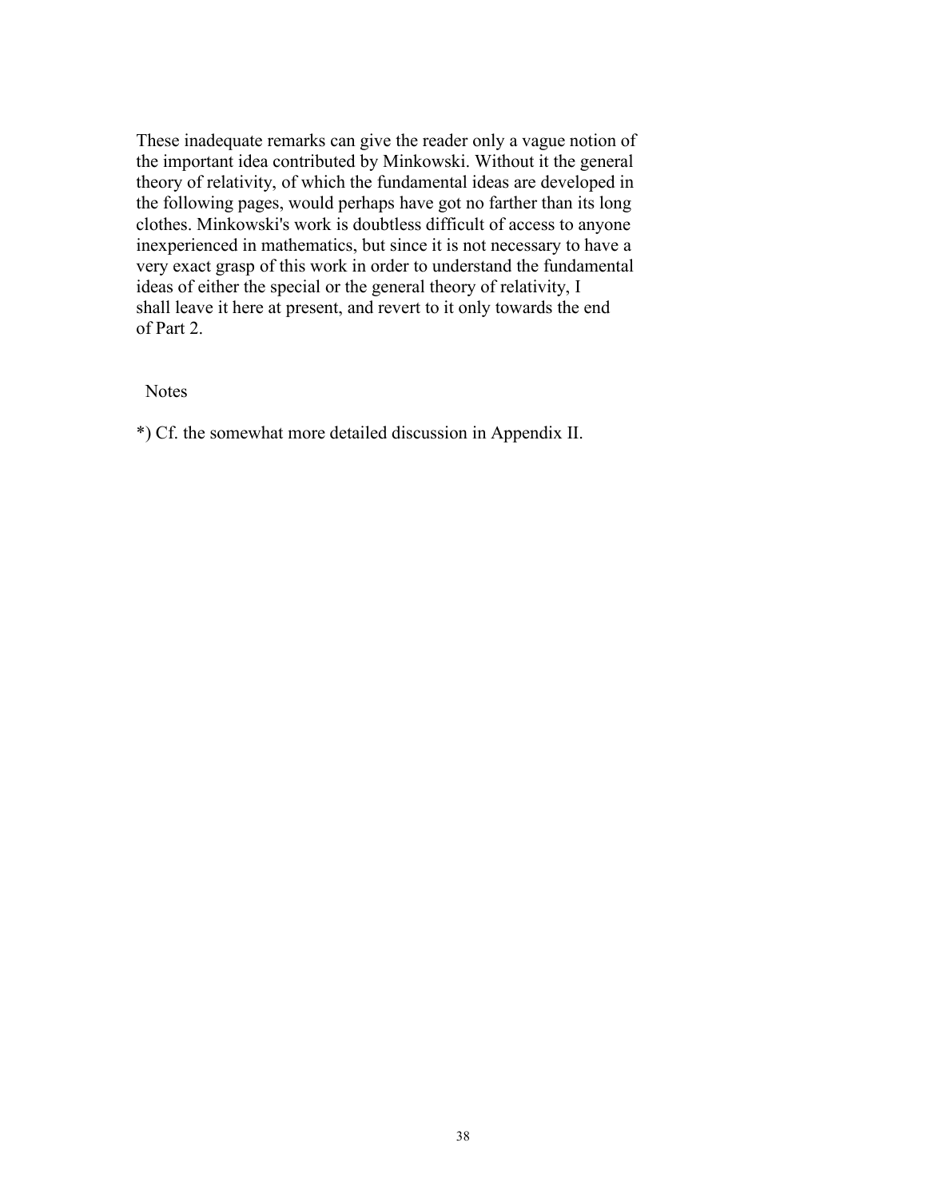These inadequate remarks can give the reader only a vague notion of the important idea contributed by Minkowski. Without it the general theory of relativity, of which the fundamental ideas are developed in the following pages, would perhaps have got no farther than its long clothes. Minkowski's work is doubtless difficult of access to anyone inexperienced in mathematics, but since it is not necessary to have a very exact grasp of this work in order to understand the fundamental ideas of either the special or the general theory of relativity, I shall leave it here at present, and revert to it only towards the end of Part 2.

Notes

*) Cf. the somewhat more detailed discussion in Appendix II.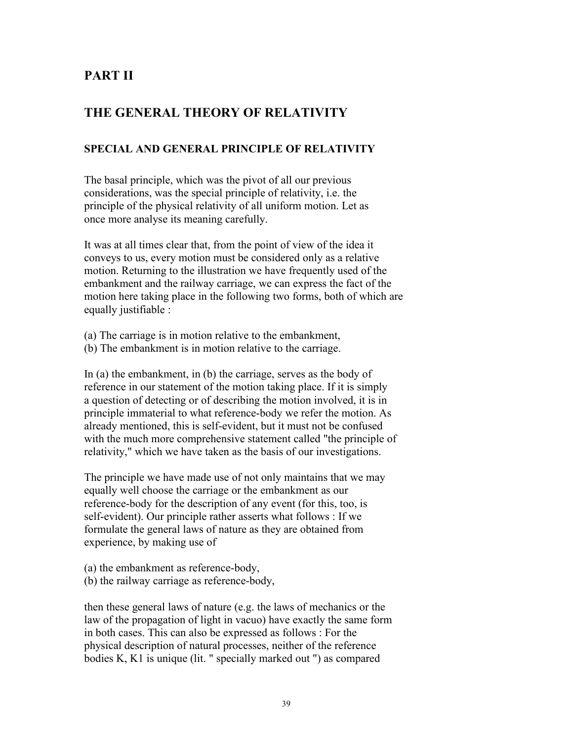# PART II

## THE GENERAL THEORY OF RELATIVITY

### SPECIAL AND GENERAL PRINCIPLE OF RELATIVITY

The basal principle, which was the pivot of all our previous considerations, was the special principle of relativity, i.e. the principle of the physical relativity of all uniform motion. Let as once more analyse its meaning carefully.

It was at all times clear that, from the point of view of the idea it conveys to us, every motion must be considered only as a relative motion. Returning to the illustration we have frequently used of the embankment and the railway carriage, we can express the fact of the motion here taking place in the following two forms, both of which are equally justifiable :

(a) The carriage is in motion relative to the embankment,
(b) The embankment is in motion relative to the carriage.

In (a) the embankment, in (b) the carriage, serves as the body of reference in our statement of the motion taking place. If it is simply a question of detecting or of describing the motion involved, it is in principle immaterial to what reference-body we refer the motion. As already mentioned, this is self-evident, but it must not be confused with the much more comprehensive statement called "the principle of relativity," which we have taken as the basis of our investigations.

The principle we have made use of not only maintains that we may equally well choose the carriage or the embankment as our reference-body for the description of any event (for this, too, is self-evident). Our principle rather asserts what follows : If we formulate the general laws of nature as they are obtained from experience, by making use of

(a) the embankment as reference-body,
(b) the railway carriage as reference-body,

then these general laws of nature (e.g. the laws of mechanics or the law of the propagation of light in vacuo) have exactly the same form in both cases. This can also be expressed as follows : For the physical description of natural processes, neither of the reference bodies K, K1 is unique (lit. " specially marked out ") as compared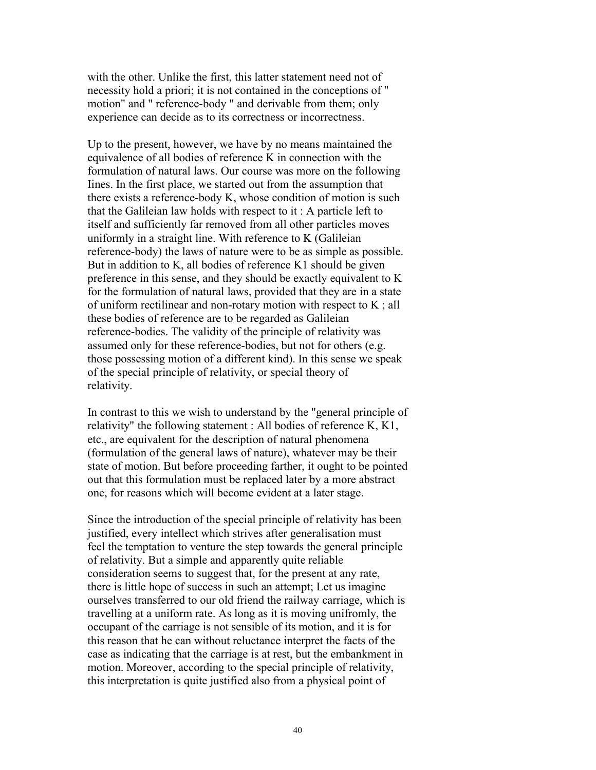with the other. Unlike the first, this latter statement need not of necessity hold a priori; it is not contained in the conceptions of " motion" and " reference-body " and derivable from them; only experience can decide as to its correctness or incorrectness.

Up to the present, however, we have by no means maintained the equivalence of all bodies of reference K in connection with the formulation of natural laws. Our course was more on the following Iines. In the first place, we started out from the assumption that there exists a reference-body K, whose condition of motion is such that the Galileian law holds with respect to it : A particle left to itself and sufficiently far removed from all other particles moves uniformly in a straight line. With reference to K (Galileian reference-body) the laws of nature were to be as simple as possible. But in addition to K, all bodies of reference K1 should be given preference in this sense, and they should be exactly equivalent to K for the formulation of natural laws, provided that they are in a state of uniform rectilinear and non-rotary motion with respect to K ; all these bodies of reference are to be regarded as Galileian reference-bodies. The validity of the principle of relativity was assumed only for these reference-bodies, but not for others (e.g. those possessing motion of a different kind). In this sense we speak of the special principle of relativity, or special theory of relativity.

In contrast to this we wish to understand by the "general principle of relativity" the following statement : All bodies of reference K, K1, etc., are equivalent for the description of natural phenomena (formulation of the general laws of nature), whatever may be their state of motion. But before proceeding farther, it ought to be pointed out that this formulation must be replaced later by a more abstract one, for reasons which will become evident at a later stage.

Since the introduction of the special principle of relativity has been justified, every intellect which strives after generalisation must feel the temptation to venture the step towards the general principle of relativity. But a simple and apparently quite reliable consideration seems to suggest that, for the present at any rate, there is little hope of success in such an attempt; Let us imagine ourselves transferred to our old friend the railway carriage, which is travelling at a uniform rate. As long as it is moving unifromly, the occupant of the carriage is not sensible of its motion, and it is for this reason that he can without reluctance interpret the facts of the case as indicating that the carriage is at rest, but the embankment in motion. Moreover, according to the special principle of relativity, this interpretation is quite justified also from a physical point of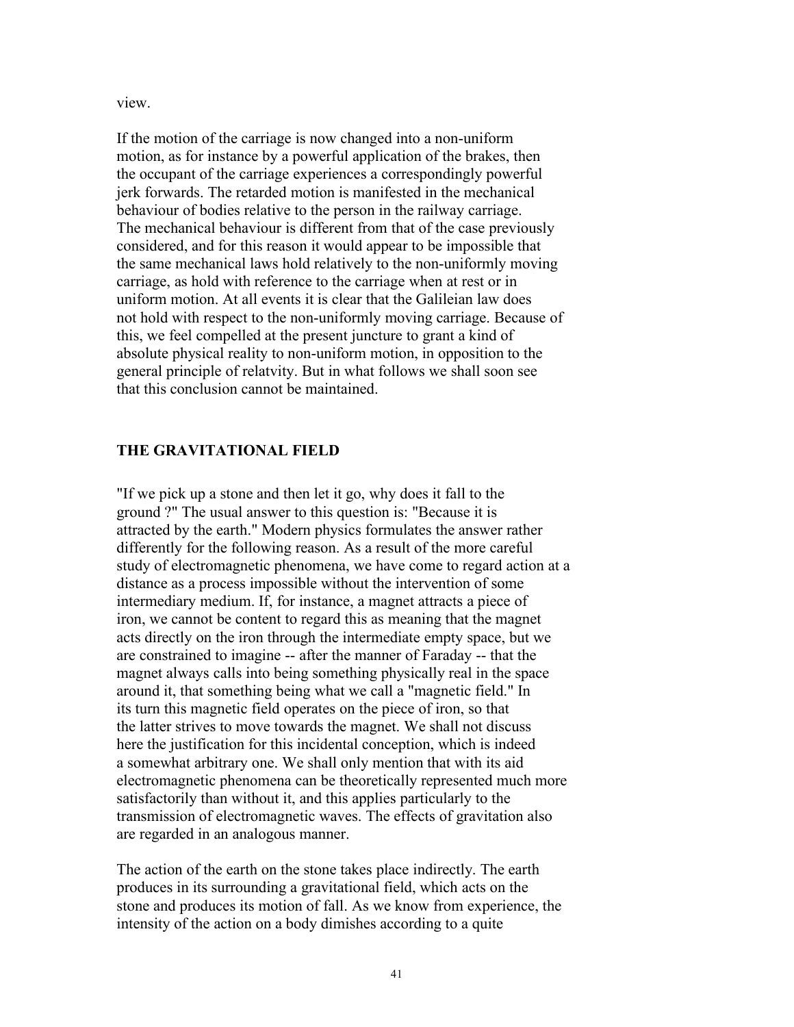view.

If the motion of the carriage is now changed into a non-uniform motion, as for instance by a powerful application of the brakes, then the occupant of the carriage experiences a correspondingly powerful jerk forwards. The retarded motion is manifested in the mechanical behaviour of bodies relative to the person in the railway carriage. The mechanical behaviour is different from that of the case previously considered, and for this reason it would appear to be impossible that the same mechanical laws hold relatively to the non-uniformly moving carriage, as hold with reference to the carriage when at rest or in uniform motion. At all events it is clear that the Galileian law does not hold with respect to the non-uniformly moving carriage. Because of this, we feel compelled at the present juncture to grant a kind of absolute physical reality to non-uniform motion, in opposition to the general principle of relatvity. But in what follows we shall soon see that this conclusion cannot be maintained.

## THE GRAVITATIONAL FIELD

"If we pick up a stone and then let it go, why does it fall to the ground ?" The usual answer to this question is: "Because it is attracted by the earth." Modern physics formulates the answer rather differently for the following reason. As a result of the more careful study of electromagnetic phenomena, we have come to regard action at a distance as a process impossible without the intervention of some intermediary medium. If, for instance, a magnet attracts a piece of iron, we cannot be content to regard this as meaning that the magnet acts directly on the iron through the intermediate empty space, but we are constrained to imagine -- after the manner of Faraday -- that the magnet always calls into being something physically real in the space around it, that something being what we call a "magnetic field." In its turn this magnetic field operates on the piece of iron, so that the latter strives to move towards the magnet. We shall not discuss here the justification for this incidental conception, which is indeed a somewhat arbitrary one. We shall only mention that with its aid electromagnetic phenomena can be theoretically represented much more satisfactorily than without it, and this applies particularly to the transmission of electromagnetic waves. The effects of gravitation also are regarded in an analogous manner.

The action of the earth on the stone takes place indirectly. The earth produces in its surrounding a gravitational field, which acts on the stone and produces its motion of fall. As we know from experience, the intensity of the action on a body dimishes according to a quite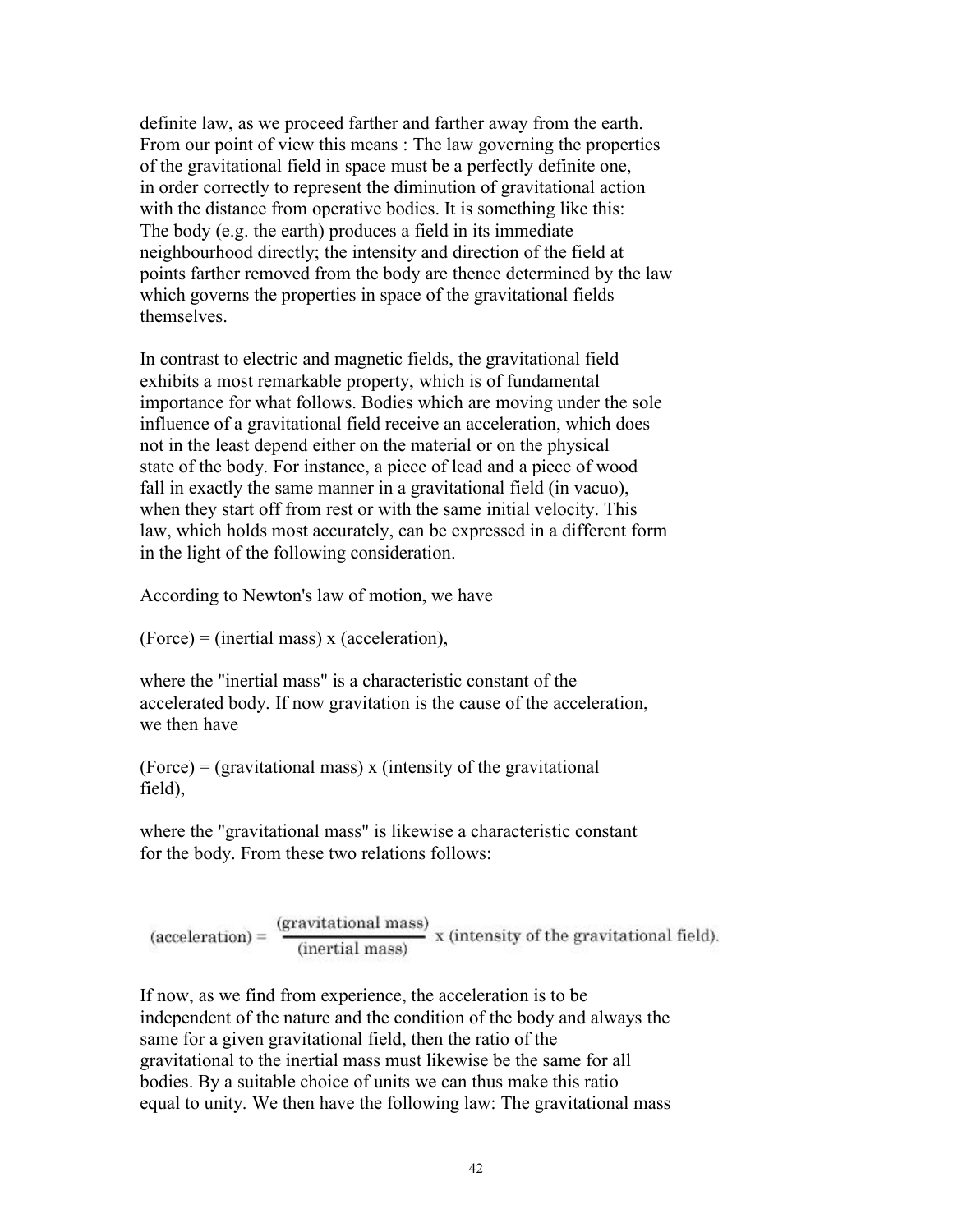definite law, as we proceed farther and farther away from the earth. From our point of view this means : The law governing the properties of the gravitational field in space must be a perfectly definite one, in order correctly to represent the diminution of gravitational action with the distance from operative bodies. It is something like this: The body (e.g. the earth) produces a field in its immediate neighbourhood directly; the intensity and direction of the field at points farther removed from the body are thence determined by the law which governs the properties in space of the gravitational fields themselves.

In contrast to electric and magnetic fields, the gravitational field exhibits a most remarkable property, which is of fundamental importance for what follows. Bodies which are moving under the sole influence of a gravitational field receive an acceleration, which does not in the least depend either on the material or on the physical state of the body. For instance, a piece of lead and a piece of wood fall in exactly the same manner in a gravitational field (in vacuo), when they start off from rest or with the same initial velocity. This law, which holds most accurately, can be expressed in a different form in the light of the following consideration.

According to Newton's law of motion, we have

(Force) = (inertial mass) x (acceleration),

where the "inertial mass" is a characteristic constant of the accelerated body. If now gravitation is the cause of the acceleration, we then have

(Force) = (gravitational mass) x (intensity of the gravitational field),

where the "gravitational mass" is likewise a characteristic constant for the body. From these two relations follows:

$$(\text{acceleration}) = \frac{(\text{gravitational mass})}{(\text{inertial mass})} \times (\text{intensity of the gravitational field}).$$

If now, as we find from experience, the acceleration is to be independent of the nature and the condition of the body and always the same for a given gravitational field, then the ratio of the gravitational to the inertial mass must likewise be the same for all bodies. By a suitable choice of units we can thus make this ratio equal to unity. We then have the following law: The gravitational mass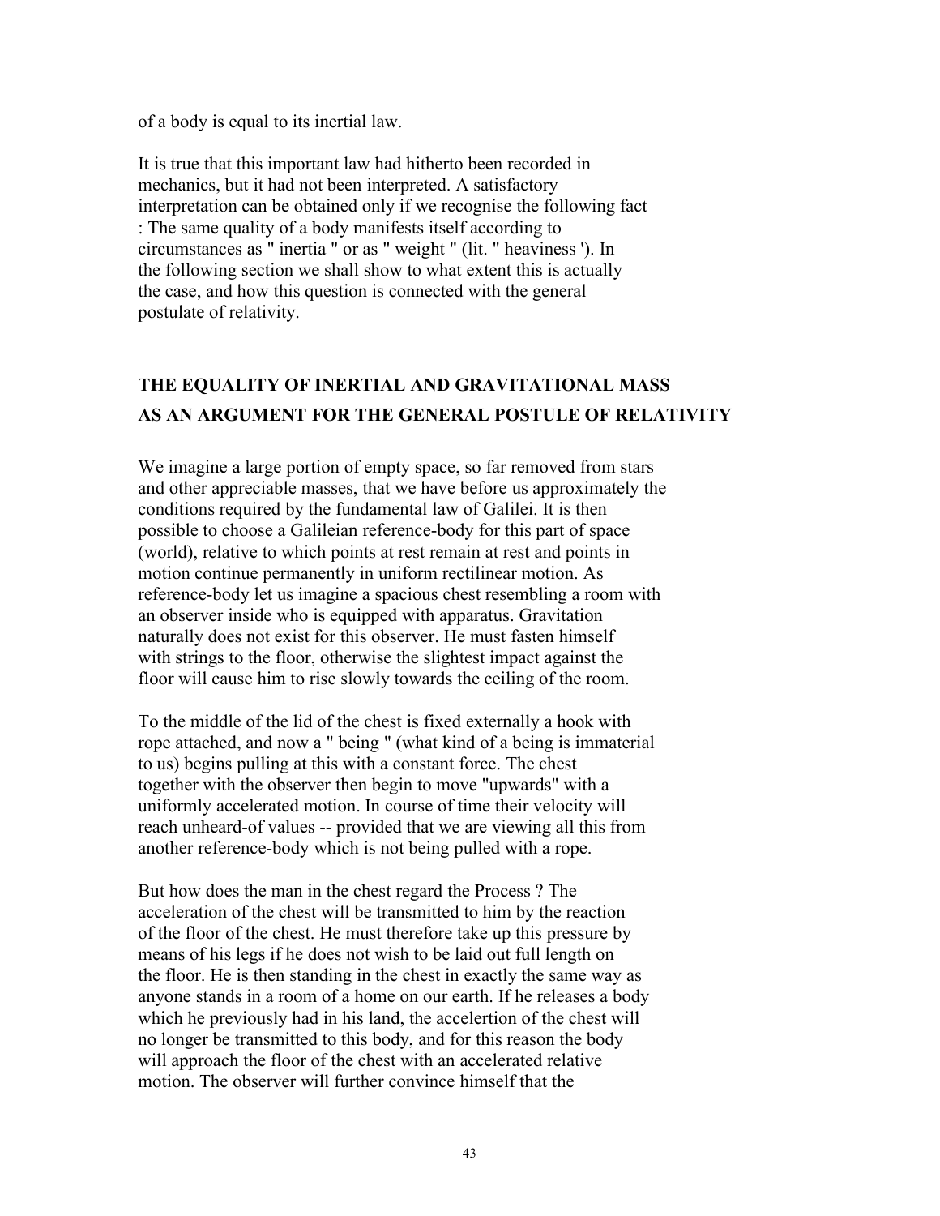of a body is equal to its inertial law.

It is true that this important law had hitherto been recorded in mechanics, but it had not been interpreted. A satisfactory interpretation can be obtained only if we recognise the following fact : The same quality of a body manifests itself according to circumstances as " inertia " or as " weight " (lit. " heaviness '). In the following section we shall show to what extent this is actually the case, and how this question is connected with the general postulate of relativity.

## THE EQUALITY OF INERTIAL AND GRAVITATIONAL MASS AS AN ARGUMENT FOR THE GENERAL POSTULE OF RELATIVITY

We imagine a large portion of empty space, so far removed from stars and other appreciable masses, that we have before us approximately the conditions required by the fundamental law of Galilei. It is then possible to choose a Galileian reference-body for this part of space (world), relative to which points at rest remain at rest and points in motion continue permanently in uniform rectilinear motion. As reference-body let us imagine a spacious chest resembling a room with an observer inside who is equipped with apparatus. Gravitation naturally does not exist for this observer. He must fasten himself with strings to the floor, otherwise the slightest impact against the floor will cause him to rise slowly towards the ceiling of the room.

To the middle of the lid of the chest is fixed externally a hook with rope attached, and now a " being " (what kind of a being is immaterial to us) begins pulling at this with a constant force. The chest together with the observer then begin to move "upwards" with a uniformly accelerated motion. In course of time their velocity will reach unheard-of values -- provided that we are viewing all this from another reference-body which is not being pulled with a rope.

But how does the man in the chest regard the Process ? The acceleration of the chest will be transmitted to him by the reaction of the floor of the chest. He must therefore take up this pressure by means of his legs if he does not wish to be laid out full length on the floor. He is then standing in the chest in exactly the same way as anyone stands in a room of a home on our earth. If he releases a body which he previously had in his land, the accelertion of the chest will no longer be transmitted to this body, and for this reason the body will approach the floor of the chest with an accelerated relative motion. The observer will further convince himself that the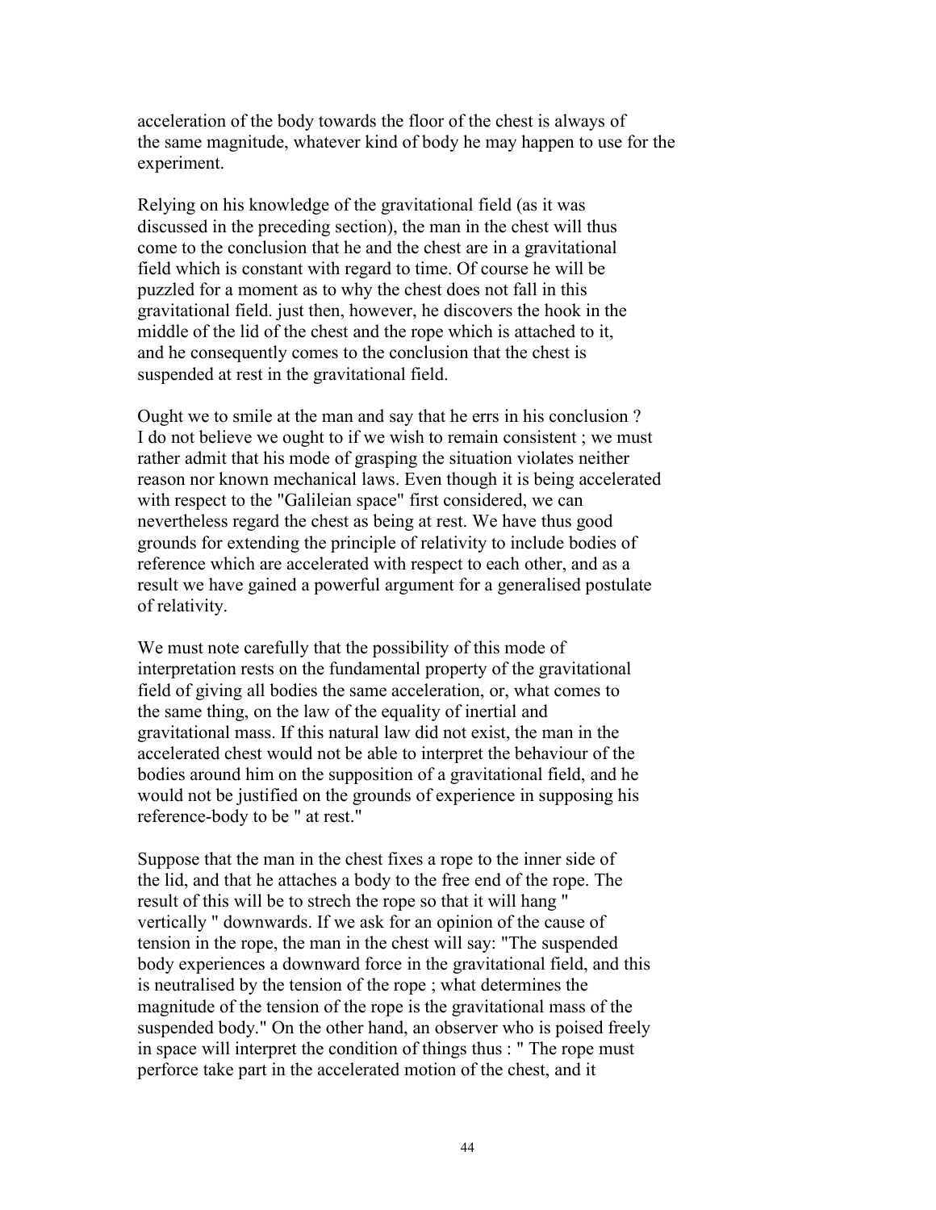acceleration of the body towards the floor of the chest is always of the same magnitude, whatever kind of body he may happen to use for the experiment.

Relying on his knowledge of the gravitational field (as it was discussed in the preceding section), the man in the chest will thus come to the conclusion that he and the chest are in a gravitational field which is constant with regard to time. Of course he will be puzzled for a moment as to why the chest does not fall in this gravitational field. just then, however, he discovers the hook in the middle of the lid of the chest and the rope which is attached to it, and he consequently comes to the conclusion that the chest is suspended at rest in the gravitational field.

Ought we to smile at the man and say that he errs in his conclusion ? I do not believe we ought to if we wish to remain consistent ; we must rather admit that his mode of grasping the situation violates neither reason nor known mechanical laws. Even though it is being accelerated with respect to the "Galileian space" first considered, we can nevertheless regard the chest as being at rest. We have thus good grounds for extending the principle of relativity to include bodies of reference which are accelerated with respect to each other, and as a result we have gained a powerful argument for a generalised postulate of relativity.

We must note carefully that the possibility of this mode of interpretation rests on the fundamental property of the gravitational field of giving all bodies the same acceleration, or, what comes to the same thing, on the law of the equality of inertial and gravitational mass. If this natural law did not exist, the man in the accelerated chest would not be able to interpret the behaviour of the bodies around him on the supposition of a gravitational field, and he would not be justified on the grounds of experience in supposing his reference-body to be " at rest."

Suppose that the man in the chest fixes a rope to the inner side of the lid, and that he attaches a body to the free end of the rope. The result of this will be to strech the rope so that it will hang " vertically " downwards. If we ask for an opinion of the cause of tension in the rope, the man in the chest will say: "The suspended body experiences a downward force in the gravitational field, and this is neutralised by the tension of the rope ; what determines the magnitude of the tension of the rope is the gravitational mass of the suspended body." On the other hand, an observer who is poised freely in space will interpret the condition of things thus : " The rope must perforce take part in the accelerated motion of the chest, and it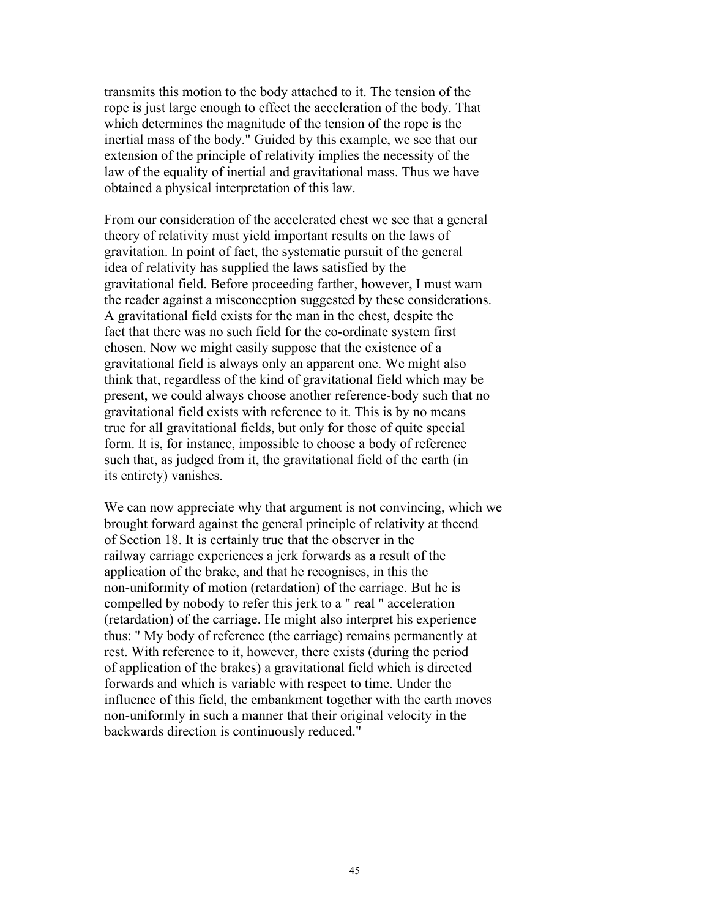transmits this motion to the body attached to it. The tension of the rope is just large enough to effect the acceleration of the body. That which determines the magnitude of the tension of the rope is the inertial mass of the body." Guided by this example, we see that our extension of the principle of relativity implies the necessity of the law of the equality of inertial and gravitational mass. Thus we have obtained a physical interpretation of this law.

From our consideration of the accelerated chest we see that a general theory of relativity must yield important results on the laws of gravitation. In point of fact, the systematic pursuit of the general idea of relativity has supplied the laws satisfied by the gravitational field. Before proceeding farther, however, I must warn the reader against a misconception suggested by these considerations. A gravitational field exists for the man in the chest, despite the fact that there was no such field for the co-ordinate system first chosen. Now we might easily suppose that the existence of a gravitational field is always only an apparent one. We might also think that, regardless of the kind of gravitational field which may be present, we could always choose another reference-body such that no gravitational field exists with reference to it. This is by no means true for all gravitational fields, but only for those of quite special form. It is, for instance, impossible to choose a body of reference such that, as judged from it, the gravitational field of the earth (in its entirety) vanishes.

We can now appreciate why that argument is not convincing, which we brought forward against the general principle of relativity at theend of Section 18. It is certainly true that the observer in the railway carriage experiences a jerk forwards as a result of the application of the brake, and that he recognises, in this the non-uniformity of motion (retardation) of the carriage. But he is compelled by nobody to refer this jerk to a " real " acceleration (retardation) of the carriage. He might also interpret his experience thus: " My body of reference (the carriage) remains permanently at rest. With reference to it, however, there exists (during the period of application of the brakes) a gravitational field which is directed forwards and which is variable with respect to time. Under the influence of this field, the embankment together with the earth moves non-uniformly in such a manner that their original velocity in the backwards direction is continuously reduced."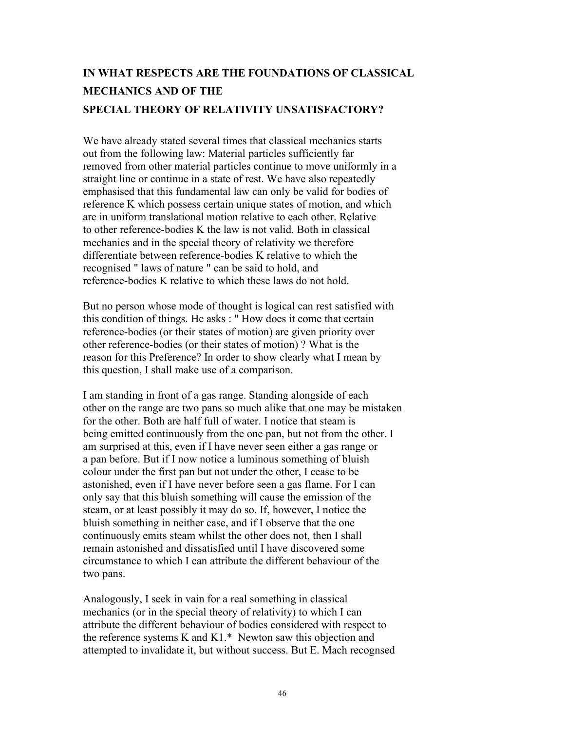## IN WHAT RESPECTS ARE THE FOUNDATIONS OF CLASSICAL MECHANICS AND OF THE SPECIAL THEORY OF RELATIVITY UNSATISFACTORY?

We have already stated several times that classical mechanics starts out from the following law: Material particles sufficiently far removed from other material particles continue to move uniformly in a straight line or continue in a state of rest. We have also repeatedly emphasised that this fundamental law can only be valid for bodies of reference K which possess certain unique states of motion, and which are in uniform translational motion relative to each other. Relative to other reference-bodies K the law is not valid. Both in classical mechanics and in the special theory of relativity we therefore differentiate between reference-bodies K relative to which the recognised " laws of nature " can be said to hold, and reference-bodies K relative to which these laws do not hold.

But no person whose mode of thought is logical can rest satisfied with this condition of things. He asks : " How does it come that certain reference-bodies (or their states of motion) are given priority over other reference-bodies (or their states of motion) ? What is the reason for this Preference? In order to show clearly what I mean by this question, I shall make use of a comparison.

I am standing in front of a gas range. Standing alongside of each other on the range are two pans so much alike that one may be mistaken for the other. Both are half full of water. I notice that steam is being emitted continuously from the one pan, but not from the other. I am surprised at this, even if I have never seen either a gas range or a pan before. But if I now notice a luminous something of bluish colour under the first pan but not under the other, I cease to be astonished, even if I have never before seen a gas flame. For I can only say that this bluish something will cause the emission of the steam, or at least possibly it may do so. If, however, I notice the bluish something in neither case, and if I observe that the one continuously emits steam whilst the other does not, then I shall remain astonished and dissatisfied until I have discovered some circumstance to which I can attribute the different behaviour of the two pans.

Analogously, I seek in vain for a real something in classical mechanics (or in the special theory of relativity) to which I can attribute the different behaviour of bodies considered with respect to the reference systems K and K1.* Newton saw this objection and attempted to invalidate it, but without success. But E. Mach recognsed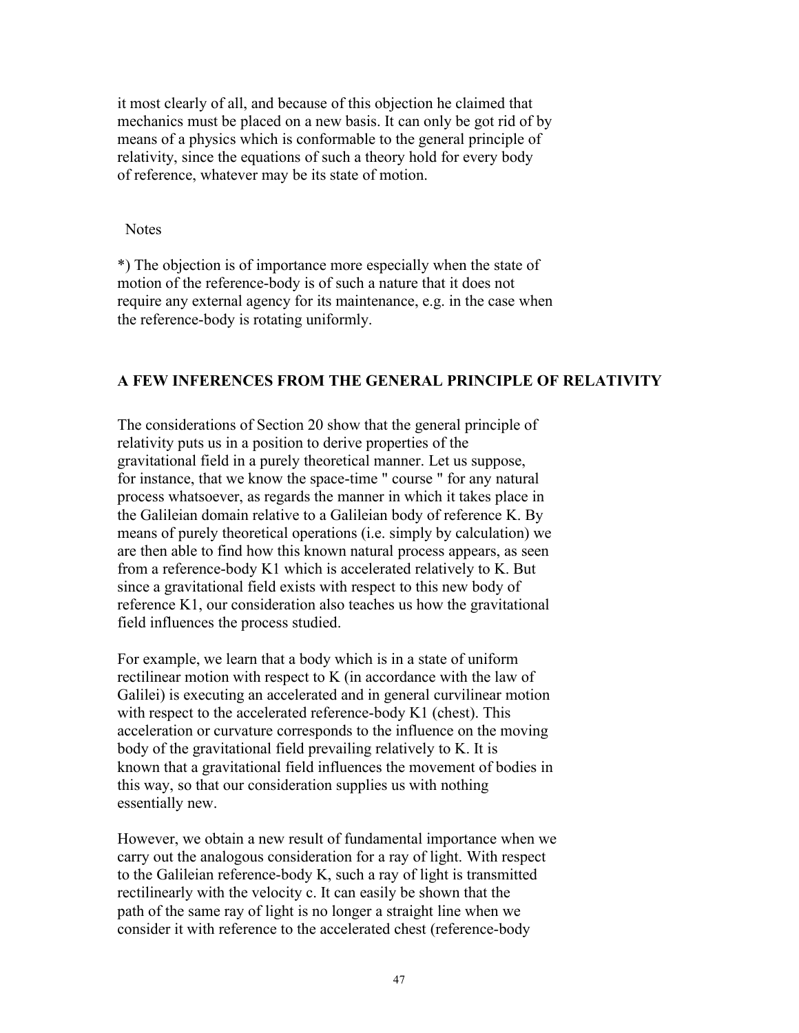it most clearly of all, and because of this objection he claimed that mechanics must be placed on a new basis. It can only be got rid of by means of a physics which is conformable to the general principle of relativity, since the equations of such a theory hold for every body of reference, whatever may be its state of motion.

Notes

*) The objection is of importance more especially when the state of motion of the reference-body is of such a nature that it does not require any external agency for its maintenance, e.g. in the case when the reference-body is rotating uniformly.

## A FEW INFERENCES FROM THE GENERAL PRINCIPLE OF RELATIVITY

The considerations of Section 20 show that the general principle of relativity puts us in a position to derive properties of the gravitational field in a purely theoretical manner. Let us suppose, for instance, that we know the space-time " course " for any natural process whatsoever, as regards the manner in which it takes place in the Galileian domain relative to a Galileian body of reference K. By means of purely theoretical operations (i.e. simply by calculation) we are then able to find how this known natural process appears, as seen from a reference-body K1 which is accelerated relatively to K. But since a gravitational field exists with respect to this new body of reference K1, our consideration also teaches us how the gravitational field influences the process studied.

For example, we learn that a body which is in a state of uniform rectilinear motion with respect to K (in accordance with the law of Galilei) is executing an accelerated and in general curvilinear motion with respect to the accelerated reference-body K1 (chest). This acceleration or curvature corresponds to the influence on the moving body of the gravitational field prevailing relatively to K. It is known that a gravitational field influences the movement of bodies in this way, so that our consideration supplies us with nothing essentially new.

However, we obtain a new result of fundamental importance when we carry out the analogous consideration for a ray of light. With respect to the Galileian reference-body K, such a ray of light is transmitted rectilinearly with the velocity c. It can easily be shown that the path of the same ray of light is no longer a straight line when we consider it with reference to the accelerated chest (reference-body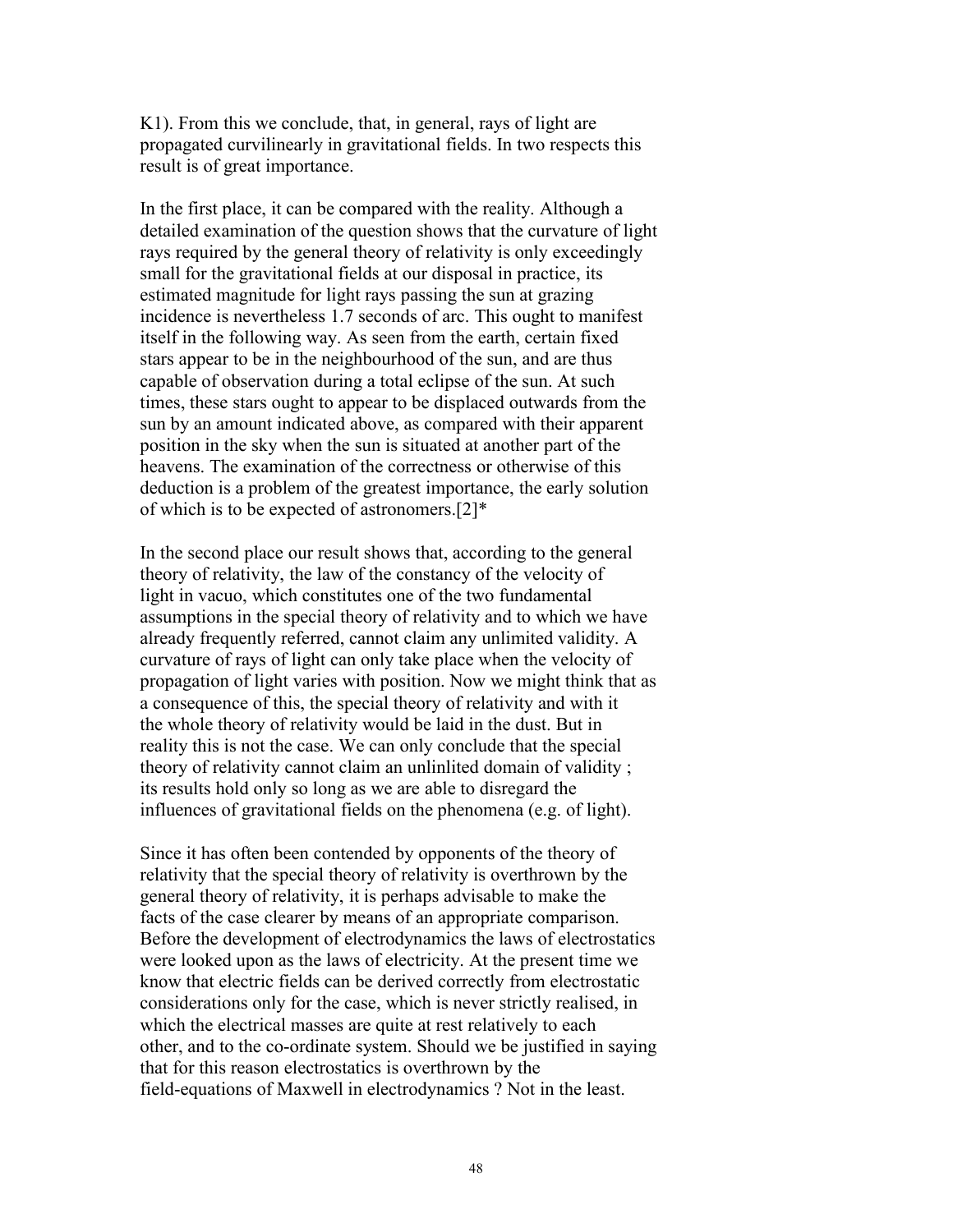K1). From this we conclude, that, in general, rays of light are propagated curvilinearly in gravitational fields. In two respects this result is of great importance.

In the first place, it can be compared with the reality. Although a detailed examination of the question shows that the curvature of light rays required by the general theory of relativity is only exceedingly small for the gravitational fields at our disposal in practice, its estimated magnitude for light rays passing the sun at grazing incidence is nevertheless 1.7 seconds of arc. This ought to manifest itself in the following way. As seen from the earth, certain fixed stars appear to be in the neighbourhood of the sun, and are thus capable of observation during a total eclipse of the sun. At such times, these stars ought to appear to be displaced outwards from the sun by an amount indicated above, as compared with their apparent position in the sky when the sun is situated at another part of the heavens. The examination of the correctness or otherwise of this deduction is a problem of the greatest importance, the early solution of which is to be expected of astronomers.[2]*

In the second place our result shows that, according to the general theory of relativity, the law of the constancy of the velocity of light in vacuo, which constitutes one of the two fundamental assumptions in the special theory of relativity and to which we have already frequently referred, cannot claim any unlimited validity. A curvature of rays of light can only take place when the velocity of propagation of light varies with position. Now we might think that as a consequence of this, the special theory of relativity and with it the whole theory of relativity would be laid in the dust. But in reality this is not the case. We can only conclude that the special theory of relativity cannot claim an unlinlited domain of validity ; its results hold only so long as we are able to disregard the influences of gravitational fields on the phenomena (e.g. of light).

Since it has often been contended by opponents of the theory of relativity that the special theory of relativity is overthrown by the general theory of relativity, it is perhaps advisable to make the facts of the case clearer by means of an appropriate comparison. Before the development of electrodynamics the laws of electrostatics were looked upon as the laws of electricity. At the present time we know that electric fields can be derived correctly from electrostatic considerations only for the case, which is never strictly realised, in which the electrical masses are quite at rest relatively to each other, and to the co-ordinate system. Should we be justified in saying that for this reason electrostatics is overthrown by the field-equations of Maxwell in electrodynamics ? Not in the least.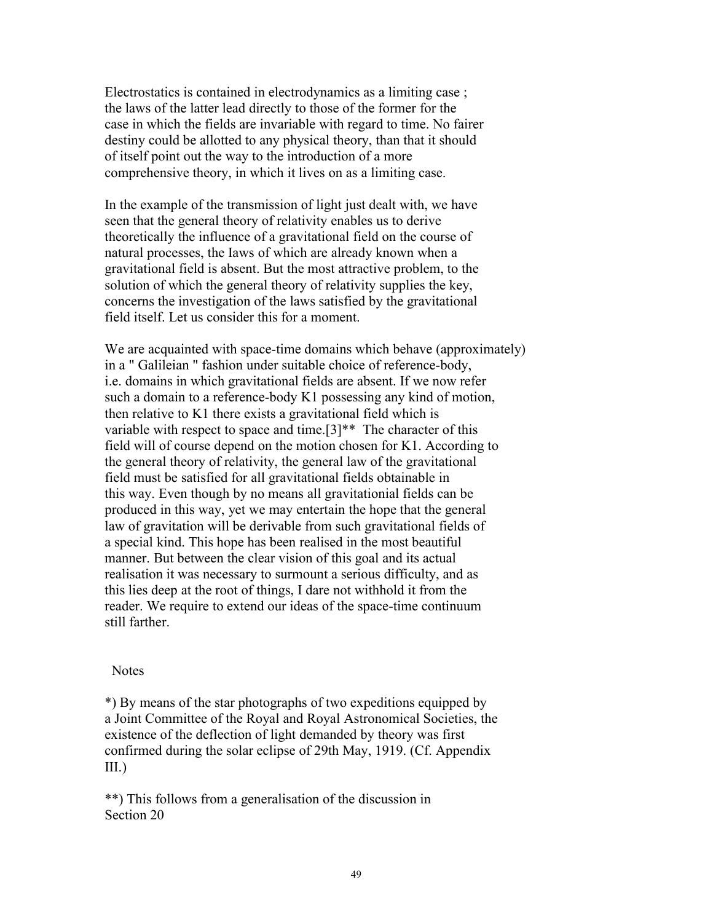Electrostatics is contained in electrodynamics as a limiting case ; the laws of the latter lead directly to those of the former for the case in which the fields are invariable with regard to time. No fairer destiny could be allotted to any physical theory, than that it should of itself point out the way to the introduction of a more comprehensive theory, in which it lives on as a limiting case.

In the example of the transmission of light just dealt with, we have seen that the general theory of relativity enables us to derive theoretically the influence of a gravitational field on the course of natural processes, the Iaws of which are already known when a gravitational field is absent. But the most attractive problem, to the solution of which the general theory of relativity supplies the key, concerns the investigation of the laws satisfied by the gravitational field itself. Let us consider this for a moment.

We are acquainted with space-time domains which behave (approximately) in a " Galileian " fashion under suitable choice of reference-body, i.e. domains in which gravitational fields are absent. If we now refer such a domain to a reference-body K1 possessing any kind of motion, then relative to K1 there exists a gravitational field which is variable with respect to space and time.[3]** The character of this field will of course depend on the motion chosen for K1. According to the general theory of relativity, the general law of the gravitational field must be satisfied for all gravitational fields obtainable in this way. Even though by no means all gravitationial fields can be produced in this way, yet we may entertain the hope that the general law of gravitation will be derivable from such gravitational fields of a special kind. This hope has been realised in the most beautiful manner. But between the clear vision of this goal and its actual realisation it was necessary to surmount a serious difficulty, and as this lies deep at the root of things, I dare not withhold it from the reader. We require to extend our ideas of the space-time continuum still farther.

Notes

*) By means of the star photographs of two expeditions equipped by a Joint Committee of the Royal and Royal Astronomical Societies, the existence of the deflection of light demanded by theory was first confirmed during the solar eclipse of 29th May, 1919. (Cf. Appendix III.)

**) This follows from a generalisation of the discussion in Section 20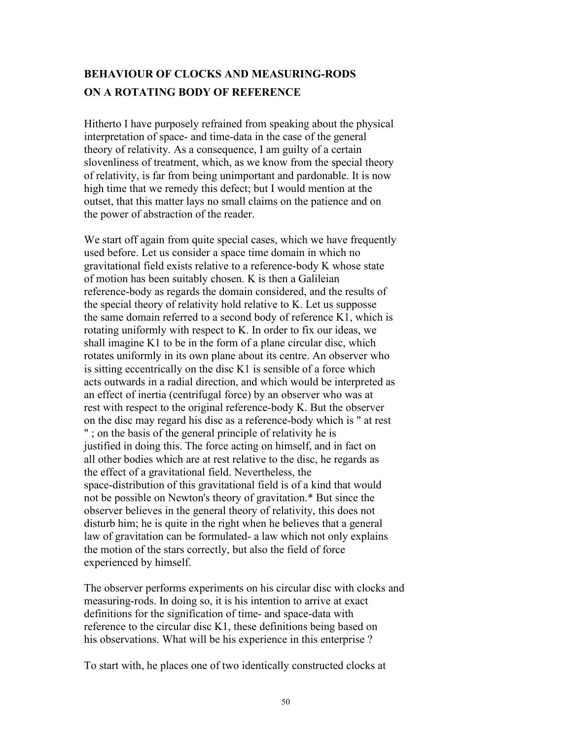## BEHAVIOUR OF CLOCKS AND MEASURING-RODS ON A ROTATING BODY OF REFERENCE

Hitherto I have purposely refrained from speaking about the physical interpretation of space- and time-data in the case of the general theory of relativity. As a consequence, I am guilty of a certain slovenliness of treatment, which, as we know from the special theory of relativity, is far from being unimportant and pardonable. It is now high time that we remedy this defect; but I would mention at the outset, that this matter lays no small claims on the patience and on the power of abstraction of the reader.

We start off again from quite special cases, which we have frequently used before. Let us consider a space time domain in which no gravitational field exists relative to a reference-body K whose state of motion has been suitably chosen. K is then a Galileian reference-body as regards the domain considered, and the results of the special theory of relativity hold relative to K. Let us supposse the same domain referred to a second body of reference K1, which is rotating uniformly with respect to K. In order to fix our ideas, we shall imagine K1 to be in the form of a plane circular disc, which rotates uniformly in its own plane about its centre. An observer who is sitting eccentrically on the disc K1 is sensible of a force which acts outwards in a radial direction, and which would be interpreted as an effect of inertia (centrifugal force) by an observer who was at rest with respect to the original reference-body K. But the observer on the disc may regard his disc as a reference-body which is " at rest " ; on the basis of the general principle of relativity he is justified in doing this. The force acting on himself, and in fact on all other bodies which are at rest relative to the disc, he regards as the effect of a gravitational field. Nevertheless, the space-distribution of this gravitational field is of a kind that would not be possible on Newton's theory of gravitation.* But since the observer believes in the general theory of relativity, this does not disturb him; he is quite in the right when he believes that a general law of gravitation can be formulated- a law which not only explains the motion of the stars correctly, but also the field of force experienced by himself.

The observer performs experiments on his circular disc with clocks and measuring-rods. In doing so, it is his intention to arrive at exact definitions for the signification of time- and space-data with reference to the circular disc K1, these definitions being based on his observations. What will be his experience in this enterprise ?

To start with, he places one of two identically constructed clocks at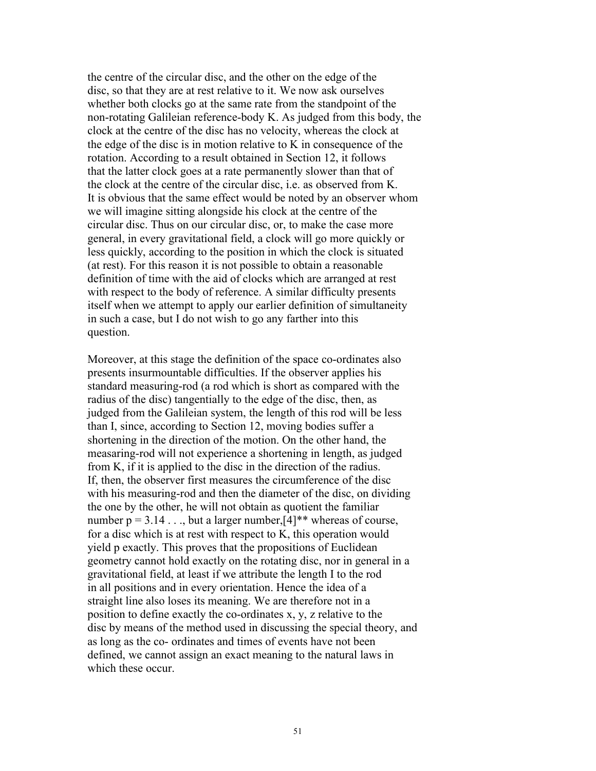the centre of the circular disc, and the other on the edge of the disc, so that they are at rest relative to it. We now ask ourselves whether both clocks go at the same rate from the standpoint of the non-rotating Galileian reference-body K. As judged from this body, the clock at the centre of the disc has no velocity, whereas the clock at the edge of the disc is in motion relative to K in consequence of the rotation. According to a result obtained in Section 12, it follows that the latter clock goes at a rate permanently slower than that of the clock at the centre of the circular disc, i.e. as observed from K. It is obvious that the same effect would be noted by an observer whom we will imagine sitting alongside his clock at the centre of the circular disc. Thus on our circular disc, or, to make the case more general, in every gravitational field, a clock will go more quickly or less quickly, according to the position in which the clock is situated (at rest). For this reason it is not possible to obtain a reasonable definition of time with the aid of clocks which are arranged at rest with respect to the body of reference. A similar difficulty presents itself when we attempt to apply our earlier definition of simultaneity in such a case, but I do not wish to go any farther into this question.

Moreover, at this stage the definition of the space co-ordinates also presents insurmountable difficulties. If the observer applies his standard measuring-rod (a rod which is short as compared with the radius of the disc) tangentially to the edge of the disc, then, as judged from the Galileian system, the length of this rod will be less than I, since, according to Section 12, moving bodies suffer a shortening in the direction of the motion. On the other hand, the measaring-rod will not experience a shortening in length, as judged from K, if it is applied to the disc in the direction of the radius. If, then, the observer first measures the circumference of the disc with his measuring-rod and then the diameter of the disc, on dividing the one by the other, he will not obtain as quotient the familiar number p = 3.14 . . ., but a larger number,[4]** whereas of course, for a disc which is at rest with respect to K, this operation would yield p exactly. This proves that the propositions of Euclidean geometry cannot hold exactly on the rotating disc, nor in general in a gravitational field, at least if we attribute the length I to the rod in all positions and in every orientation. Hence the idea of a straight line also loses its meaning. We are therefore not in a position to define exactly the co-ordinates x, y, z relative to the disc by means of the method used in discussing the special theory, and as long as the co- ordinates and times of events have not been defined, we cannot assign an exact meaning to the natural laws in which these occur.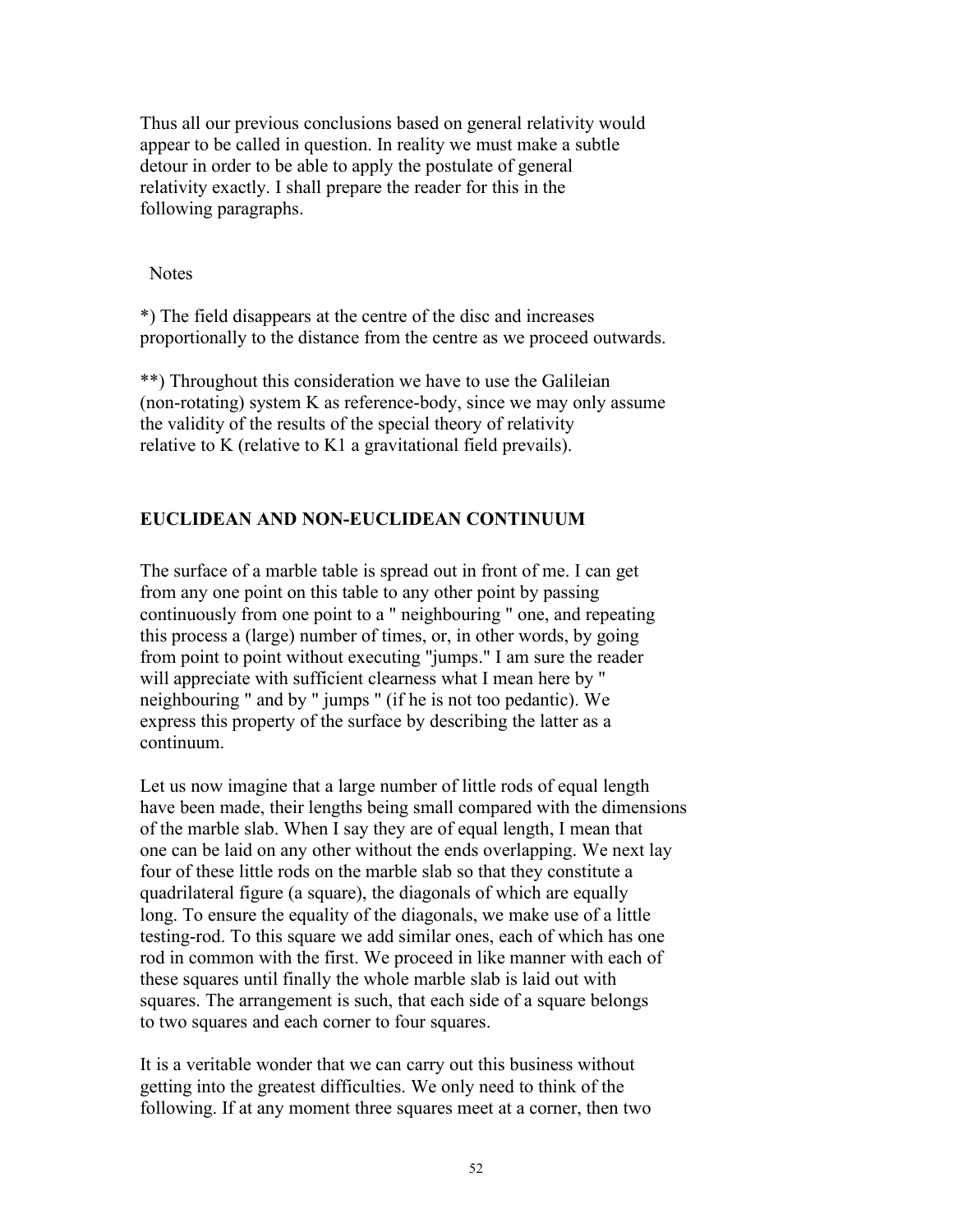Thus all our previous conclusions based on general relativity would appear to be called in question. In reality we must make a subtle detour in order to be able to apply the postulate of general relativity exactly. I shall prepare the reader for this in the following paragraphs.

Notes

*) The field disappears at the centre of the disc and increases proportionally to the distance from the centre as we proceed outwards.

**) Throughout this consideration we have to use the Galileian (non-rotating) system K as reference-body, since we may only assume the validity of the results of the special theory of relativity relative to K (relative to K1 a gravitational field prevails).

## EUCLIDEAN AND NON-EUCLIDEAN CONTINUUM

The surface of a marble table is spread out in front of me. I can get from any one point on this table to any other point by passing continuously from one point to a " neighbouring " one, and repeating this process a (large) number of times, or, in other words, by going from point to point without executing "jumps." I am sure the reader will appreciate with sufficient clearness what I mean here by " neighbouring " and by " jumps " (if he is not too pedantic). We express this property of the surface by describing the latter as a continuum.

Let us now imagine that a large number of little rods of equal length have been made, their lengths being small compared with the dimensions of the marble slab. When I say they are of equal length, I mean that one can be laid on any other without the ends overlapping. We next lay four of these little rods on the marble slab so that they constitute a quadrilateral figure (a square), the diagonals of which are equally long. To ensure the equality of the diagonals, we make use of a little testing-rod. To this square we add similar ones, each of which has one rod in common with the first. We proceed in like manner with each of these squares until finally the whole marble slab is laid out with squares. The arrangement is such, that each side of a square belongs to two squares and each corner to four squares.

It is a veritable wonder that we can carry out this business without getting into the greatest difficulties. We only need to think of the following. If at any moment three squares meet at a corner, then two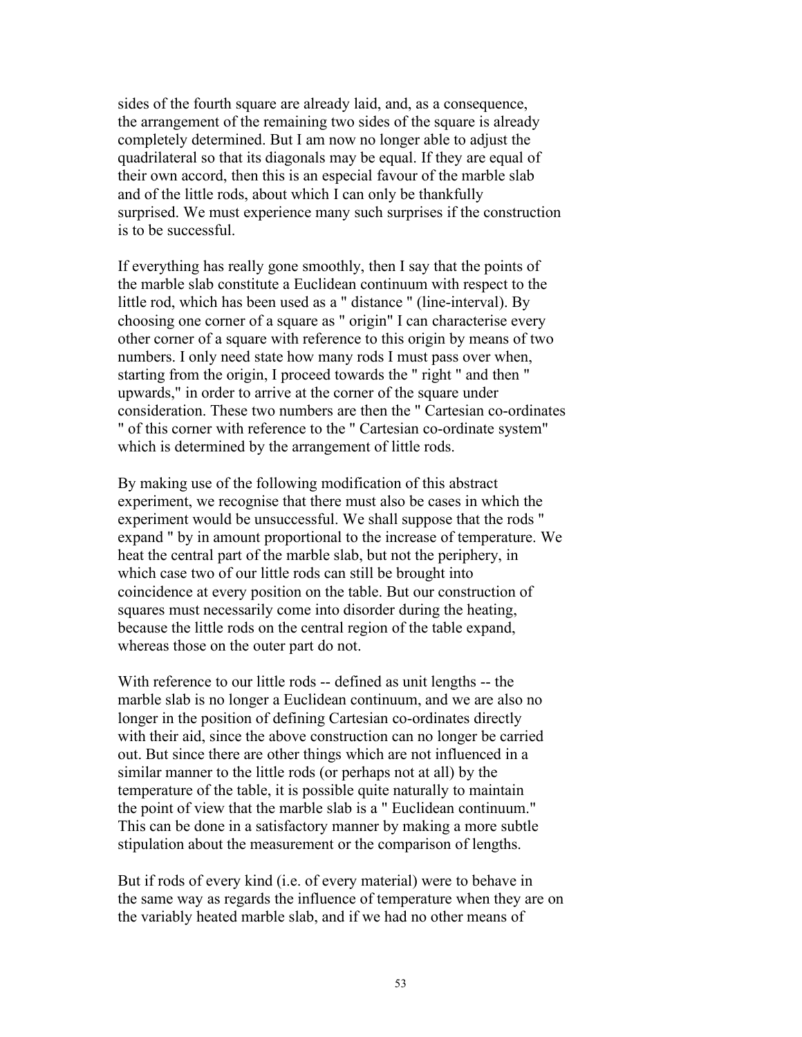sides of the fourth square are already laid, and, as a consequence, the arrangement of the remaining two sides of the square is already completely determined. But I am now no longer able to adjust the quadrilateral so that its diagonals may be equal. If they are equal of their own accord, then this is an especial favour of the marble slab and of the little rods, about which I can only be thankfully surprised. We must experience many such surprises if the construction is to be successful.

If everything has really gone smoothly, then I say that the points of the marble slab constitute a Euclidean continuum with respect to the little rod, which has been used as a " distance " (line-interval). By choosing one corner of a square as " origin" I can characterise every other corner of a square with reference to this origin by means of two numbers. I only need state how many rods I must pass over when, starting from the origin, I proceed towards the " right " and then " upwards," in order to arrive at the corner of the square under consideration. These two numbers are then the " Cartesian co-ordinates " of this corner with reference to the " Cartesian co-ordinate system" which is determined by the arrangement of little rods.

By making use of the following modification of this abstract experiment, we recognise that there must also be cases in which the experiment would be unsuccessful. We shall suppose that the rods " expand " by in amount proportional to the increase of temperature. We heat the central part of the marble slab, but not the periphery, in which case two of our little rods can still be brought into coincidence at every position on the table. But our construction of squares must necessarily come into disorder during the heating, because the little rods on the central region of the table expand, whereas those on the outer part do not.

With reference to our little rods -- defined as unit lengths -- the marble slab is no longer a Euclidean continuum, and we are also no longer in the position of defining Cartesian co-ordinates directly with their aid, since the above construction can no longer be carried out. But since there are other things which are not influenced in a similar manner to the little rods (or perhaps not at all) by the temperature of the table, it is possible quite naturally to maintain the point of view that the marble slab is a " Euclidean continuum." This can be done in a satisfactory manner by making a more subtle stipulation about the measurement or the comparison of lengths.

But if rods of every kind (i.e. of every material) were to behave in the same way as regards the influence of temperature when they are on the variably heated marble slab, and if we had no other means of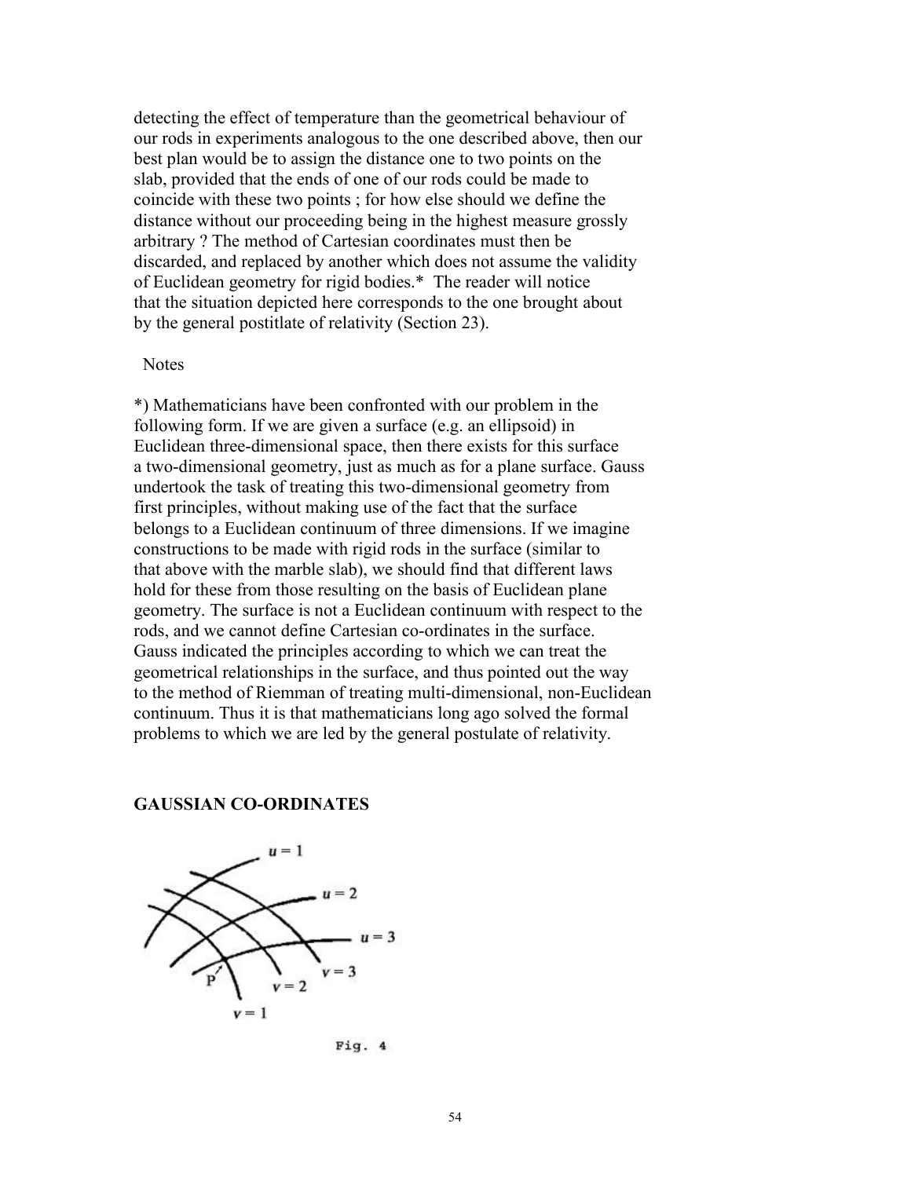detecting the effect of temperature than the geometrical behaviour of our rods in experiments analogous to the one described above, then our best plan would be to assign the distance one to two points on the slab, provided that the ends of one of our rods could be made to coincide with these two points ; for how else should we define the distance without our proceeding being in the highest measure grossly arbitrary ? The method of Cartesian coordinates must then be discarded, and replaced by another which does not assume the validity of Euclidean geometry for rigid bodies.* The reader will notice that the situation depicted here corresponds to the one brought about by the general postitlate of relativity (Section 23).

Notes

*) Mathematicians have been confronted with our problem in the following form. If we are given a surface (e.g. an ellipsoid) in Euclidean three-dimensional space, then there exists for this surface a two-dimensional geometry, just as much as for a plane surface. Gauss undertook the task of treating this two-dimensional geometry from first principles, without making use of the fact that the surface belongs to a Euclidean continuum of three dimensions. If we imagine constructions to be made with rigid rods in the surface (similar to that above with the marble slab), we should find that different laws hold for these from those resulting on the basis of Euclidean plane geometry. The surface is not a Euclidean continuum with respect to the rods, and we cannot define Cartesian co-ordinates in the surface. Gauss indicated the principles according to which we can treat the geometrical relationships in the surface, and thus pointed out the way to the method of Riemman of treating multi-dimensional, non-Euclidean continuum. Thus it is that mathematicians long ago solved the formal problems to which we are led by the general postulate of relativity.

**GAUSSIAN CO-ORDINATES**

Fig. 4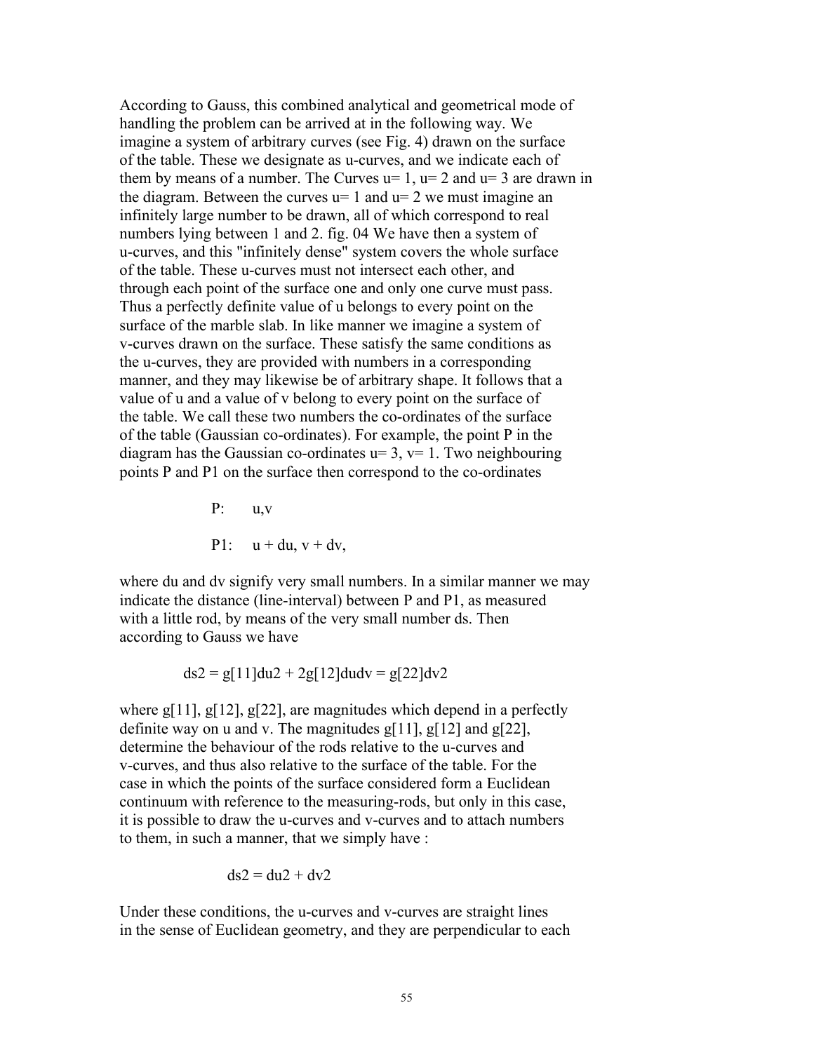According to Gauss, this combined analytical and geometrical mode of handling the problem can be arrived at in the following way. We imagine a system of arbitrary curves (see Fig. 4) drawn on the surface of the table. These we designate as u-curves, and we indicate each of them by means of a number. The Curves u= 1, u= 2 and u= 3 are drawn in the diagram. Between the curves u= 1 and u= 2 we must imagine an infinitely large number to be drawn, all of which correspond to real numbers lying between 1 and 2. fig. 04 We have then a system of u-curves, and this "infinitely dense" system covers the whole surface of the table. These u-curves must not intersect each other, and through each point of the surface one and only one curve must pass. Thus a perfectly definite value of u belongs to every point on the surface of the marble slab. In like manner we imagine a system of v-curves drawn on the surface. These satisfy the same conditions as the u-curves, they are provided with numbers in a corresponding manner, and they may likewise be of arbitrary shape. It follows that a value of u and a value of v belong to every point on the surface of the table. We call these two numbers the co-ordinates of the surface of the table (Gaussian co-ordinates). For example, the point P in the diagram has the Gaussian co-ordinates u= 3, v= 1. Two neighbouring points P and P1 on the surface then correspond to the co-ordinates

P: u,v

P1: u + du, v + dv,

where du and dv signify very small numbers. In a similar manner we may indicate the distance (line-interval) between P and P1, as measured with a little rod, by means of the very small number ds. Then according to Gauss we have

$$ds^2 = g_{11}du^2 + 2g_{12}du\,dv = g_{22}dv^2$$

where $g_{11}$, $g_{12}$, $g_{22}$, are magnitudes which depend in a perfectly definite way on u and v. The magnitudes $g_{11}$, $g_{12}$ and $g_{22}$, determine the behaviour of the rods relative to the u-curves and v-curves, and thus also relative to the surface of the table. For the case in which the points of the surface considered form a Euclidean continuum with reference to the measuring-rods, but only in this case, it is possible to draw the u-curves and v-curves and to attach numbers to them, in such a manner, that we simply have :

$$ds^2 = du^2 + dv^2$$

Under these conditions, the u-curves and v-curves are straight lines in the sense of Euclidean geometry, and they are perpendicular to each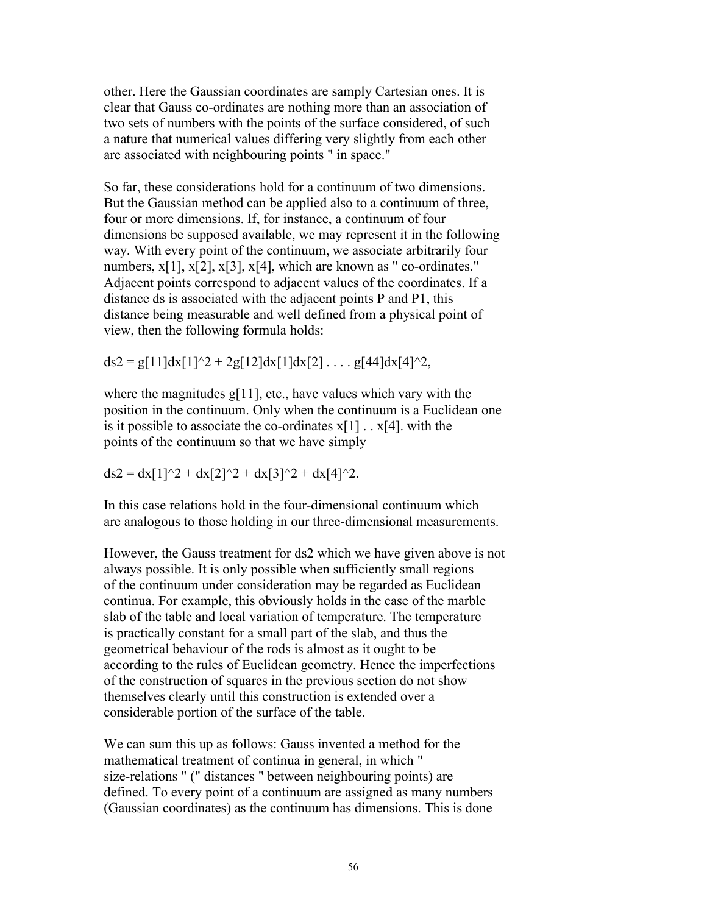other. Here the Gaussian coordinates are samply Cartesian ones. It is clear that Gauss co-ordinates are nothing more than an association of two sets of numbers with the points of the surface considered, of such a nature that numerical values differing very slightly from each other are associated with neighbouring points " in space."

So far, these considerations hold for a continuum of two dimensions. But the Gaussian method can be applied also to a continuum of three, four or more dimensions. If, for instance, a continuum of four dimensions be supposed available, we may represent it in the following way. With every point of the continuum, we associate arbitrarily four numbers, $x_1$, $x_2$, $x_3$, $x_4$, which are known as " co-ordinates." Adjacent points correspond to adjacent values of the coordinates. If a distance $ds$ is associated with the adjacent points P and P1, this distance being measurable and well defined from a physical point of view, then the following formula holds:

$$ds^2 = g_{11}dx_1^2 + 2g_{12}dx_1dx_2 \ldots . g_{44}dx_4^2,$$

where the magnitudes $g_{11}$, etc., have values which vary with the position in the continuum. Only when the continuum is a Euclidean one is it possible to associate the co-ordinates $x_1 \ldots x_4$. with the points of the continuum so that we have simply

$$ds^2 = dx_1^2 + dx_2^2 + dx_3^2 + dx_4^2.$$

In this case relations hold in the four-dimensional continuum which are analogous to those holding in our three-dimensional measurements.

However, the Gauss treatment for $ds^2$ which we have given above is not always possible. It is only possible when sufficiently small regions of the continuum under consideration may be regarded as Euclidean continua. For example, this obviously holds in the case of the marble slab of the table and local variation of temperature. The temperature is practically constant for a small part of the slab, and thus the geometrical behaviour of the rods is almost as it ought to be according to the rules of Euclidean geometry. Hence the imperfections of the construction of squares in the previous section do not show themselves clearly until this construction is extended over a considerable portion of the surface of the table.

We can sum this up as follows: Gauss invented a method for the mathematical treatment of continua in general, in which " size-relations " (" distances " between neighbouring points) are defined. To every point of a continuum are assigned as many numbers (Gaussian coordinates) as the continuum has dimensions. This is done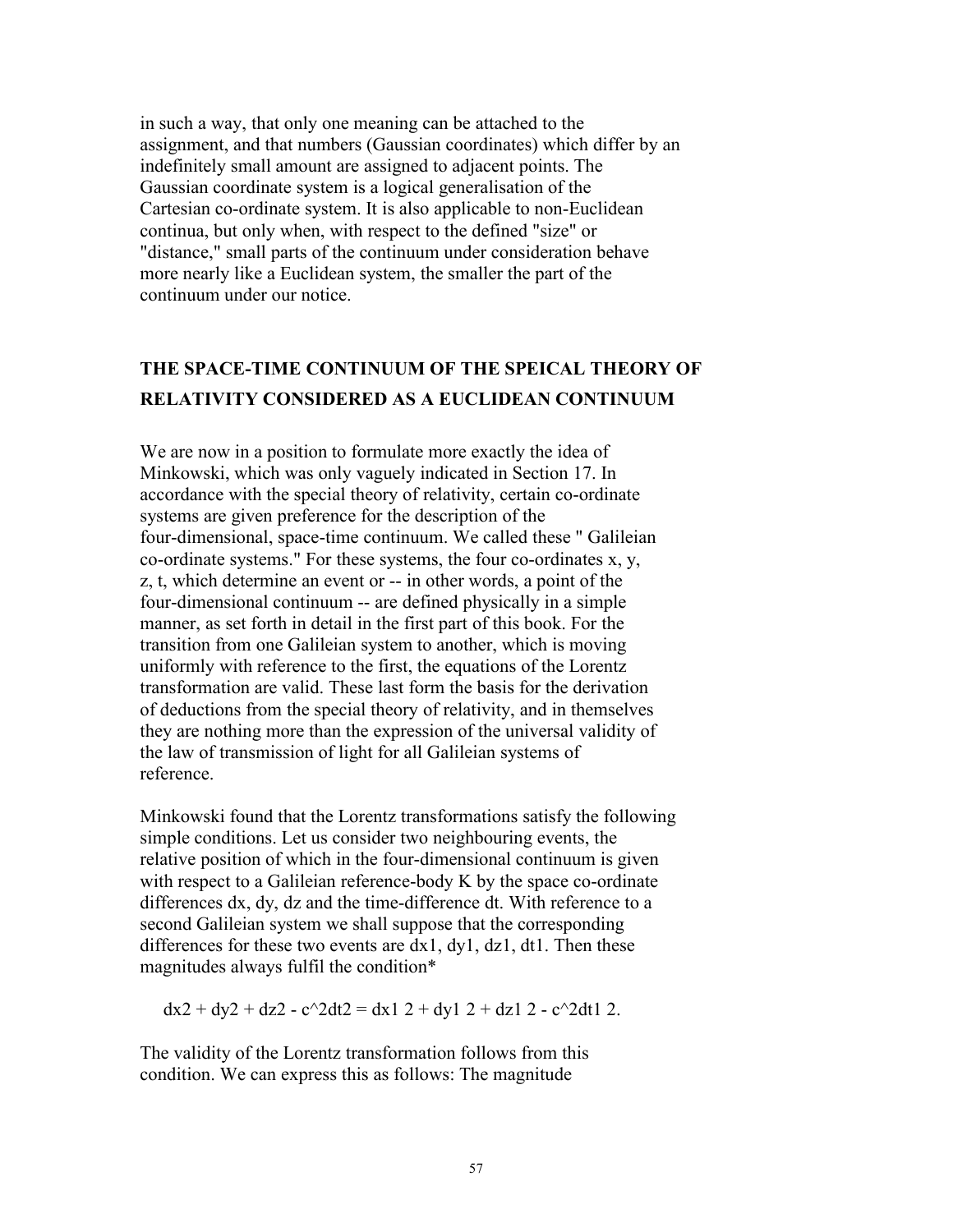in such a way, that only one meaning can be attached to the assignment, and that numbers (Gaussian coordinates) which differ by an indefinitely small amount are assigned to adjacent points. The Gaussian coordinate system is a logical generalisation of the Cartesian co-ordinate system. It is also applicable to non-Euclidean continua, but only when, with respect to the defined "size" or "distance," small parts of the continuum under consideration behave more nearly like a Euclidean system, the smaller the part of the continuum under our notice.

## THE SPACE-TIME CONTINUUM OF THE SPEICAL THEORY OF RELATIVITY CONSIDERED AS A EUCLIDEAN CONTINUUM

We are now in a position to formulate more exactly the idea of Minkowski, which was only vaguely indicated in Section 17. In accordance with the special theory of relativity, certain co-ordinate systems are given preference for the description of the four-dimensional, space-time continuum. We called these " Galileian co-ordinate systems." For these systems, the four co-ordinates x, y, z, t, which determine an event or -- in other words, a point of the four-dimensional continuum -- are defined physically in a simple manner, as set forth in detail in the first part of this book. For the transition from one Galileian system to another, which is moving uniformly with reference to the first, the equations of the Lorentz transformation are valid. These last form the basis for the derivation of deductions from the special theory of relativity, and in themselves they are nothing more than the expression of the universal validity of the law of transmission of light for all Galileian systems of reference.

Minkowski found that the Lorentz transformations satisfy the following simple conditions. Let us consider two neighbouring events, the relative position of which in the four-dimensional continuum is given with respect to a Galileian reference-body K by the space co-ordinate differences dx, dy, dz and the time-difference dt. With reference to a second Galileian system we shall suppose that the corresponding differences for these two events are $dx_1$, $dy_1$, $dz_1$, $dt_1$. Then these magnitudes always fulfil the condition*

$$dx^2 + dy^2 + dz^2 - c^2dt^2 = dx_1^2 + dy_1^2 + dz_1^2 - c^2dt_1^2.$$

The validity of the Lorentz transformation follows from this condition. We can express this as follows: The magnitude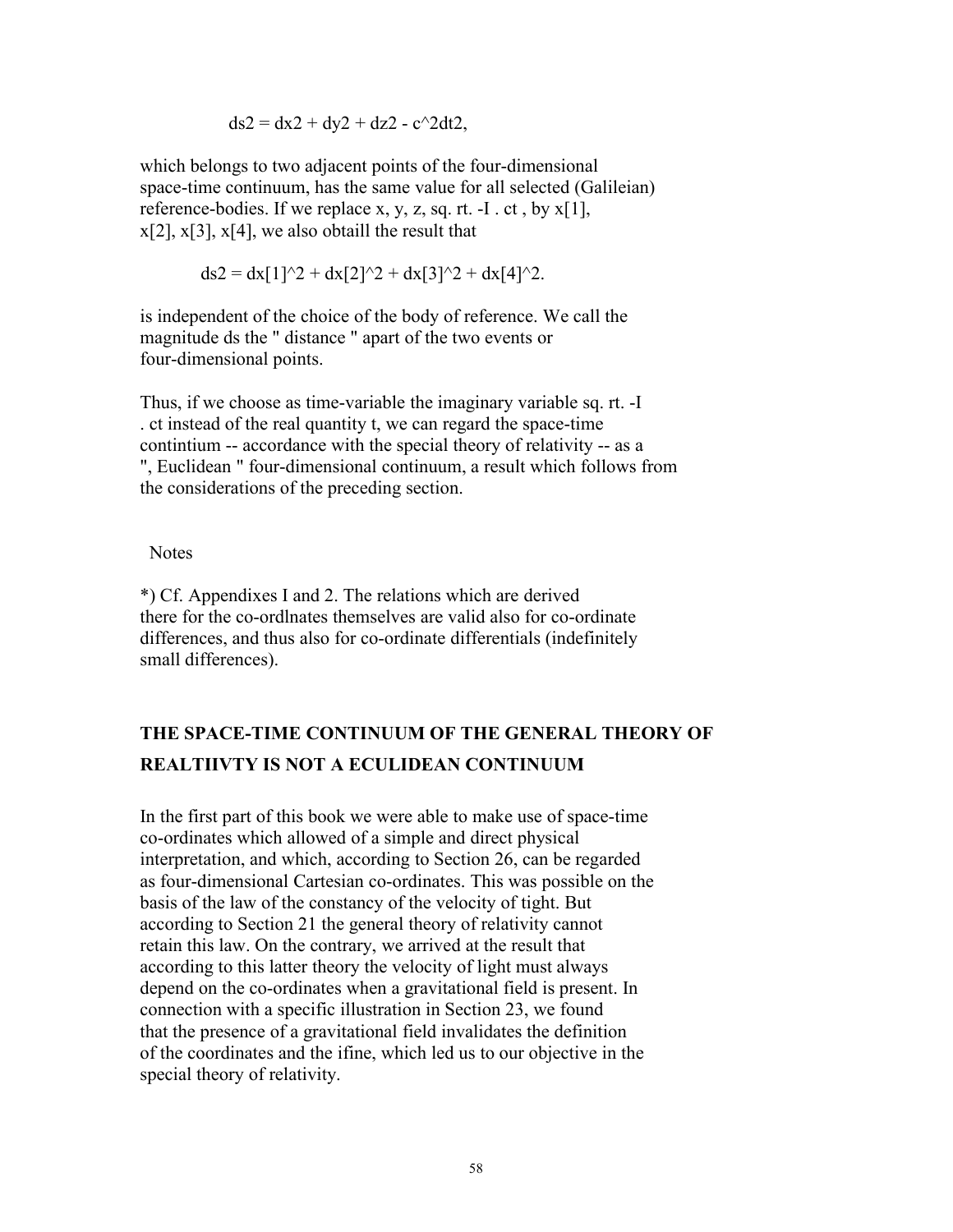$$ds2 = dx2 + dy2 + dz2 - c^2dt2,$$

which belongs to two adjacent points of the four-dimensional space-time continuum, has the same value for all selected (Galileian) reference-bodies. If we replace x, y, z, sq. rt. -I . ct , by x[1], x[2], x[3], x[4], we also obtaill the result that

$$ds2 = dx[1]^2 + dx[2]^2 + dx[3]^2 + dx[4]^2.$$

is independent of the choice of the body of reference. We call the magnitude ds the " distance " apart of the two events or four-dimensional points.

Thus, if we choose as time-variable the imaginary variable sq. rt. -I . ct instead of the real quantity t, we can regard the space-time contintium -- accordance with the special theory of relativity -- as a ", Euclidean " four-dimensional continuum, a result which follows from the considerations of the preceding section.

Notes

*) Cf. Appendixes I and 2. The relations which are derived there for the co-ordlnates themselves are valid also for co-ordinate differences, and thus also for co-ordinate differentials (indefinitely small differences).

## THE SPACE-TIME CONTINUUM OF THE GENERAL THEORY OF REALTIIVTY IS NOT A ECULIDEAN CONTINUUM

In the first part of this book we were able to make use of space-time co-ordinates which allowed of a simple and direct physical interpretation, and which, according to Section 26, can be regarded as four-dimensional Cartesian co-ordinates. This was possible on the basis of the law of the constancy of the velocity of tight. But according to Section 21 the general theory of relativity cannot retain this law. On the contrary, we arrived at the result that according to this latter theory the velocity of light must always depend on the co-ordinates when a gravitational field is present. In connection with a specific illustration in Section 23, we found that the presence of a gravitational field invalidates the definition of the coordinates and the ifine, which led us to our objective in the special theory of relativity.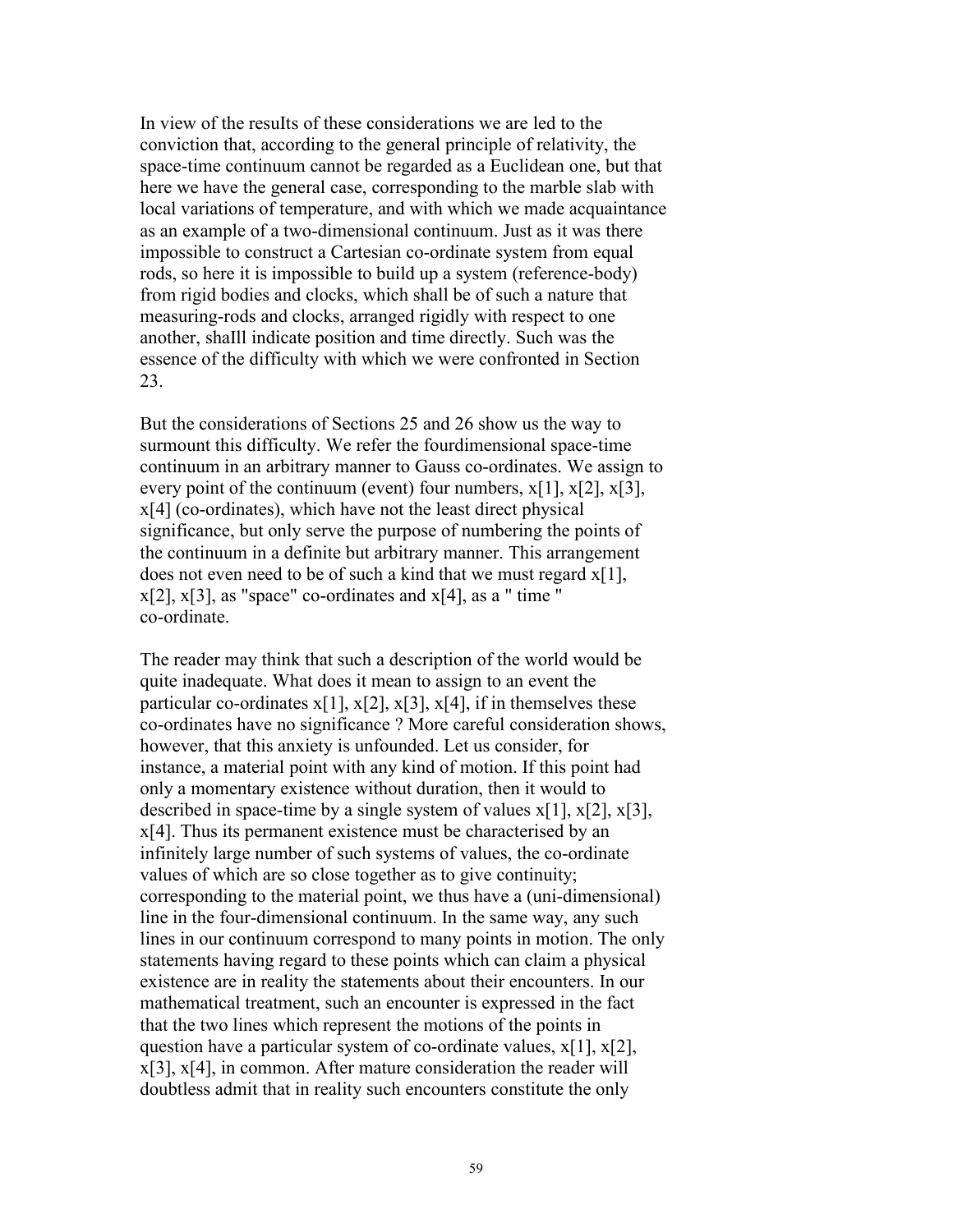In view of the resuIts of these considerations we are led to the conviction that, according to the general principle of relativity, the space-time continuum cannot be regarded as a Euclidean one, but that here we have the general case, corresponding to the marble slab with local variations of temperature, and with which we made acquaintance as an example of a two-dimensional continuum. Just as it was there impossible to construct a Cartesian co-ordinate system from equal rods, so here it is impossible to build up a system (reference-body) from rigid bodies and clocks, which shall be of such a nature that measuring-rods and clocks, arranged rigidly with respect to one another, shaIll indicate position and time directly. Such was the essence of the difficulty with which we were confronted in Section 23.

But the considerations of Sections 25 and 26 show us the way to surmount this difficulty. We refer the fourdimensional space-time continuum in an arbitrary manner to Gauss co-ordinates. We assign to every point of the continuum (event) four numbers, $x_1$, $x_2$, $x_3$, $x_4$ (co-ordinates), which have not the least direct physical significance, but only serve the purpose of numbering the points of the continuum in a definite but arbitrary manner. This arrangement does not even need to be of such a kind that we must regard $x_1$, $x_2$, $x_3$, as "space" co-ordinates and $x_4$, as a " time " co-ordinate.

The reader may think that such a description of the world would be quite inadequate. What does it mean to assign to an event the particular co-ordinates $x_1$, $x_2$, $x_3$, $x_4$, if in themselves these co-ordinates have no significance ? More careful consideration shows, however, that this anxiety is unfounded. Let us consider, for instance, a material point with any kind of motion. If this point had only a momentary existence without duration, then it would to described in space-time by a single system of values $x_1$, $x_2$, $x_3$, $x_4$. Thus its permanent existence must be characterised by an infinitely large number of such systems of values, the co-ordinate values of which are so close together as to give continuity; corresponding to the material point, we thus have a (uni-dimensional) line in the four-dimensional continuum. In the same way, any such lines in our continuum correspond to many points in motion. The only statements having regard to these points which can claim a physical existence are in reality the statements about their encounters. In our mathematical treatment, such an encounter is expressed in the fact that the two lines which represent the motions of the points in question have a particular system of co-ordinate values, $x_1$, $x_2$, $x_3$, $x_4$, in common. After mature consideration the reader will doubtless admit that in reality such encounters constitute the only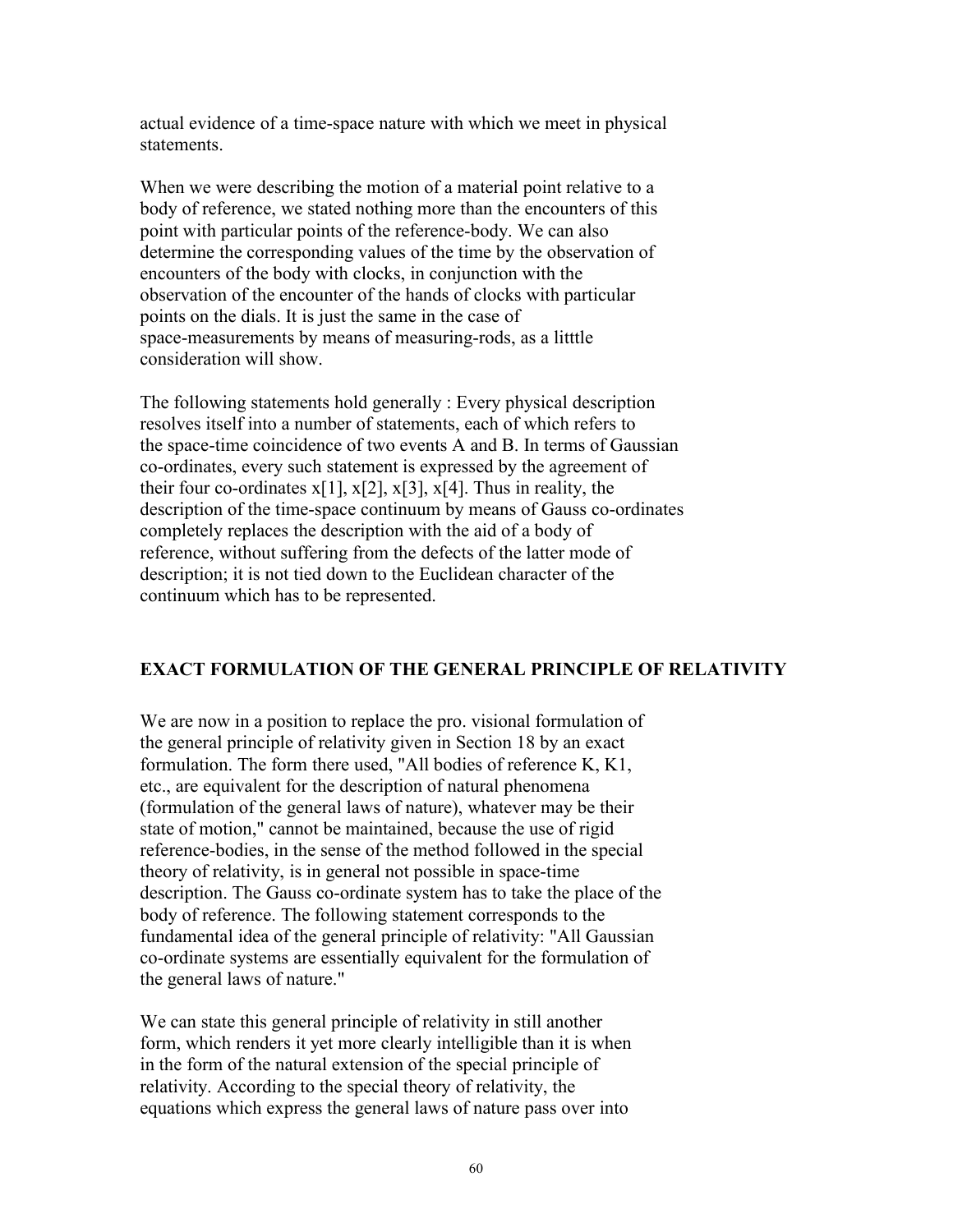actual evidence of a time-space nature with which we meet in physical statements.

When we were describing the motion of a material point relative to a body of reference, we stated nothing more than the encounters of this point with particular points of the reference-body. We can also determine the corresponding values of the time by the observation of encounters of the body with clocks, in conjunction with the observation of the encounter of the hands of clocks with particular points on the dials. It is just the same in the case of space-measurements by means of measuring-rods, as a litttle consideration will show.

The following statements hold generally : Every physical description resolves itself into a number of statements, each of which refers to the space-time coincidence of two events A and B. In terms of Gaussian co-ordinates, every such statement is expressed by the agreement of their four co-ordinates $x_1$, $x_2$, $x_3$, $x_4$. Thus in reality, the description of the time-space continuum by means of Gauss co-ordinates completely replaces the description with the aid of a body of reference, without suffering from the defects of the latter mode of description; it is not tied down to the Euclidean character of the continuum which has to be represented.

## EXACT FORMULATION OF THE GENERAL PRINCIPLE OF RELATIVITY

We are now in a position to replace the pro. visional formulation of the general principle of relativity given in Section 18 by an exact formulation. The form there used, "All bodies of reference K, K1, etc., are equivalent for the description of natural phenomena (formulation of the general laws of nature), whatever may be their state of motion," cannot be maintained, because the use of rigid reference-bodies, in the sense of the method followed in the special theory of relativity, is in general not possible in space-time description. The Gauss co-ordinate system has to take the place of the body of reference. The following statement corresponds to the fundamental idea of the general principle of relativity: "All Gaussian co-ordinate systems are essentially equivalent for the formulation of the general laws of nature."

We can state this general principle of relativity in still another form, which renders it yet more clearly intelligible than it is when in the form of the natural extension of the special principle of relativity. According to the special theory of relativity, the equations which express the general laws of nature pass over into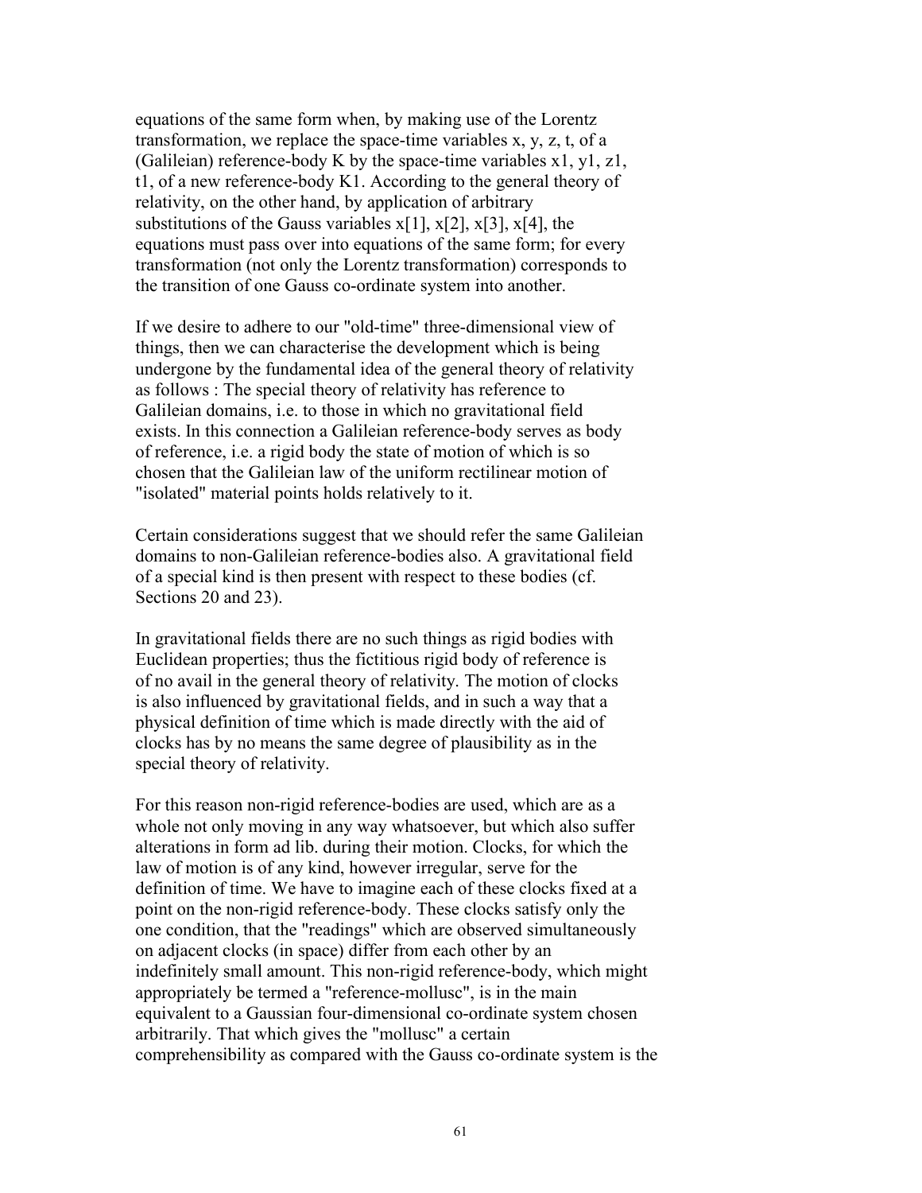equations of the same form when, by making use of the Lorentz transformation, we replace the space-time variables $x$, $y$, $z$, $t$, of a (Galileian) reference-body K by the space-time variables $x_1$, $y_1$, $z_1$, $t_1$, of a new reference-body $K_1$. According to the general theory of relativity, on the other hand, by application of arbitrary substitutions of the Gauss variables $x_1$, $x_2$, $x_3$, $x_4$, the equations must pass over into equations of the same form; for every transformation (not only the Lorentz transformation) corresponds to the transition of one Gauss co-ordinate system into another.

If we desire to adhere to our "old-time" three-dimensional view of things, then we can characterise the development which is being undergone by the fundamental idea of the general theory of relativity as follows : The special theory of relativity has reference to Galileian domains, i.e. to those in which no gravitational field exists. In this connection a Galileian reference-body serves as body of reference, i.e. a rigid body the state of motion of which is so chosen that the Galileian law of the uniform rectilinear motion of "isolated" material points holds relatively to it.

Certain considerations suggest that we should refer the same Galileian domains to non-Galileian reference-bodies also. A gravitational field of a special kind is then present with respect to these bodies (cf. Sections 20 and 23).

In gravitational fields there are no such things as rigid bodies with Euclidean properties; thus the fictitious rigid body of reference is of no avail in the general theory of relativity. The motion of clocks is also influenced by gravitational fields, and in such a way that a physical definition of time which is made directly with the aid of clocks has by no means the same degree of plausibility as in the special theory of relativity.

For this reason non-rigid reference-bodies are used, which are as a whole not only moving in any way whatsoever, but which also suffer alterations in form ad lib. during their motion. Clocks, for which the law of motion is of any kind, however irregular, serve for the definition of time. We have to imagine each of these clocks fixed at a point on the non-rigid reference-body. These clocks satisfy only the one condition, that the "readings" which are observed simultaneously on adjacent clocks (in space) differ from each other by an indefinitely small amount. This non-rigid reference-body, which might appropriately be termed a "reference-mollusc", is in the main equivalent to a Gaussian four-dimensional co-ordinate system chosen arbitrarily. That which gives the "mollusc" a certain comprehensibility as compared with the Gauss co-ordinate system is the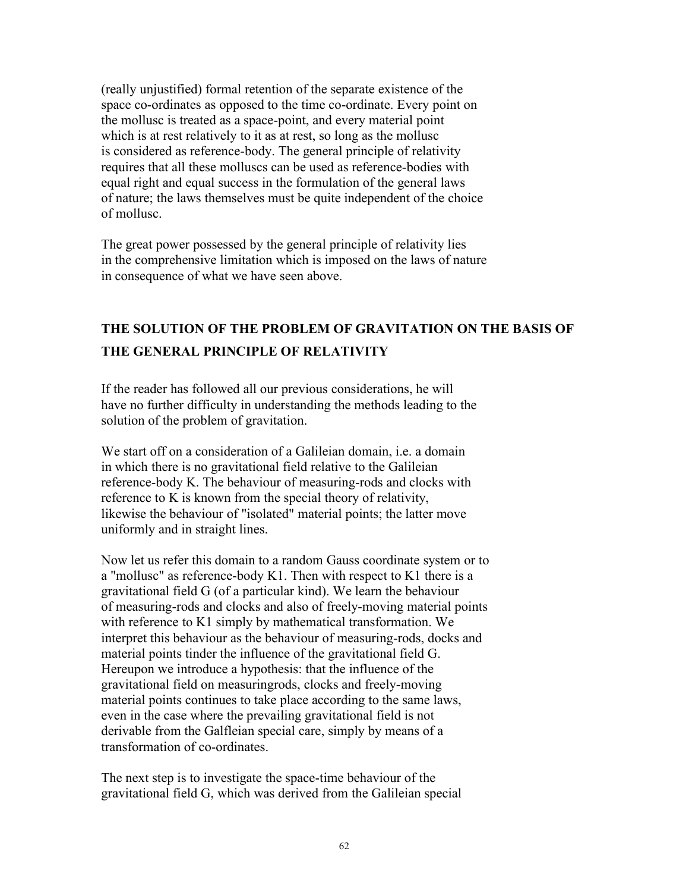(really unjustified) formal retention of the separate existence of the space co-ordinates as opposed to the time co-ordinate. Every point on the mollusc is treated as a space-point, and every material point which is at rest relatively to it as at rest, so long as the mollusc is considered as reference-body. The general principle of relativity requires that all these molluscs can be used as reference-bodies with equal right and equal success in the formulation of the general laws of nature; the laws themselves must be quite independent of the choice of mollusc.

The great power possessed by the general principle of relativity lies in the comprehensive limitation which is imposed on the laws of nature in consequence of what we have seen above.

## THE SOLUTION OF THE PROBLEM OF GRAVITATION ON THE BASIS OF THE GENERAL PRINCIPLE OF RELATIVITY

If the reader has followed all our previous considerations, he will have no further difficulty in understanding the methods leading to the solution of the problem of gravitation.

We start off on a consideration of a Galileian domain, i.e. a domain in which there is no gravitational field relative to the Galileian reference-body K. The behaviour of measuring-rods and clocks with reference to K is known from the special theory of relativity, likewise the behaviour of "isolated" material points; the latter move uniformly and in straight lines.

Now let us refer this domain to a random Gauss coordinate system or to a "mollusc" as reference-body K1. Then with respect to K1 there is a gravitational field G (of a particular kind). We learn the behaviour of measuring-rods and clocks and also of freely-moving material points with reference to K1 simply by mathematical transformation. We interpret this behaviour as the behaviour of measuring-rods, docks and material points tinder the influence of the gravitational field G. Hereupon we introduce a hypothesis: that the influence of the gravitational field on measuringrods, clocks and freely-moving material points continues to take place according to the same laws, even in the case where the prevailing gravitational field is not derivable from the Galfleian special care, simply by means of a transformation of co-ordinates.

The next step is to investigate the space-time behaviour of the gravitational field G, which was derived from the Galileian special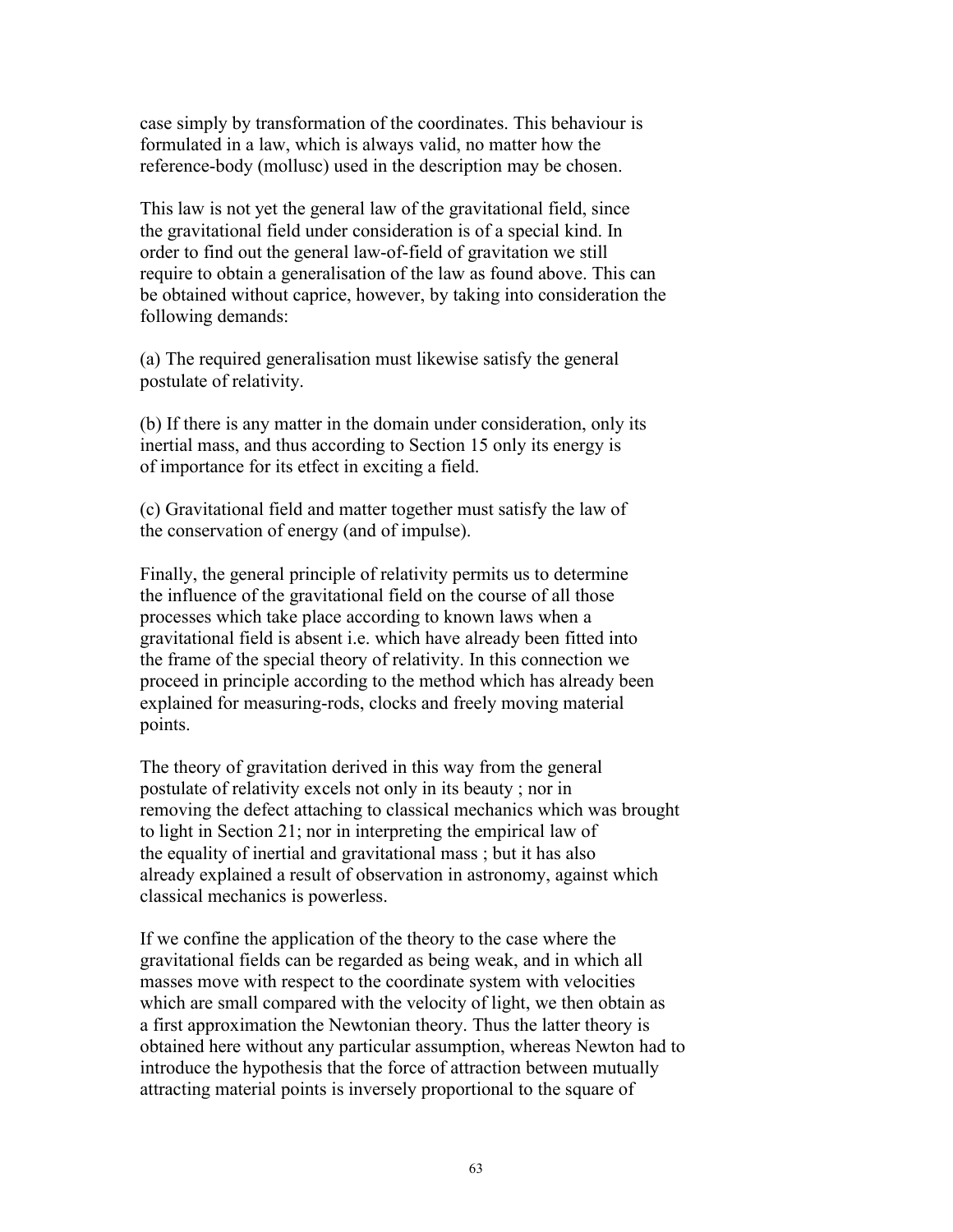case simply by transformation of the coordinates. This behaviour is formulated in a law, which is always valid, no matter how the reference-body (mollusc) used in the description may be chosen.

This law is not yet the general law of the gravitational field, since the gravitational field under consideration is of a special kind. In order to find out the general law-of-field of gravitation we still require to obtain a generalisation of the law as found above. This can be obtained without caprice, however, by taking into consideration the following demands:

(a) The required generalisation must likewise satisfy the general postulate of relativity.

(b) If there is any matter in the domain under consideration, only its inertial mass, and thus according to Section 15 only its energy is of importance for its etfect in exciting a field.

(c) Gravitational field and matter together must satisfy the law of the conservation of energy (and of impulse).

Finally, the general principle of relativity permits us to determine the influence of the gravitational field on the course of all those processes which take place according to known laws when a gravitational field is absent i.e. which have already been fitted into the frame of the special theory of relativity. In this connection we proceed in principle according to the method which has already been explained for measuring-rods, clocks and freely moving material points.

The theory of gravitation derived in this way from the general postulate of relativity excels not only in its beauty ; nor in removing the defect attaching to classical mechanics which was brought to light in Section 21; nor in interpreting the empirical law of the equality of inertial and gravitational mass ; but it has also already explained a result of observation in astronomy, against which classical mechanics is powerless.

If we confine the application of the theory to the case where the gravitational fields can be regarded as being weak, and in which all masses move with respect to the coordinate system with velocities which are small compared with the velocity of light, we then obtain as a first approximation the Newtonian theory. Thus the latter theory is obtained here without any particular assumption, whereas Newton had to introduce the hypothesis that the force of attraction between mutually attracting material points is inversely proportional to the square of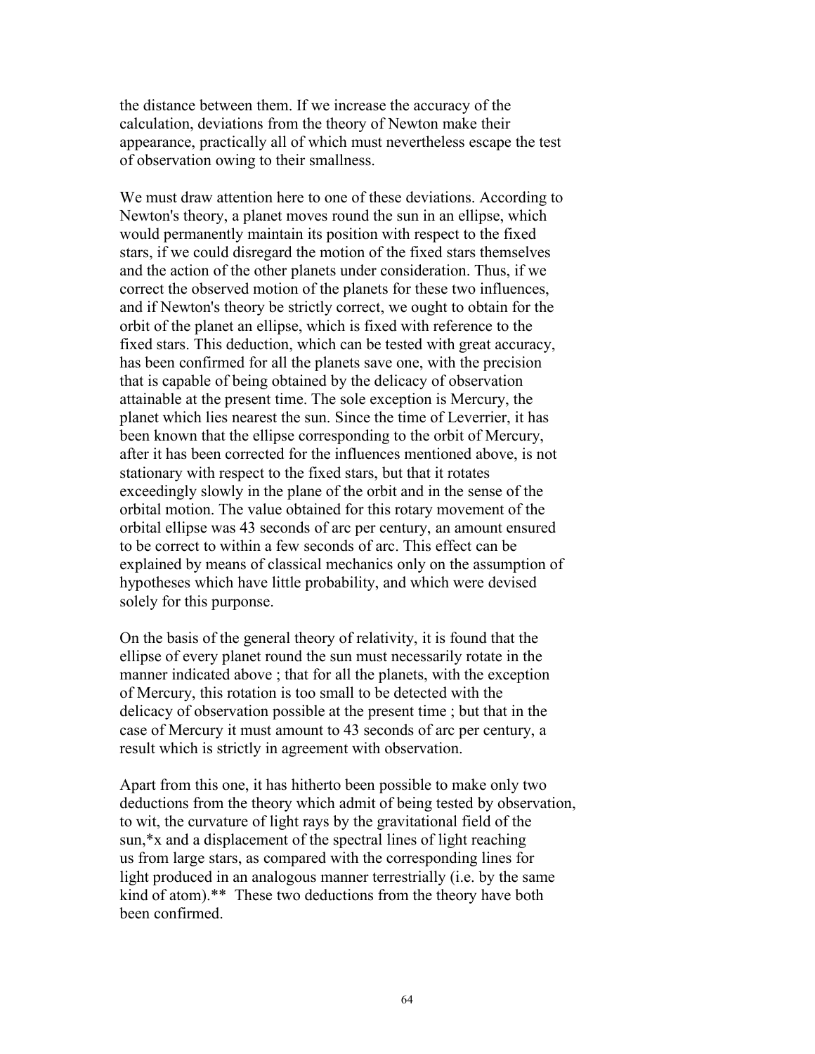the distance between them. If we increase the accuracy of the calculation, deviations from the theory of Newton make their appearance, practically all of which must nevertheless escape the test of observation owing to their smallness.

We must draw attention here to one of these deviations. According to Newton's theory, a planet moves round the sun in an ellipse, which would permanently maintain its position with respect to the fixed stars, if we could disregard the motion of the fixed stars themselves and the action of the other planets under consideration. Thus, if we correct the observed motion of the planets for these two influences, and if Newton's theory be strictly correct, we ought to obtain for the orbit of the planet an ellipse, which is fixed with reference to the fixed stars. This deduction, which can be tested with great accuracy, has been confirmed for all the planets save one, with the precision that is capable of being obtained by the delicacy of observation attainable at the present time. The sole exception is Mercury, the planet which lies nearest the sun. Since the time of Leverrier, it has been known that the ellipse corresponding to the orbit of Mercury, after it has been corrected for the influences mentioned above, is not stationary with respect to the fixed stars, but that it rotates exceedingly slowly in the plane of the orbit and in the sense of the orbital motion. The value obtained for this rotary movement of the orbital ellipse was 43 seconds of arc per century, an amount ensured to be correct to within a few seconds of arc. This effect can be explained by means of classical mechanics only on the assumption of hypotheses which have little probability, and which were devised solely for this purpose.

On the basis of the general theory of relativity, it is found that the ellipse of every planet round the sun must necessarily rotate in the manner indicated above ; that for all the planets, with the exception of Mercury, this rotation is too small to be detected with the delicacy of observation possible at the present time ; but that in the case of Mercury it must amount to 43 seconds of arc per century, a result which is strictly in agreement with observation.

Apart from this one, it has hitherto been possible to make only two deductions from the theory which admit of being tested by observation, to wit, the curvature of light rays by the gravitational field of the sun,*x and a displacement of the spectral lines of light reaching us from large stars, as compared with the corresponding lines for light produced in an analogous manner terrestrially (i.e. by the same kind of atom).** These two deductions from the theory have both been confirmed.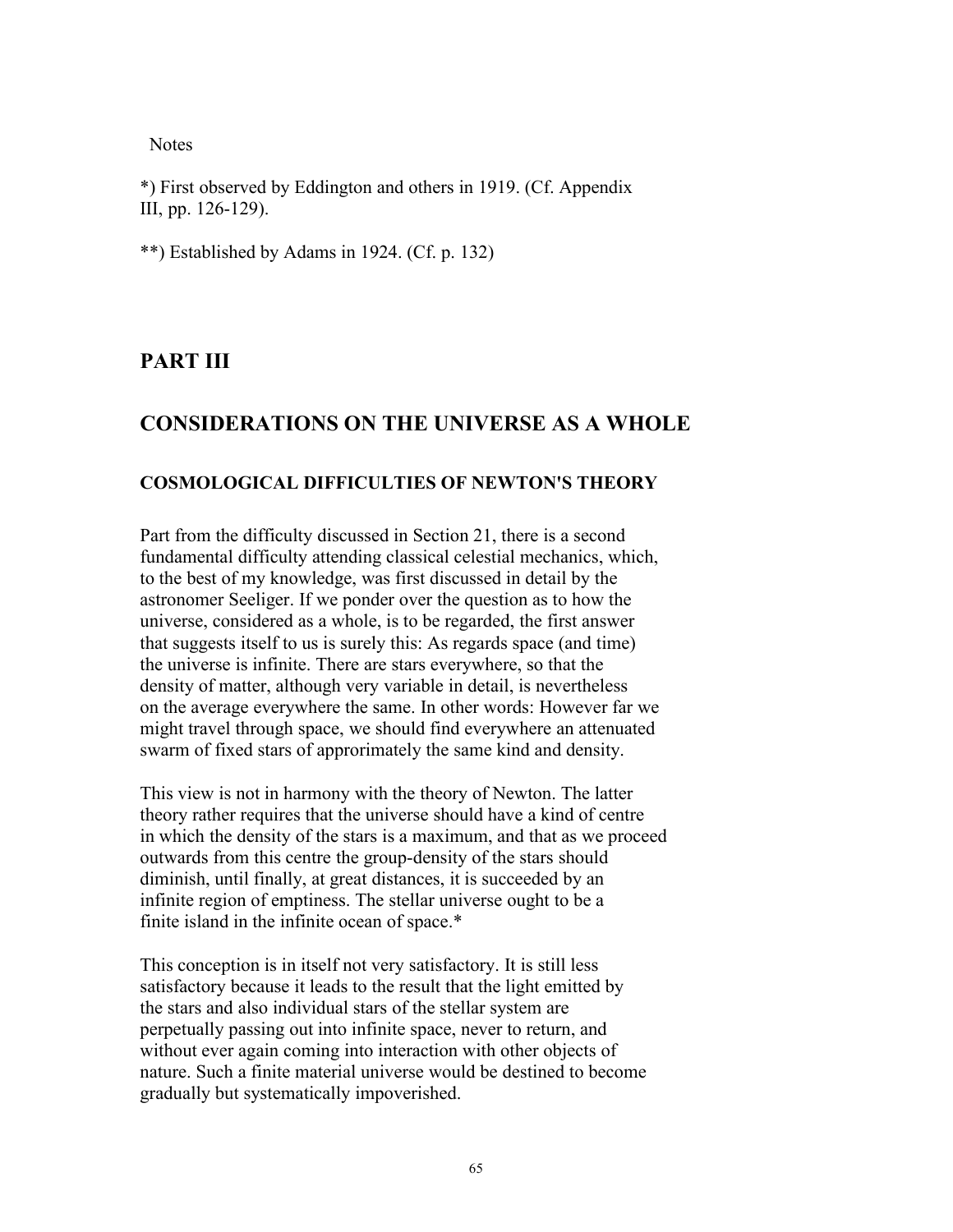Notes

*) First observed by Eddington and others in 1919. (Cf. Appendix III, pp. 126-129).

**) Established by Adams in 1924. (Cf. p. 132)

## PART III

## CONSIDERATIONS ON THE UNIVERSE AS A WHOLE

### COSMOLOGICAL DIFFICULTIES OF NEWTON'S THEORY

Part from the difficulty discussed in Section 21, there is a second fundamental difficulty attending classical celestial mechanics, which, to the best of my knowledge, was first discussed in detail by the astronomer Seeliger. If we ponder over the question as to how the universe, considered as a whole, is to be regarded, the first answer that suggests itself to us is surely this: As regards space (and time) the universe is infinite. There are stars everywhere, so that the density of matter, although very variable in detail, is nevertheless on the average everywhere the same. In other words: However far we might travel through space, we should find everywhere an attenuated swarm of fixed stars of approrimately the same kind and density.

This view is not in harmony with the theory of Newton. The latter theory rather requires that the universe should have a kind of centre in which the density of the stars is a maximum, and that as we proceed outwards from this centre the group-density of the stars should diminish, until finally, at great distances, it is succeeded by an infinite region of emptiness. The stellar universe ought to be a finite island in the infinite ocean of space.*

This conception is in itself not very satisfactory. It is still less satisfactory because it leads to the result that the light emitted by the stars and also individual stars of the stellar system are perpetually passing out into infinite space, never to return, and without ever again coming into interaction with other objects of nature. Such a finite material universe would be destined to become gradually but systematically impoverished.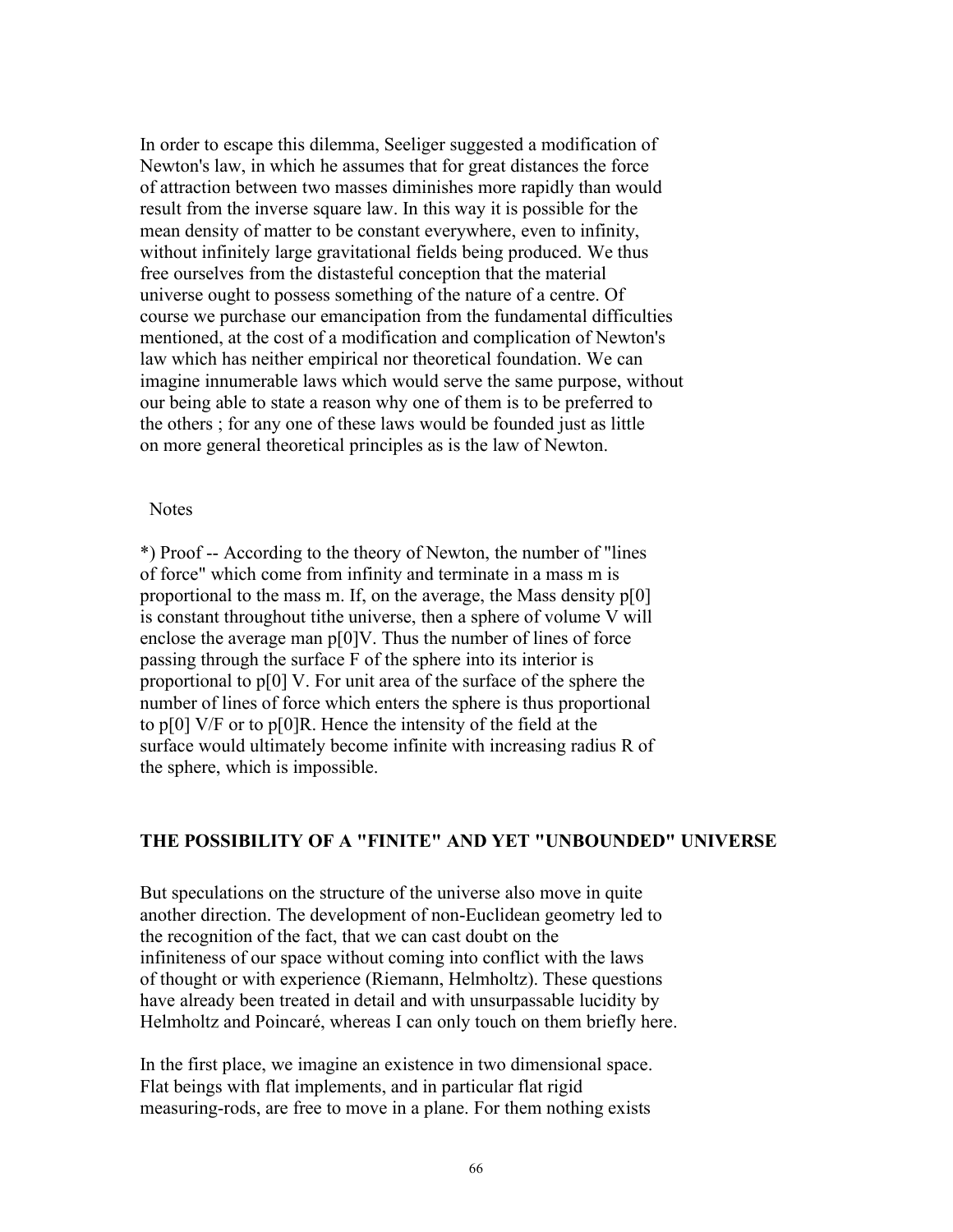In order to escape this dilemma, Seeliger suggested a modification of Newton's law, in which he assumes that for great distances the force of attraction between two masses diminishes more rapidly than would result from the inverse square law. In this way it is possible for the mean density of matter to be constant everywhere, even to infinity, without infinitely large gravitational fields being produced. We thus free ourselves from the distasteful conception that the material universe ought to possess something of the nature of a centre. Of course we purchase our emancipation from the fundamental difficulties mentioned, at the cost of a modification and complication of Newton's law which has neither empirical nor theoretical foundation. We can imagine innumerable laws which would serve the same purpose, without our being able to state a reason why one of them is to be preferred to the others ; for any one of these laws would be founded just as little on more general theoretical principles as is the law of Newton.

Notes

*) Proof -- According to the theory of Newton, the number of "lines of force" which come from infinity and terminate in a mass m is proportional to the mass m. If, on the average, the Mass density p[0] is constant throughout tithe universe, then a sphere of volume V will enclose the average man p[0]V. Thus the number of lines of force passing through the surface F of the sphere into its interior is proportional to p[0] V. For unit area of the surface of the sphere the number of lines of force which enters the sphere is thus proportional to p[0] V/F or to p[0]R. Hence the intensity of the field at the surface would ultimately become infinite with increasing radius R of the sphere, which is impossible.

## THE POSSIBILITY OF A "FINITE" AND YET "UNBOUNDED" UNIVERSE

But speculations on the structure of the universe also move in quite another direction. The development of non-Euclidean geometry led to the recognition of the fact, that we can cast doubt on the infiniteness of our space without coming into conflict with the laws of thought or with experience (Riemann, Helmholtz). These questions have already been treated in detail and with unsurpassable lucidity by Helmholtz and Poincaré, whereas I can only touch on them briefly here.

In the first place, we imagine an existence in two dimensional space. Flat beings with flat implements, and in particular flat rigid measuring-rods, are free to move in a plane. For them nothing exists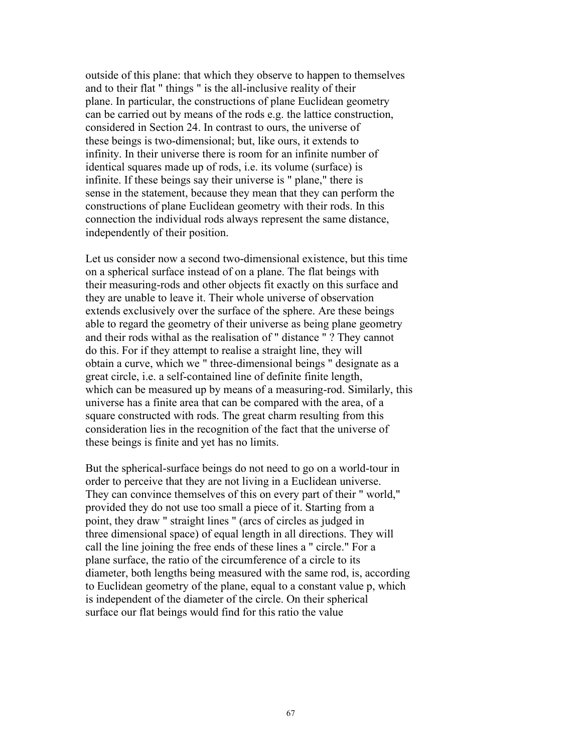outside of this plane: that which they observe to happen to themselves and to their flat " things " is the all-inclusive reality of their plane. In particular, the constructions of plane Euclidean geometry can be carried out by means of the rods e.g. the lattice construction, considered in Section 24. In contrast to ours, the universe of these beings is two-dimensional; but, like ours, it extends to infinity. In their universe there is room for an infinite number of identical squares made up of rods, i.e. its volume (surface) is infinite. If these beings say their universe is " plane," there is sense in the statement, because they mean that they can perform the constructions of plane Euclidean geometry with their rods. In this connection the individual rods always represent the same distance, independently of their position.

Let us consider now a second two-dimensional existence, but this time on a spherical surface instead of on a plane. The flat beings with their measuring-rods and other objects fit exactly on this surface and they are unable to leave it. Their whole universe of observation extends exclusively over the surface of the sphere. Are these beings able to regard the geometry of their universe as being plane geometry and their rods withal as the realisation of " distance " ? They cannot do this. For if they attempt to realise a straight line, they will obtain a curve, which we " three-dimensional beings " designate as a great circle, i.e. a self-contained line of definite finite length, which can be measured up by means of a measuring-rod. Similarly, this universe has a finite area that can be compared with the area, of a square constructed with rods. The great charm resulting from this consideration lies in the recognition of the fact that the universe of these beings is finite and yet has no limits.

But the spherical-surface beings do not need to go on a world-tour in order to perceive that they are not living in a Euclidean universe. They can convince themselves of this on every part of their " world," provided they do not use too small a piece of it. Starting from a point, they draw " straight lines " (arcs of circles as judged in three dimensional space) of equal length in all directions. They will call the line joining the free ends of these lines a " circle." For a plane surface, the ratio of the circumference of a circle to its diameter, both lengths being measured with the same rod, is, according to Euclidean geometry of the plane, equal to a constant value p, which is independent of the diameter of the circle. On their spherical surface our flat beings would find for this ratio the value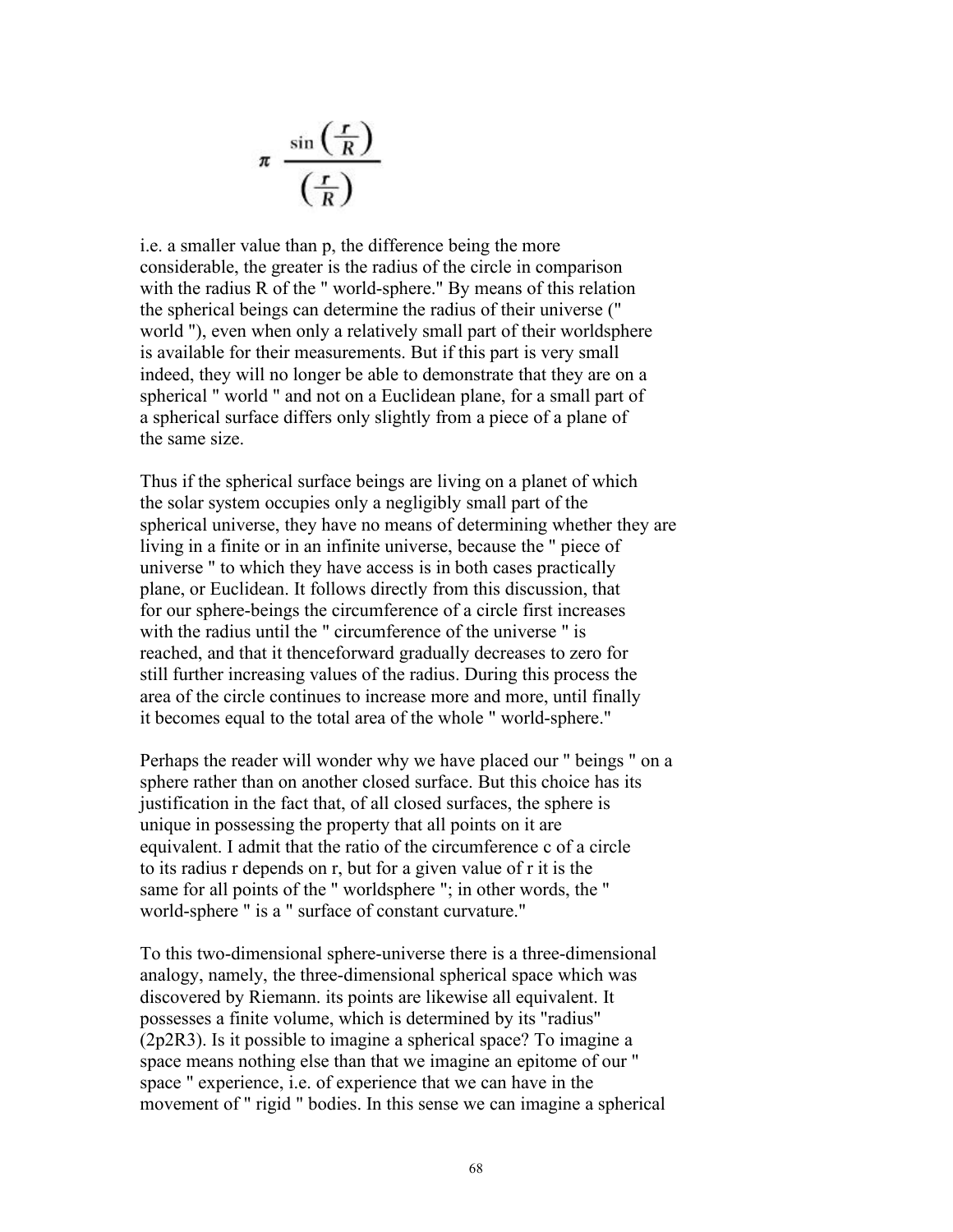$$\pi \frac{\sin\left(\frac{r}{R}\right)}{\left(\frac{r}{R}\right)}$$

i.e. a smaller value than p, the difference being the more considerable, the greater is the radius of the circle in comparison with the radius R of the " world-sphere." By means of this relation the spherical beings can determine the radius of their universe (" world "), even when only a relatively small part of their worldsphere is available for their measurements. But if this part is very small indeed, they will no longer be able to demonstrate that they are on a spherical " world " and not on a Euclidean plane, for a small part of a spherical surface differs only slightly from a piece of a plane of the same size.

Thus if the spherical surface beings are living on a planet of which the solar system occupies only a negligibly small part of the spherical universe, they have no means of determining whether they are living in a finite or in an infinite universe, because the " piece of universe " to which they have access is in both cases practically plane, or Euclidean. It follows directly from this discussion, that for our sphere-beings the circumference of a circle first increases with the radius until the " circumference of the universe " is reached, and that it thenceforward gradually decreases to zero for still further increasing values of the radius. During this process the area of the circle continues to increase more and more, until finally it becomes equal to the total area of the whole " world-sphere."

Perhaps the reader will wonder why we have placed our " beings " on a sphere rather than on another closed surface. But this choice has its justification in the fact that, of all closed surfaces, the sphere is unique in possessing the property that all points on it are equivalent. I admit that the ratio of the circumference c of a circle to its radius r depends on r, but for a given value of r it is the same for all points of the " worldsphere "; in other words, the " world-sphere " is a " surface of constant curvature."

To this two-dimensional sphere-universe there is a three-dimensional analogy, namely, the three-dimensional spherical space which was discovered by Riemann. its points are likewise all equivalent. It possesses a finite volume, which is determined by its "radius" (2p2R3). Is it possible to imagine a spherical space? To imagine a space means nothing else than that we imagine an epitome of our " space " experience, i.e. of experience that we can have in the movement of " rigid " bodies. In this sense we can imagine a spherical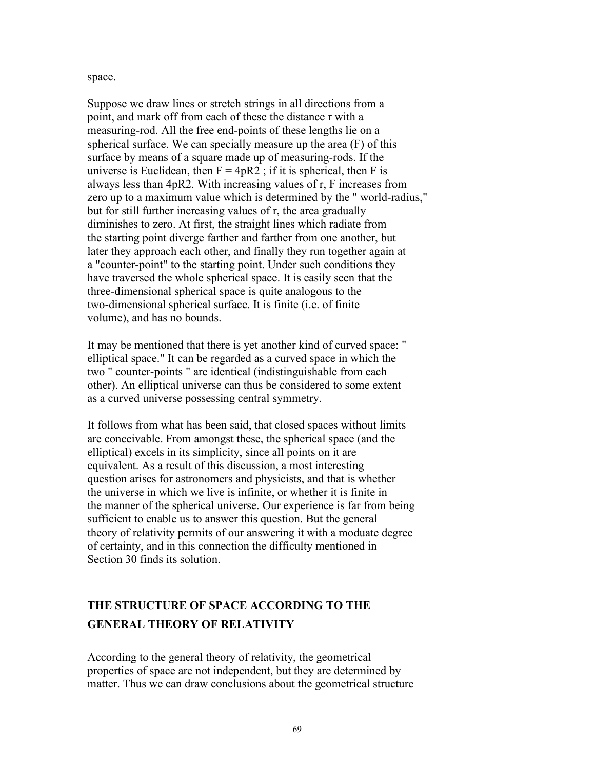space.

Suppose we draw lines or stretch strings in all directions from a point, and mark off from each of these the distance r with a measuring-rod. All the free end-points of these lengths lie on a spherical surface. We can specially measure up the area (F) of this surface by means of a square made up of measuring-rods. If the universe is Euclidean, then $F = 4pR2$ ; if it is spherical, then F is always less than 4pR2. With increasing values of r, F increases from zero up to a maximum value which is determined by the " world-radius," but for still further increasing values of r, the area gradually diminishes to zero. At first, the straight lines which radiate from the starting point diverge farther and farther from one another, but later they approach each other, and finally they run together again at a "counter-point" to the starting point. Under such conditions they have traversed the whole spherical space. It is easily seen that the three-dimensional spherical space is quite analogous to the two-dimensional spherical surface. It is finite (i.e. of finite volume), and has no bounds.

It may be mentioned that there is yet another kind of curved space: " elliptical space." It can be regarded as a curved space in which the two " counter-points " are identical (indistinguishable from each other). An elliptical universe can thus be considered to some extent as a curved universe possessing central symmetry.

It follows from what has been said, that closed spaces without limits are conceivable. From amongst these, the spherical space (and the elliptical) excels in its simplicity, since all points on it are equivalent. As a result of this discussion, a most interesting question arises for astronomers and physicists, and that is whether the universe in which we live is infinite, or whether it is finite in the manner of the spherical universe. Our experience is far from being sufficient to enable us to answer this question. But the general theory of relativity permits of our answering it with a moduate degree of certainty, and in this connection the difficulty mentioned in Section 30 finds its solution.

## THE STRUCTURE OF SPACE ACCORDING TO THE GENERAL THEORY OF RELATIVITY

According to the general theory of relativity, the geometrical properties of space are not independent, but they are determined by matter. Thus we can draw conclusions about the geometrical structure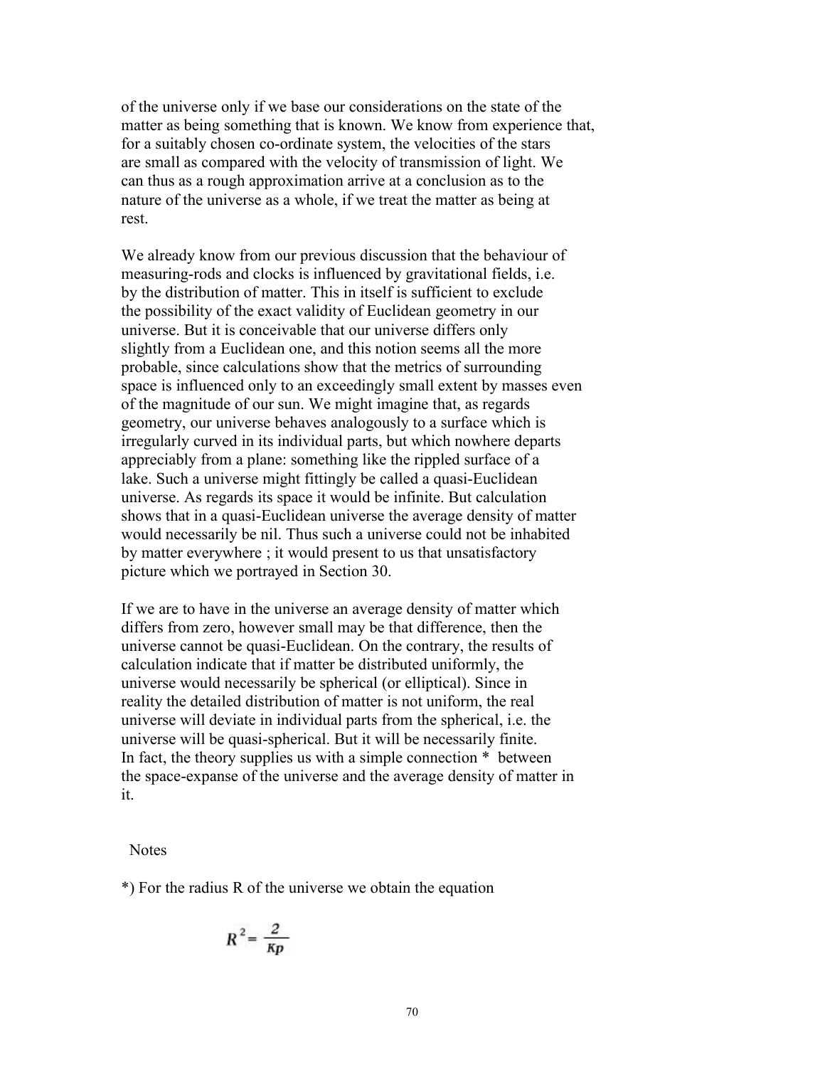of the universe only if we base our considerations on the state of the matter as being something that is known. We know from experience that, for a suitably chosen co-ordinate system, the velocities of the stars are small as compared with the velocity of transmission of light. We can thus as a rough approximation arrive at a conclusion as to the nature of the universe as a whole, if we treat the matter as being at rest.

We already know from our previous discussion that the behaviour of measuring-rods and clocks is influenced by gravitational fields, i.e. by the distribution of matter. This in itself is sufficient to exclude the possibility of the exact validity of Euclidean geometry in our universe. But it is conceivable that our universe differs only slightly from a Euclidean one, and this notion seems all the more probable, since calculations show that the metrics of surrounding space is influenced only to an exceedingly small extent by masses even of the magnitude of our sun. We might imagine that, as regards geometry, our universe behaves analogously to a surface which is irregularly curved in its individual parts, but which nowhere departs appreciably from a plane: something like the rippled surface of a lake. Such a universe might fittingly be called a quasi-Euclidean universe. As regards its space it would be infinite. But calculation shows that in a quasi-Euclidean universe the average density of matter would necessarily be nil. Thus such a universe could not be inhabited by matter everywhere ; it would present to us that unsatisfactory picture which we portrayed in Section 30.

If we are to have in the universe an average density of matter which differs from zero, however small may be that difference, then the universe cannot be quasi-Euclidean. On the contrary, the results of calculation indicate that if matter be distributed uniformly, the universe would necessarily be spherical (or elliptical). Since in reality the detailed distribution of matter is not uniform, the real universe will deviate in individual parts from the spherical, i.e. the universe will be quasi-spherical. But it will be necessarily finite. In fact, the theory supplies us with a simple connection * between the space-expanse of the universe and the average density of matter in it.

Notes

*) For the radius R of the universe we obtain the equation

$$R^2 = \frac{2}{\kappa \rho}$$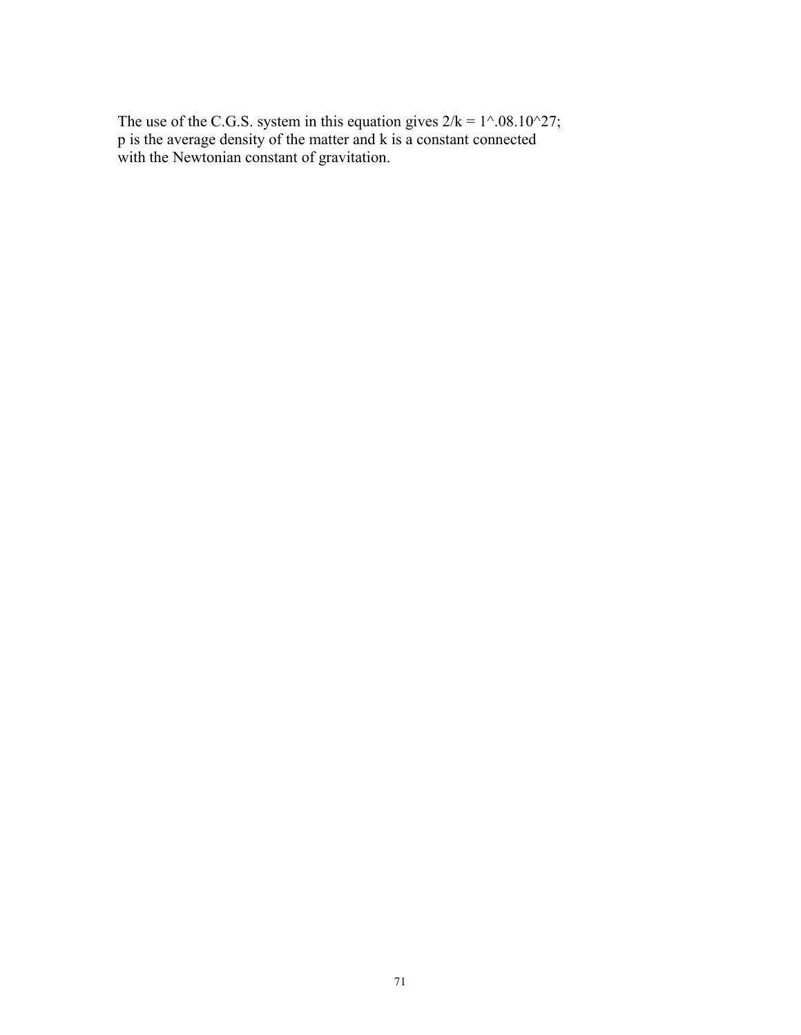The use of the C.G.S. system in this equation gives $2/k = 1^{.}08.10^{27}$; p is the average density of the matter and k is a constant connected with the Newtonian constant of gravitation.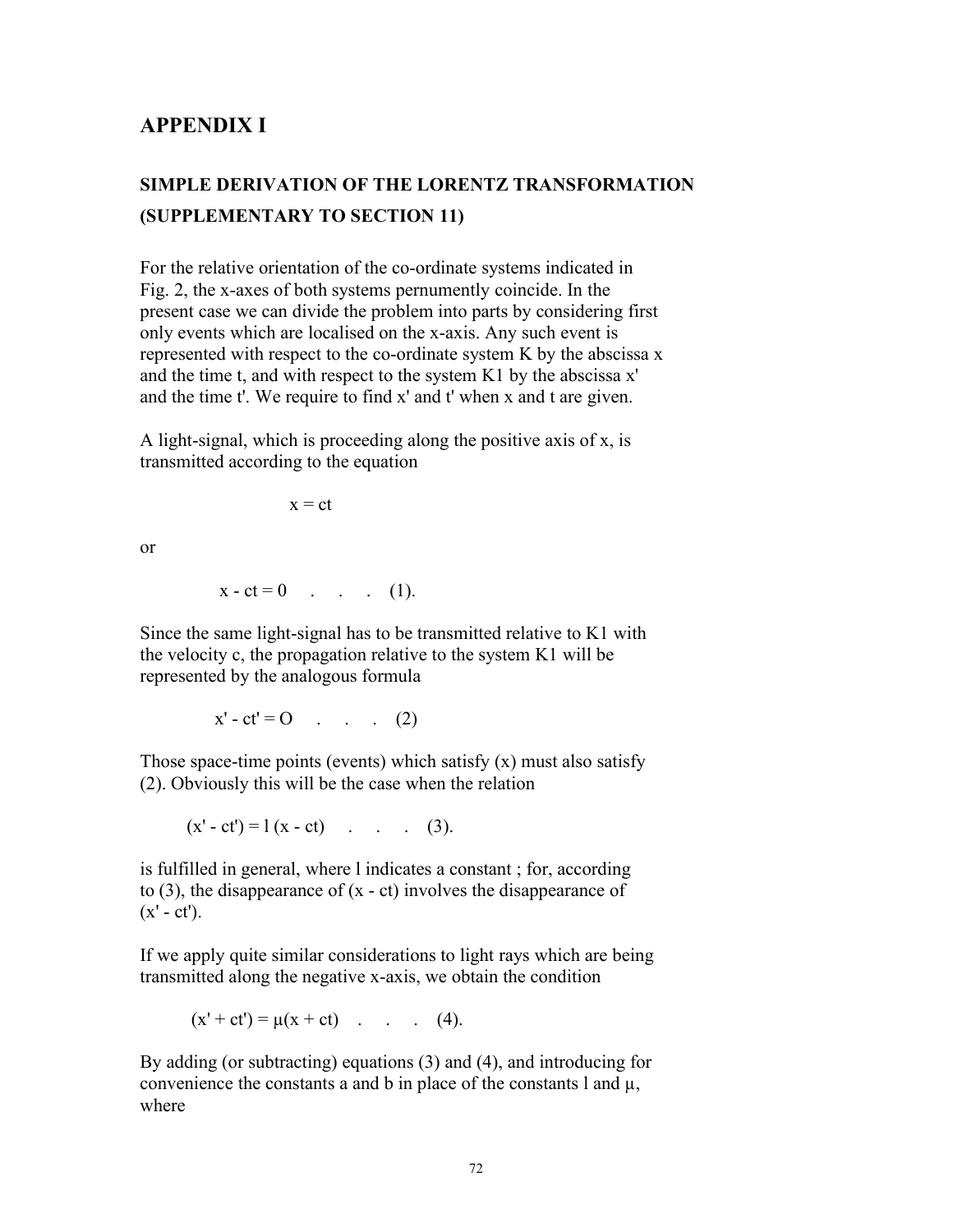## APPENDIX I

### SIMPLE DERIVATION OF THE LORENTZ TRANSFORMATION (SUPPLEMENTARY TO SECTION 11)

For the relative orientation of the co-ordinate systems indicated in Fig. 2, the x-axes of both systems pernumently coincide. In the present case we can divide the problem into parts by considering first only events which are localised on the x-axis. Any such event is represented with respect to the co-ordinate system K by the abscissa x and the time t, and with respect to the system K1 by the abscissa x' and the time t'. We require to find x' and t' when x and t are given.

A light-signal, which is proceeding along the positive axis of x, is transmitted according to the equation

$$x = ct$$

or

$$x - ct = 0 \quad . \quad . \quad . \quad (1).$$

Since the same light-signal has to be transmitted relative to K1 with the velocity c, the propagation relative to the system K1 will be represented by the analogous formula

$$x' - ct' = O \quad . \quad . \quad . \quad (2)$$

Those space-time points (events) which satisfy (x) must also satisfy (2). Obviously this will be the case when the relation

$$(x' - ct') = l\,(x - ct) \quad . \quad . \quad . \quad (3).$$

is fulfilled in general, where l indicates a constant ; for, according to (3), the disappearance of $(x - ct)$ involves the disappearance of $(x' - ct')$.

If we apply quite similar considerations to light rays which are being transmitted along the negative x-axis, we obtain the condition

$$(x' + ct') = \mu(x + ct) \quad . \quad . \quad . \quad (4).$$

By adding (or subtracting) equations (3) and (4), and introducing for convenience the constants a and b in place of the constants l and $\mu$, where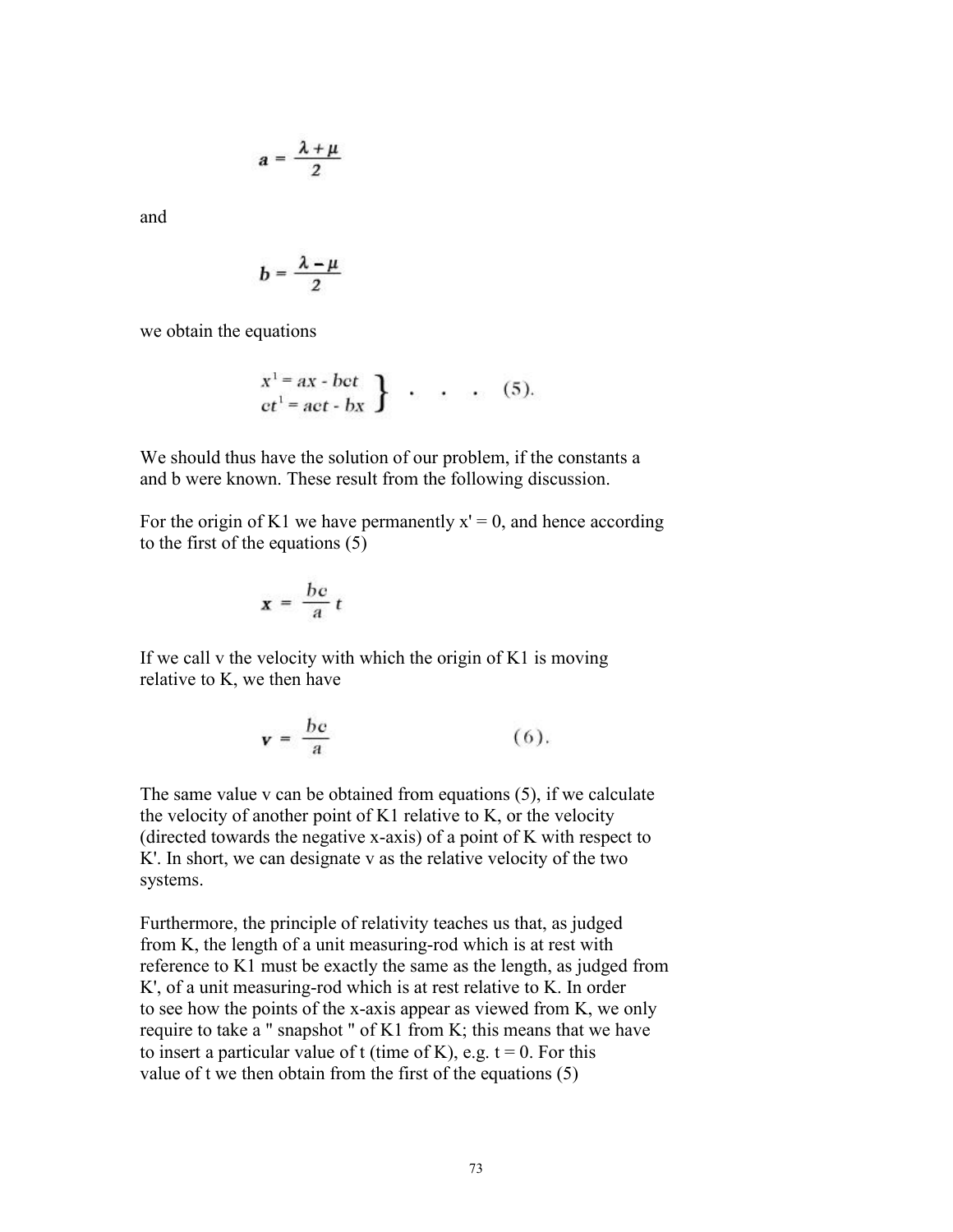$$a = \frac{\lambda + \mu}{2}$$

and

$$b = \frac{\lambda - \mu}{2}$$

we obtain the equations

$$\left. \begin{aligned} x^1 &= ax - bct \\ ct^1 &= act - bx \end{aligned} \right\} \quad . \quad . \quad . \quad (5).$$

We should thus have the solution of our problem, if the constants a and b were known. These result from the following discussion.

For the origin of K1 we have permanently x' = 0, and hence according to the first of the equations (5)

$$x = \frac{bc}{a} t$$

If we call v the velocity with which the origin of K1 is moving relative to K, we then have

$$v = \frac{bc}{a} \qquad (6).$$

The same value v can be obtained from equations (5), if we calculate the velocity of another point of K1 relative to K, or the velocity (directed towards the negative x-axis) of a point of K with respect to K'. In short, we can designate v as the relative velocity of the two systems.

Furthermore, the principle of relativity teaches us that, as judged from K, the length of a unit measuring-rod which is at rest with reference to K1 must be exactly the same as the length, as judged from K', of a unit measuring-rod which is at rest relative to K. In order to see how the points of the x-axis appear as viewed from K, we only require to take a " snapshot " of K1 from K; this means that we have to insert a particular value of t (time of K), e.g. t = 0. For this value of t we then obtain from the first of the equations (5)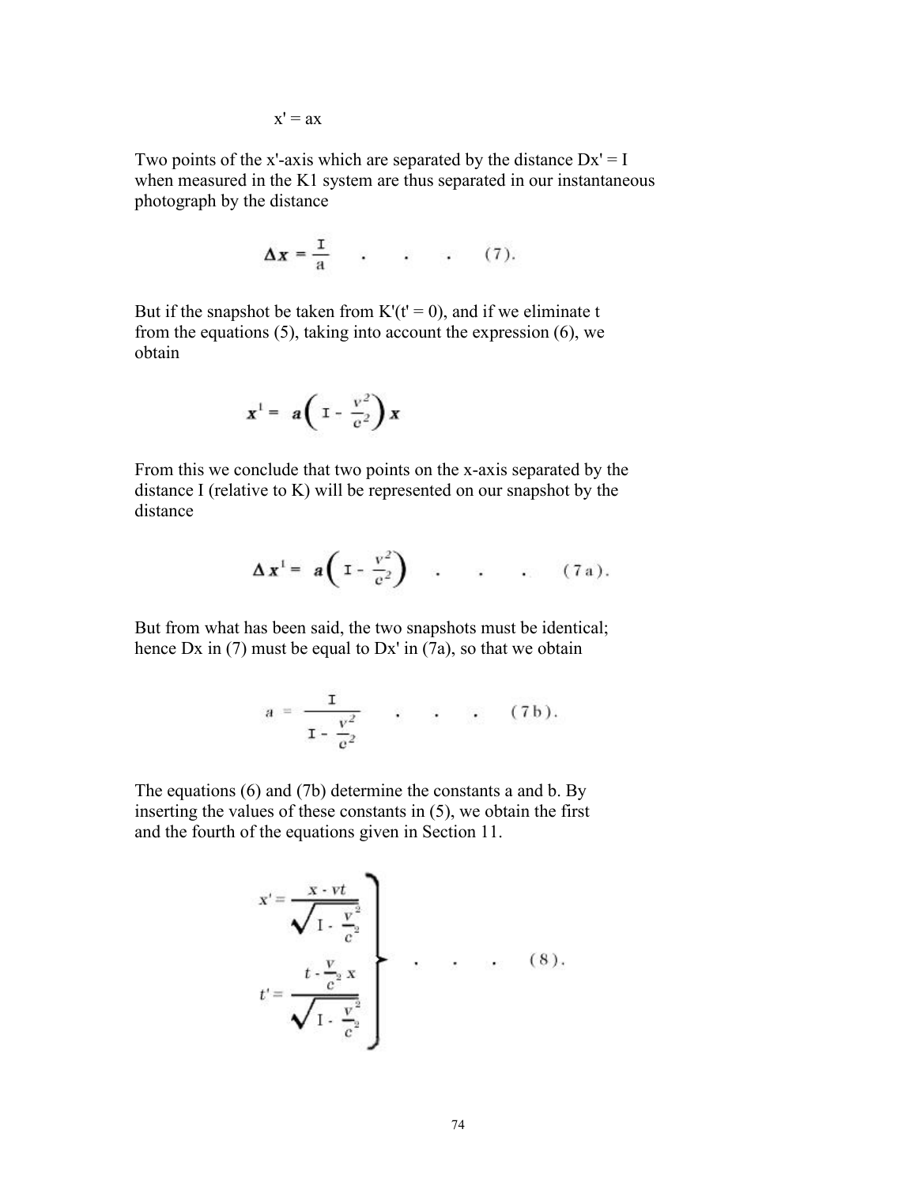$$x' = ax$$

Two points of the x'-axis which are separated by the distance $Dx' = I$ when measured in the K1 system are thus separated in our instantaneous photograph by the distance

$$\Delta x = \frac{I}{a} \quad . \quad . \quad . \quad (7).$$

But if the snapshot be taken from $K'(t' = 0)$, and if we eliminate t from the equations (5), taking into account the expression (6), we obtain

$$x^1 = a\left(I - \frac{v^2}{c^2}\right)x$$

From this we conclude that two points on the x-axis separated by the distance I (relative to K) will be represented on our snapshot by the distance

$$\Delta x^1 = a\left(I - \frac{v^2}{c^2}\right) \quad . \quad . \quad . \quad (7a).$$

But from what has been said, the two snapshots must be identical; hence Dx in (7) must be equal to Dx' in (7a), so that we obtain

$$a = \frac{I}{I - \frac{v^2}{c^2}} \quad . \quad . \quad . \quad (7b).$$

The equations (6) and (7b) determine the constants a and b. By inserting the values of these constants in (5), we obtain the first and the fourth of the equations given in Section 11.

$$\left.\begin{aligned} x' &= \frac{x - vt}{\sqrt{I - \frac{v^2}{c^2}}} \\ t' &= \frac{t - \frac{v}{c^2}x}{\sqrt{I - \frac{v^2}{c^2}}} \end{aligned}\right\} \quad . \quad . \quad . \quad (8).$$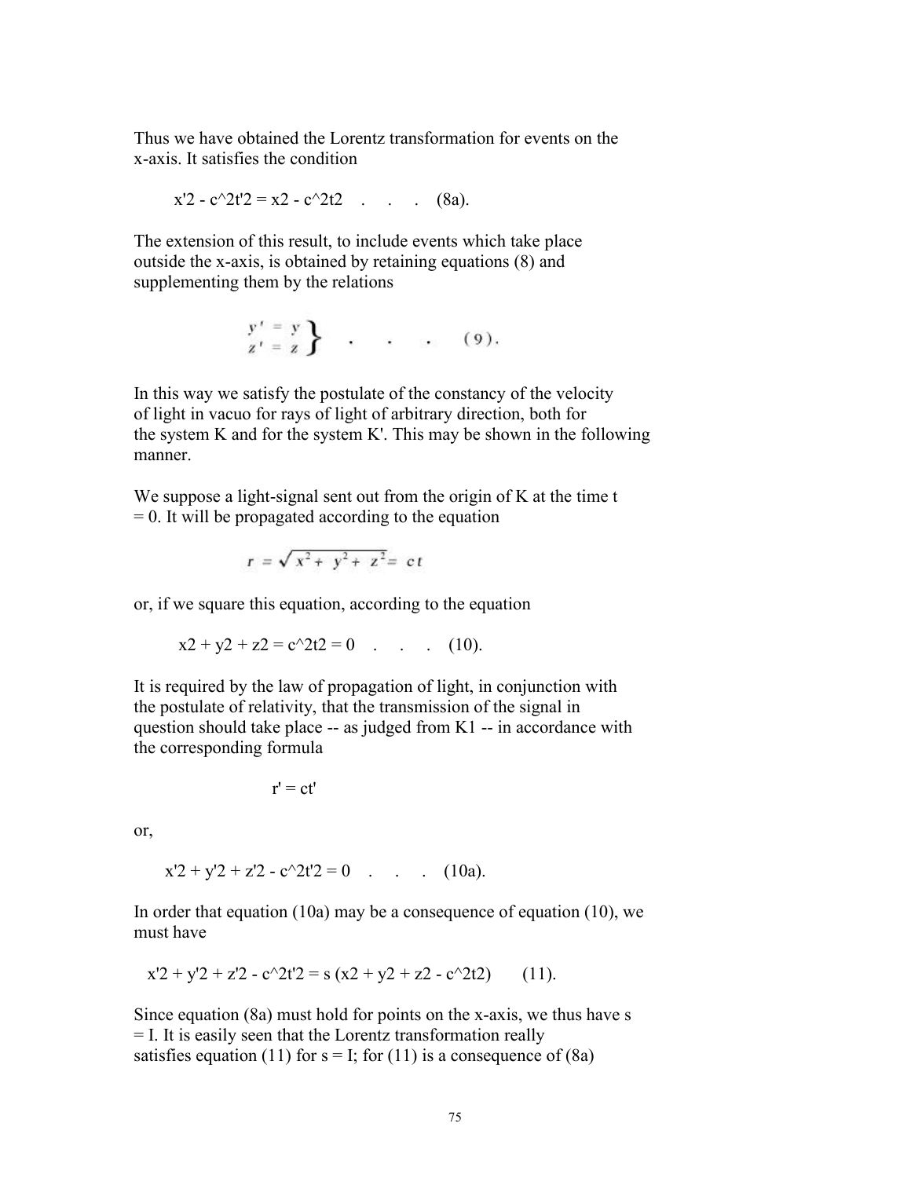Thus we have obtained the Lorentz transformation for events on the x-axis. It satisfies the condition

$$x'^2 - c^2t'^2 = x^2 - c^2t^2 \quad . \quad . \quad . \quad (8a).$$

The extension of this result, to include events which take place outside the x-axis, is obtained by retaining equations (8) and supplementing them by the relations

$$\left.\begin{array}{l} y' = y \\ z' = z \end{array}\right\} \quad . \quad . \quad . \quad (9).$$

In this way we satisfy the postulate of the constancy of the velocity of light in vacuo for rays of light of arbitrary direction, both for the system K and for the system K'. This may be shown in the following manner.

We suppose a light-signal sent out from the origin of K at the time t = 0. It will be propagated according to the equation

$$r = \sqrt{x^2 + y^2 + z^2} = ct$$

or, if we square this equation, according to the equation

$$x^2 + y^2 + z^2 = c^2t^2 = 0 \quad . \quad . \quad . \quad (10).$$

It is required by the law of propagation of light, in conjunction with the postulate of relativity, that the transmission of the signal in question should take place -- as judged from K1 -- in accordance with the corresponding formula

$$r' = ct'$$

or,

$$x'^2 + y'^2 + z'^2 - c^2t'^2 = 0 \quad . \quad . \quad . \quad (10a).$$

In order that equation (10a) may be a consequence of equation (10), we must have

$$x'^2 + y'^2 + z'^2 - c^2t'^2 = s\,(x^2 + y^2 + z^2 - c^2t^2) \qquad (11).$$

Since equation (8a) must hold for points on the x-axis, we thus have s = I. It is easily seen that the Lorentz transformation really satisfies equation (11) for s = I; for (11) is a consequence of (8a)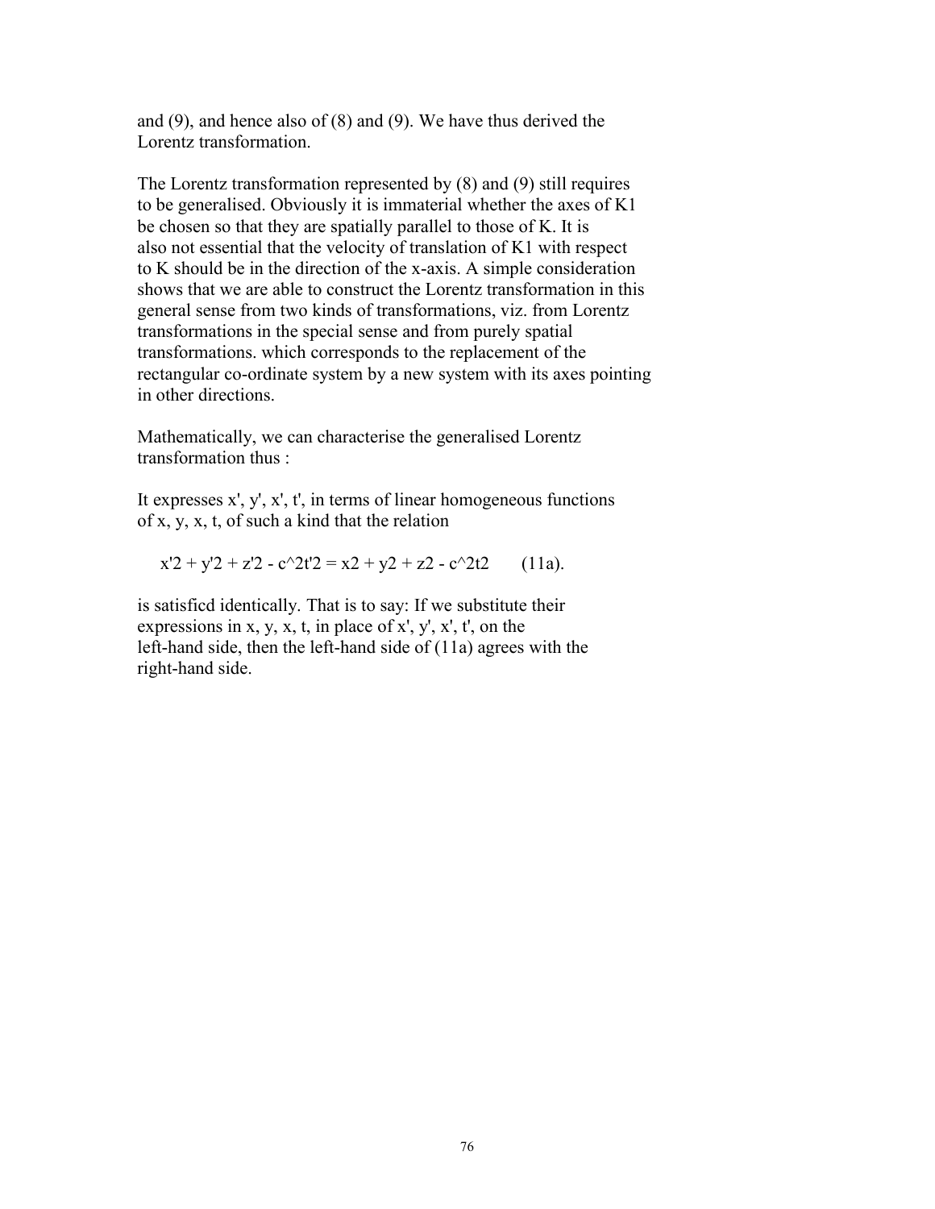and (9), and hence also of (8) and (9). We have thus derived the Lorentz transformation.

The Lorentz transformation represented by (8) and (9) still requires to be generalised. Obviously it is immaterial whether the axes of K1 be chosen so that they are spatially parallel to those of K. It is also not essential that the velocity of translation of K1 with respect to K should be in the direction of the x-axis. A simple consideration shows that we are able to construct the Lorentz transformation in this general sense from two kinds of transformations, viz. from Lorentz transformations in the special sense and from purely spatial transformations. which corresponds to the replacement of the rectangular co-ordinate system by a new system with its axes pointing in other directions.

Mathematically, we can characterise the generalised Lorentz transformation thus :

It expresses x', y', x', t', in terms of linear homogeneous functions of x, y, x, t, of such a kind that the relation

$$x'^2 + y'^2 + z'^2 - c^2t'^2 = x^2 + y^2 + z^2 - c^2t^2 \qquad \text{(11a).}$$

is satisficd identically. That is to say: If we substitute their expressions in x, y, x, t, in place of x', y', x', t', on the left-hand side, then the left-hand side of (11a) agrees with the right-hand side.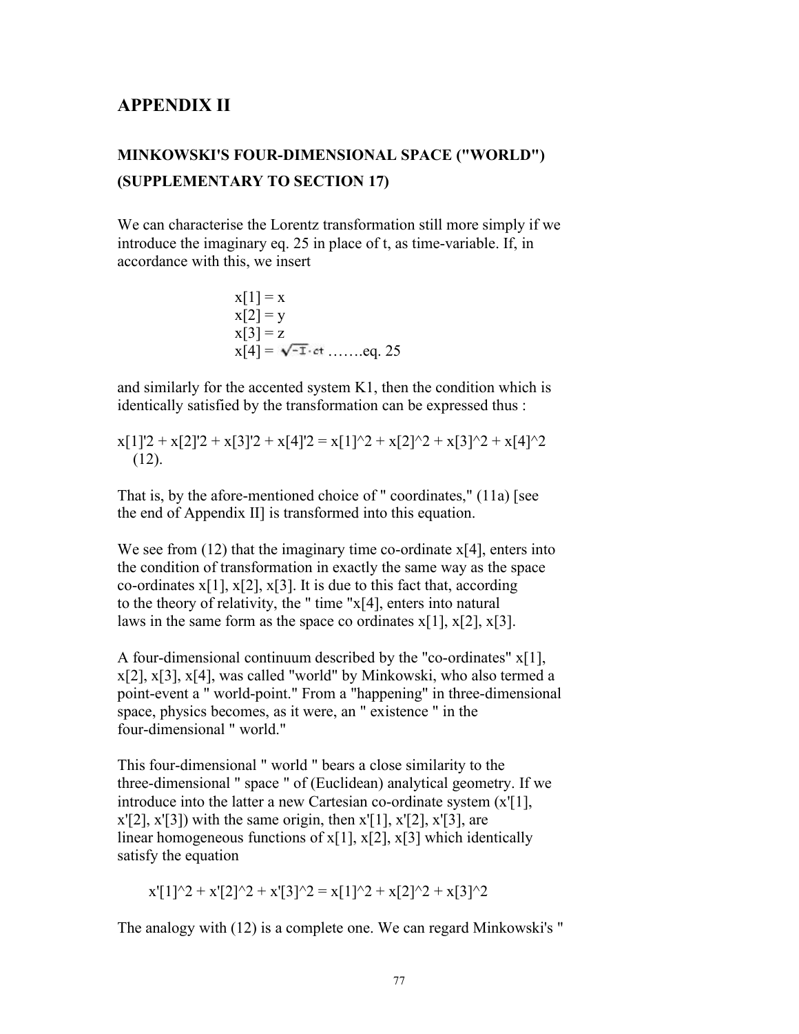## APPENDIX II

### MINKOWSKI'S FOUR-DIMENSIONAL SPACE ("WORLD") (SUPPLEMENTARY TO SECTION 17)

We can characterise the Lorentz transformation still more simply if we introduce the imaginary eq. 25 in place of t, as time-variable. If, in accordance with this, we insert

$$x_1 = x$$
$$x_2 = y$$
$$x_3 = z$$
$$x_4 = \sqrt{-1} \cdot ct \quad \text{.......eq. 25}$$

and similarly for the accented system K1, then the condition which is identically satisfied by the transformation can be expressed thus :

$$x_1'^2 + x_2'^2 + x_3'^2 + x_4'^2 = x_1^2 + x_2^2 + x_3^2 + x_4^2 \quad (12).$$

That is, by the afore-mentioned choice of " coordinates," (11a) [see the end of Appendix II] is transformed into this equation.

We see from (12) that the imaginary time co-ordinate $x_4$, enters into the condition of transformation in exactly the same way as the space co-ordinates $x_1$, $x_2$, $x_3$. It is due to this fact that, according to the theory of relativity, the " time "$x_4$, enters into natural laws in the same form as the space co ordinates $x_1$, $x_2$, $x_3$.

A four-dimensional continuum described by the "co-ordinates" $x_1$, $x_2$, $x_3$, $x_4$, was called "world" by Minkowski, who also termed a point-event a " world-point." From a "happening" in three-dimensional space, physics becomes, as it were, an " existence " in the four-dimensional " world."

This four-dimensional " world " bears a close similarity to the three-dimensional " space " of (Euclidean) analytical geometry. If we introduce into the latter a new Cartesian co-ordinate system ($x'_1$, $x'_2$, $x'_3$) with the same origin, then $x'_1$, $x'_2$, $x'_3$, are linear homogeneous functions of $x_1$, $x_2$, $x_3$ which identically satisfy the equation

$$x_1'^2 + x_2'^2 + x_3'^2 = x_1^2 + x_2^2 + x_3^2$$

The analogy with (12) is a complete one. We can regard Minkowski's "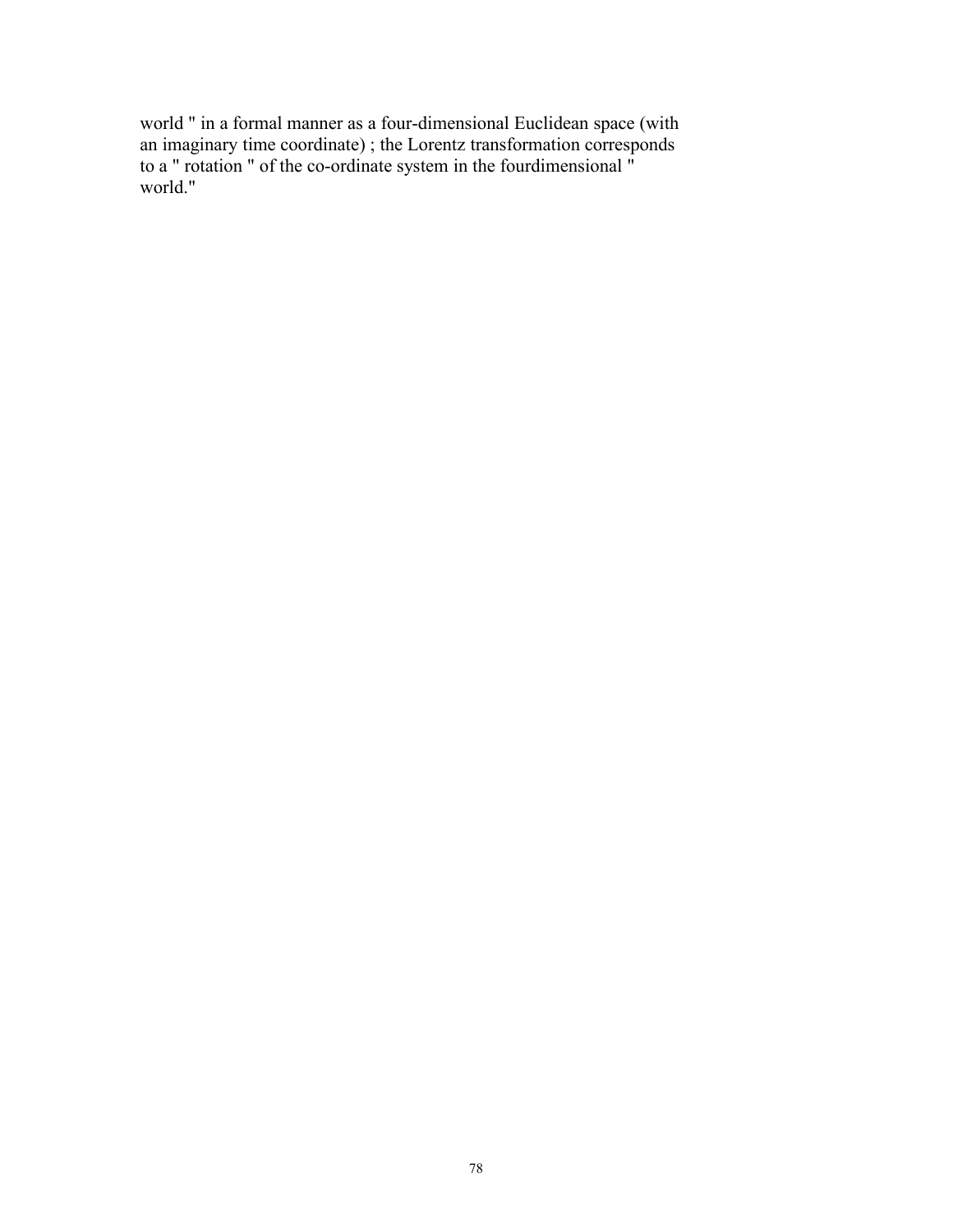world " in a formal manner as a four-dimensional Euclidean space (with an imaginary time coordinate) ; the Lorentz transformation corresponds to a " rotation " of the co-ordinate system in the fourdimensional " world."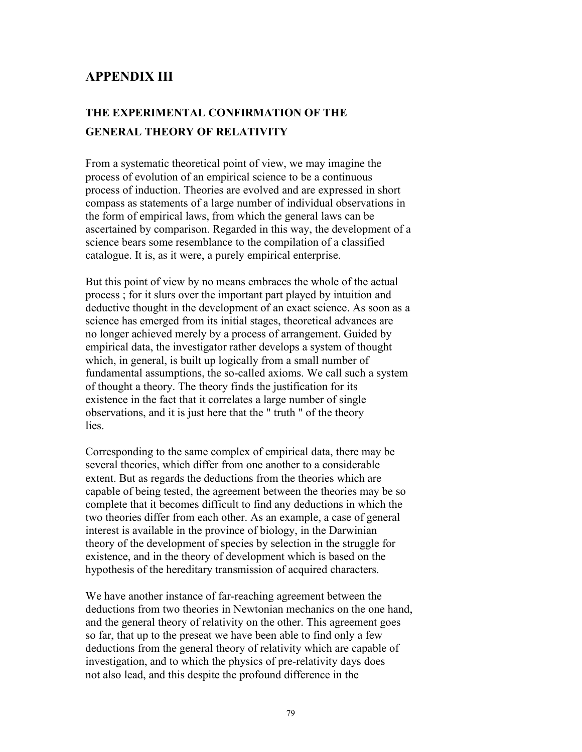## APPENDIX III

### THE EXPERIMENTAL CONFIRMATION OF THE GENERAL THEORY OF RELATIVITY

From a systematic theoretical point of view, we may imagine the process of evolution of an empirical science to be a continuous process of induction. Theories are evolved and are expressed in short compass as statements of a large number of individual observations in the form of empirical laws, from which the general laws can be ascertained by comparison. Regarded in this way, the development of a science bears some resemblance to the compilation of a classified catalogue. It is, as it were, a purely empirical enterprise.

But this point of view by no means embraces the whole of the actual process ; for it slurs over the important part played by intuition and deductive thought in the development of an exact science. As soon as a science has emerged from its initial stages, theoretical advances are no longer achieved merely by a process of arrangement. Guided by empirical data, the investigator rather develops a system of thought which, in general, is built up logically from a small number of fundamental assumptions, the so-called axioms. We call such a system of thought a theory. The theory finds the justification for its existence in the fact that it correlates a large number of single observations, and it is just here that the " truth " of the theory lies.

Corresponding to the same complex of empirical data, there may be several theories, which differ from one another to a considerable extent. But as regards the deductions from the theories which are capable of being tested, the agreement between the theories may be so complete that it becomes difficult to find any deductions in which the two theories differ from each other. As an example, a case of general interest is available in the province of biology, in the Darwinian theory of the development of species by selection in the struggle for existence, and in the theory of development which is based on the hypothesis of the hereditary transmission of acquired characters.

We have another instance of far-reaching agreement between the deductions from two theories in Newtonian mechanics on the one hand, and the general theory of relativity on the other. This agreement goes so far, that up to the preseat we have been able to find only a few deductions from the general theory of relativity which are capable of investigation, and to which the physics of pre-relativity days does not also lead, and this despite the profound difference in the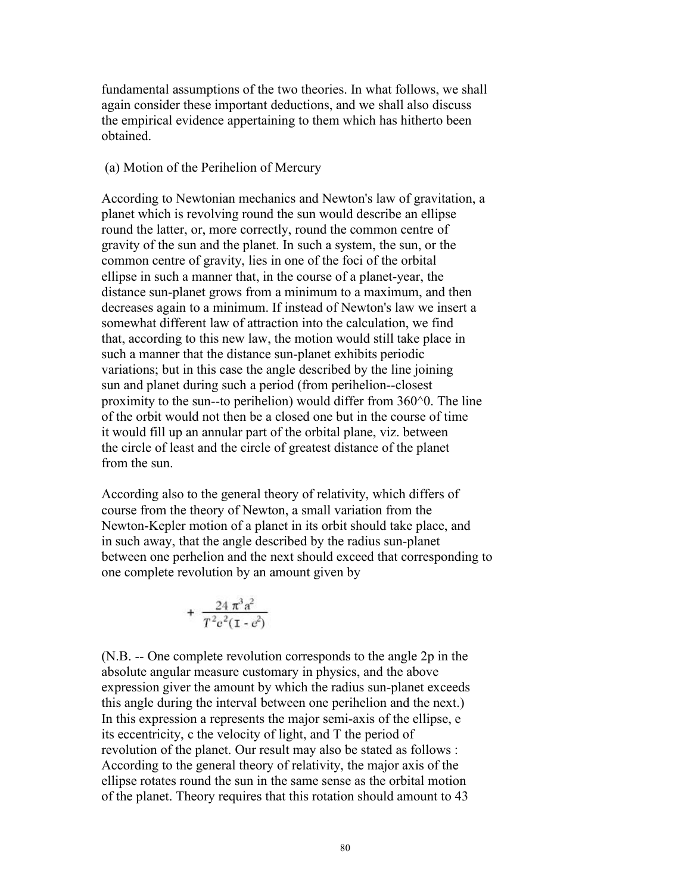fundamental assumptions of the two theories. In what follows, we shall again consider these important deductions, and we shall also discuss the empirical evidence appertaining to them which has hitherto been obtained.

(a) Motion of the Perihelion of Mercury

According to Newtonian mechanics and Newton's law of gravitation, a planet which is revolving round the sun would describe an ellipse round the latter, or, more correctly, round the common centre of gravity of the sun and the planet. In such a system, the sun, or the common centre of gravity, lies in one of the foci of the orbital ellipse in such a manner that, in the course of a planet-year, the distance sun-planet grows from a minimum to a maximum, and then decreases again to a minimum. If instead of Newton's law we insert a somewhat different law of attraction into the calculation, we find that, according to this new law, the motion would still take place in such a manner that the distance sun-planet exhibits periodic variations; but in this case the angle described by the line joining sun and planet during such a period (from perihelion--closest proximity to the sun--to perihelion) would differ from 360^0. The line of the orbit would not then be a closed one but in the course of time it would fill up an annular part of the orbital plane, viz. between the circle of least and the circle of greatest distance of the planet from the sun.

According also to the general theory of relativity, which differs of course from the theory of Newton, a small variation from the Newton-Kepler motion of a planet in its orbit should take place, and in such away, that the angle described by the radius sun-planet between one perhelion and the next should exceed that corresponding to one complete revolution by an amount given by

$$+ \frac{24\pi^3 a^2}{T^2 c^2 (1 - e^2)}$$

(N.B. -- One complete revolution corresponds to the angle 2p in the absolute angular measure customary in physics, and the above expression giver the amount by which the radius sun-planet exceeds this angle during the interval between one perihelion and the next.) In this expression a represents the major semi-axis of the ellipse, e its eccentricity, c the velocity of light, and T the period of revolution of the planet. Our result may also be stated as follows : According to the general theory of relativity, the major axis of the ellipse rotates round the sun in the same sense as the orbital motion of the planet. Theory requires that this rotation should amount to 43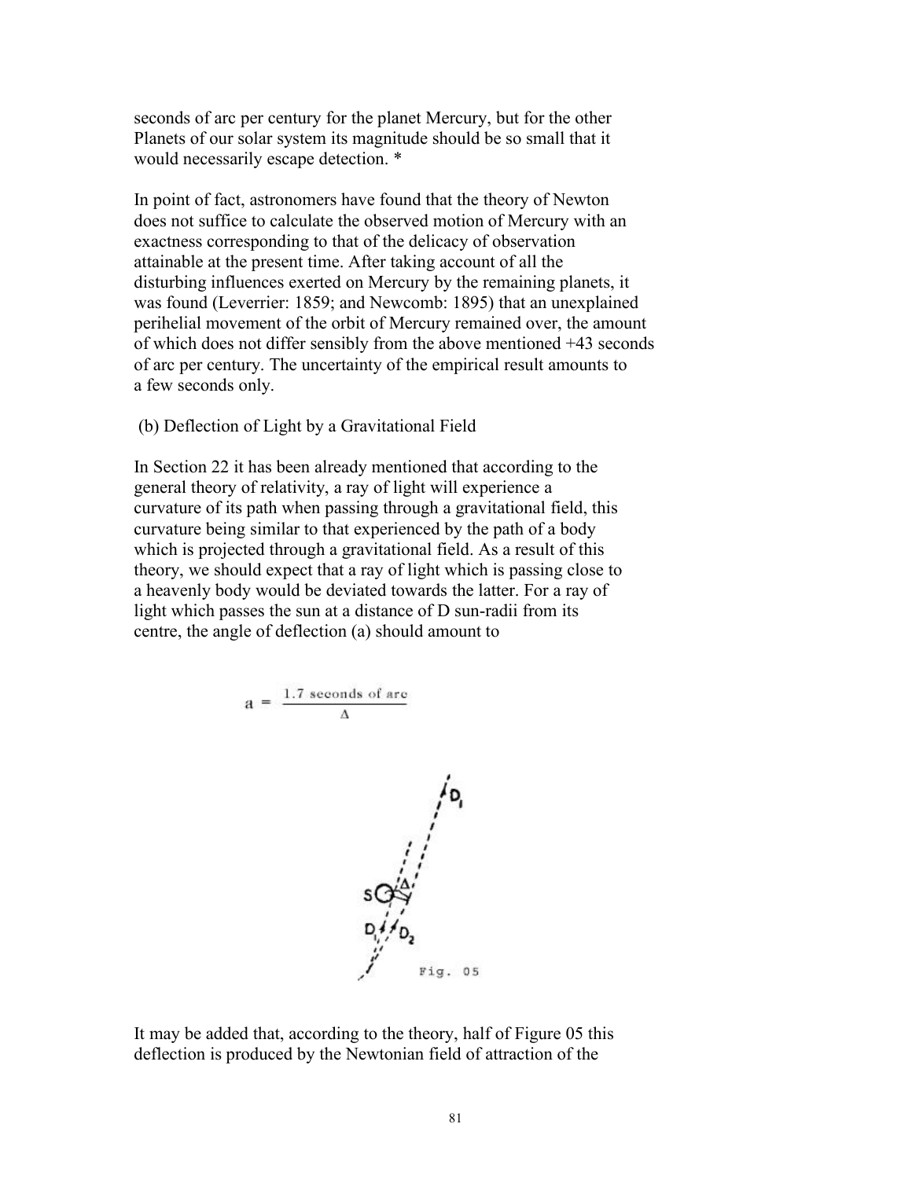seconds of arc per century for the planet Mercury, but for the other Planets of our solar system its magnitude should be so small that it would necessarily escape detection. *

In point of fact, astronomers have found that the theory of Newton does not suffice to calculate the observed motion of Mercury with an exactness corresponding to that of the delicacy of observation attainable at the present time. After taking account of all the disturbing influences exerted on Mercury by the remaining planets, it was found (Leverrier: 1859; and Newcomb: 1895) that an unexplained perihelial movement of the orbit of Mercury remained over, the amount of which does not differ sensibly from the above mentioned +43 seconds of arc per century. The uncertainty of the empirical result amounts to a few seconds only.

(b) Deflection of Light by a Gravitational Field

In Section 22 it has been already mentioned that according to the general theory of relativity, a ray of light will experience a curvature of its path when passing through a gravitational field, this curvature being similar to that experienced by the path of a body which is projected through a gravitational field. As a result of this theory, we should expect that a ray of light which is passing close to a heavenly body would be deviated towards the latter. For a ray of light which passes the sun at a distance of D sun-radii from its centre, the angle of deflection (a) should amount to

$$a = \frac{1.7 \text{ seconds of arc}}{\Delta}$$

Fig. 05

It may be added that, according to the theory, half of Figure 05 this deflection is produced by the Newtonian field of attraction of the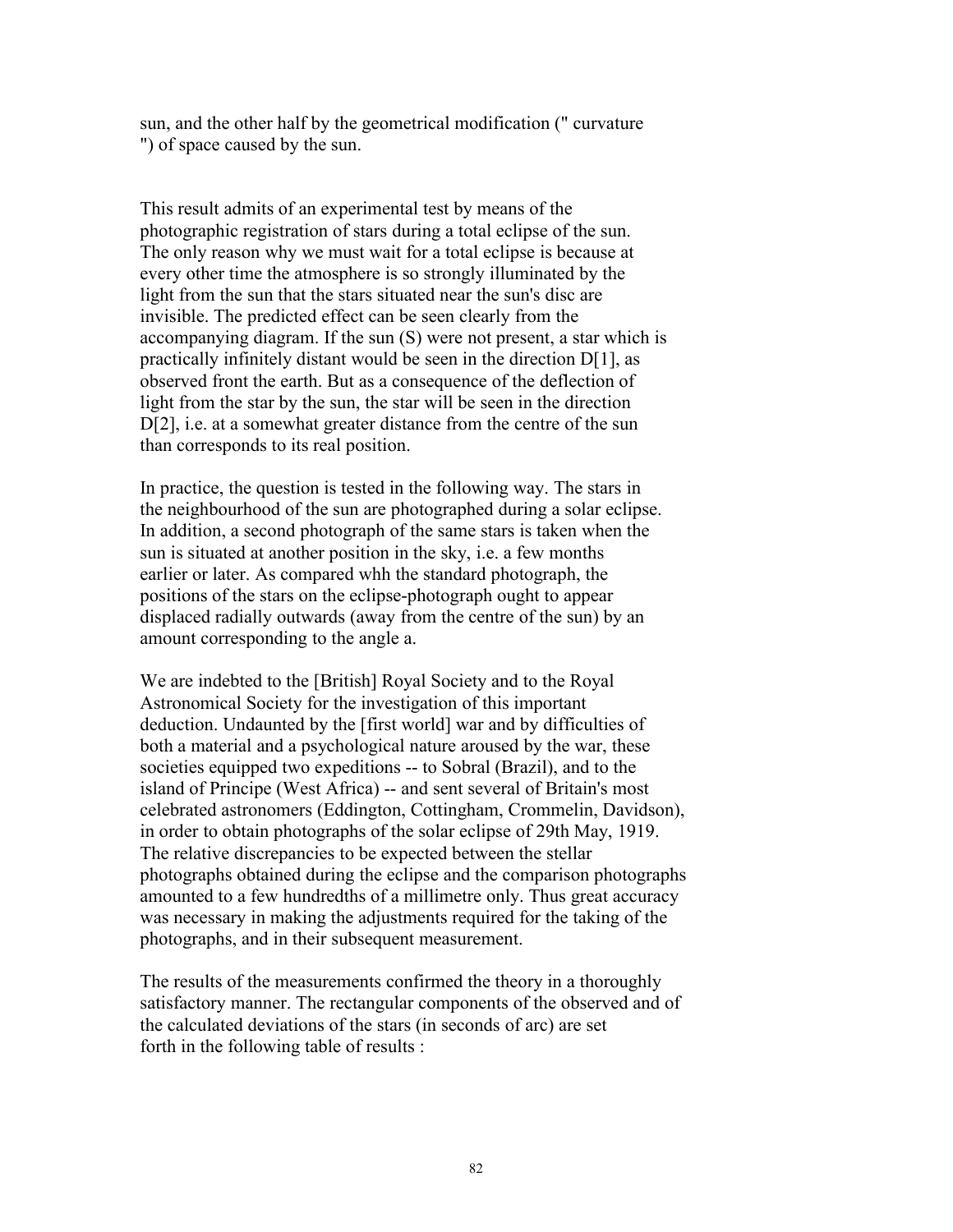sun, and the other half by the geometrical modification (" curvature ") of space caused by the sun.

This result admits of an experimental test by means of the photographic registration of stars during a total eclipse of the sun. The only reason why we must wait for a total eclipse is because at every other time the atmosphere is so strongly illuminated by the light from the sun that the stars situated near the sun's disc are invisible. The predicted effect can be seen clearly from the accompanying diagram. If the sun (S) were not present, a star which is practically infinitely distant would be seen in the direction D[1], as observed front the earth. But as a consequence of the deflection of light from the star by the sun, the star will be seen in the direction D[2], i.e. at a somewhat greater distance from the centre of the sun than corresponds to its real position.

In practice, the question is tested in the following way. The stars in the neighbourhood of the sun are photographed during a solar eclipse. In addition, a second photograph of the same stars is taken when the sun is situated at another position in the sky, i.e. a few months earlier or later. As compared whh the standard photograph, the positions of the stars on the eclipse-photograph ought to appear displaced radially outwards (away from the centre of the sun) by an amount corresponding to the angle a.

We are indebted to the [British] Royal Society and to the Royal Astronomical Society for the investigation of this important deduction. Undaunted by the [first world] war and by difficulties of both a material and a psychological nature aroused by the war, these societies equipped two expeditions -- to Sobral (Brazil), and to the island of Principe (West Africa) -- and sent several of Britain's most celebrated astronomers (Eddington, Cottingham, Crommelin, Davidson), in order to obtain photographs of the solar eclipse of 29th May, 1919. The relative discrepancies to be expected between the stellar photographs obtained during the eclipse and the comparison photographs amounted to a few hundredths of a millimetre only. Thus great accuracy was necessary in making the adjustments required for the taking of the photographs, and in their subsequent measurement.

The results of the measurements confirmed the theory in a thoroughly satisfactory manner. The rectangular components of the observed and of the calculated deviations of the stars (in seconds of arc) are set forth in the following table of results :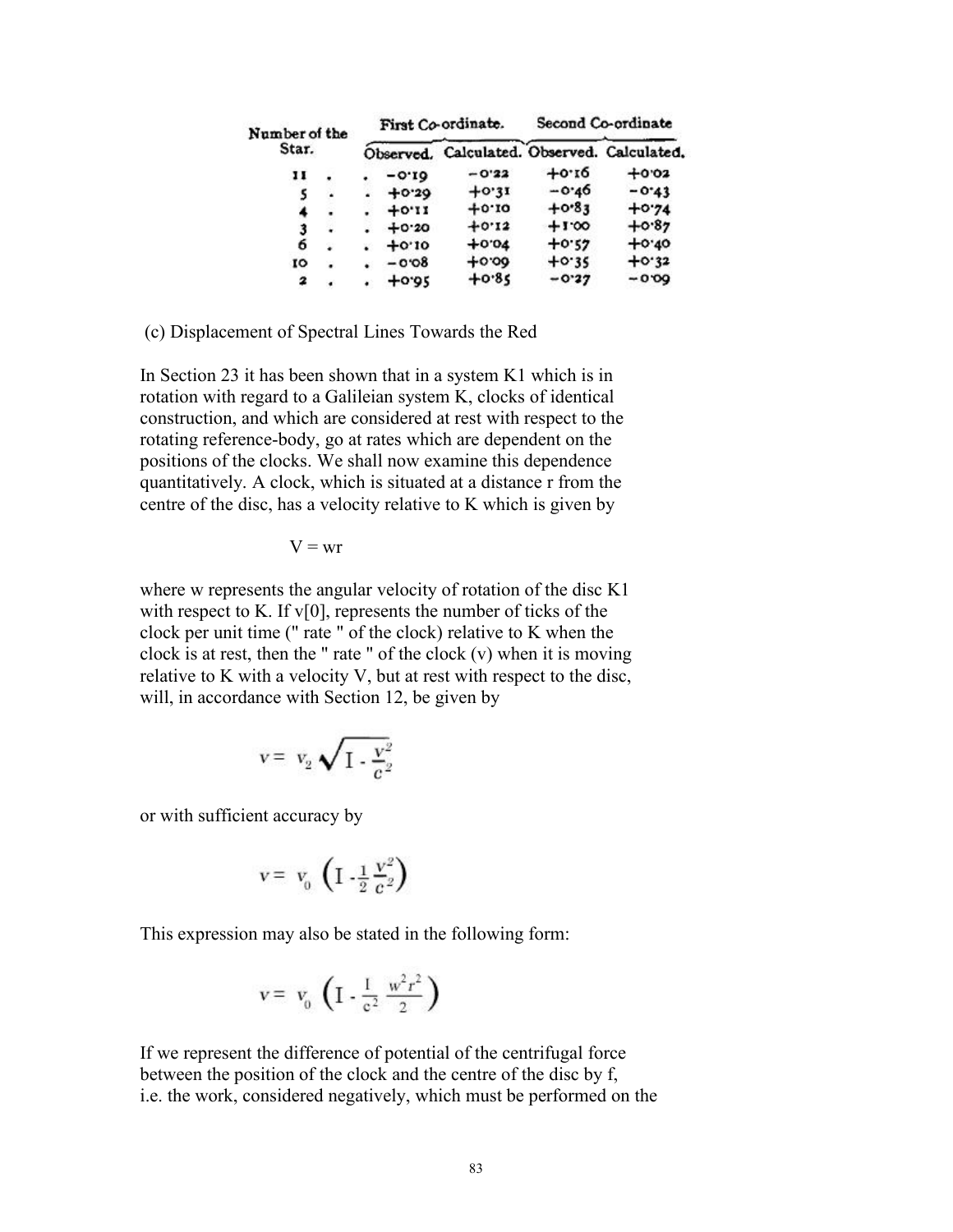| Number of the Star. | First Co-ordinate. | | Second Co-ordinate | |
|---|---|---|---|---|
| | Observed. | Calculated. | Observed. | Calculated. |
| 11 | −0·19 | −0·22 | +0·16 | +0·02 |
| 5 | +0·29 | +0·31 | −0·46 | −0·43 |
| 4 | +0·11 | +0·10 | +0·83 | +0·74 |
| 3 | +0·20 | +0·12 | +1·00 | +0·87 |
| 6 | +0·10 | +0·04 | +0·57 | +0·40 |
| 10 | −0·08 | +0·09 | +0·35 | +0·32 |
| 2 | +0·95 | +0·85 | −0·27 | −0·09 |

(c) Displacement of Spectral Lines Towards the Red

In Section 23 it has been shown that in a system K1 which is in rotation with regard to a Galileian system K, clocks of identical construction, and which are considered at rest with respect to the rotating reference-body, go at rates which are dependent on the positions of the clocks. We shall now examine this dependence quantitatively. A clock, which is situated at a distance r from the centre of the disc, has a velocity relative to K which is given by

$$V = wr$$

where w represents the angular velocity of rotation of the disc K1 with respect to K. If v[0], represents the number of ticks of the clock per unit time (" rate " of the clock) relative to K when the clock is at rest, then the " rate " of the clock (v) when it is moving relative to K with a velocity V, but at rest with respect to the disc, will, in accordance with Section 12, be given by

$$v = v_2 \sqrt{1 - \frac{v^2}{c^2}}$$

or with sufficient accuracy by

$$v = v_0 \left(1 - \frac{1}{2}\frac{v^2}{c^2}\right)$$

This expression may also be stated in the following form:

$$v = v_0 \left(1 - \frac{1}{c^2}\frac{w^2 r^2}{2}\right)$$

If we represent the difference of potential of the centrifugal force between the position of the clock and the centre of the disc by f, i.e. the work, considered negatively, which must be performed on the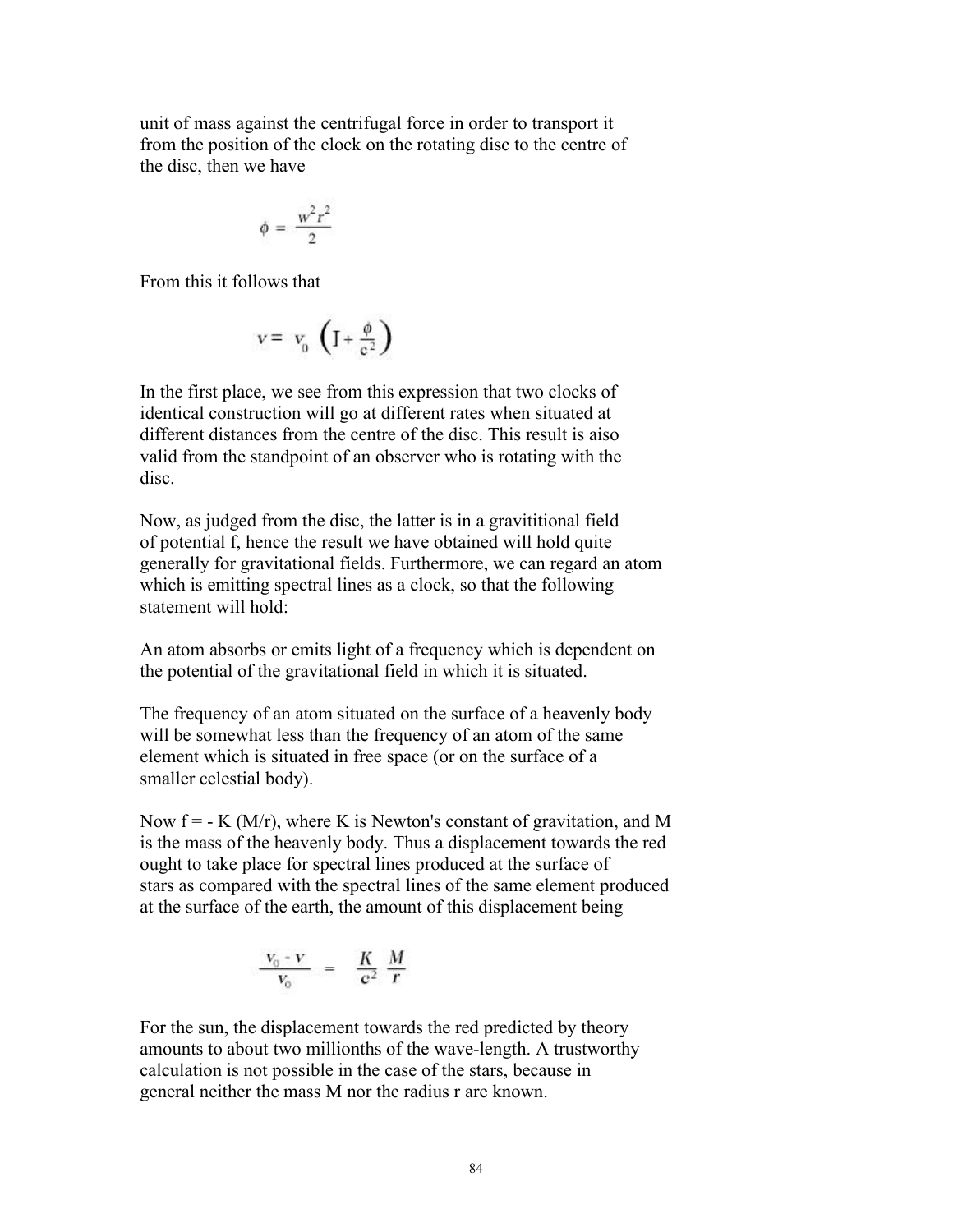unit of mass against the centrifugal force in order to transport it from the position of the clock on the rotating disc to the centre of the disc, then we have

$$\phi = \frac{w^2 r^2}{2}$$

From this it follows that

$$v = v_0 \left( I + \frac{\phi}{c^2} \right)$$

In the first place, we see from this expression that two clocks of identical construction will go at different rates when situated at different distances from the centre of the disc. This result is aiso valid from the standpoint of an observer who is rotating with the disc.

Now, as judged from the disc, the latter is in a gravititional field of potential f, hence the result we have obtained will hold quite generally for gravitational fields. Furthermore, we can regard an atom which is emitting spectral lines as a clock, so that the following statement will hold:

An atom absorbs or emits light of a frequency which is dependent on the potential of the gravitational field in which it is situated.

The frequency of an atom situated on the surface of a heavenly body will be somewhat less than the frequency of an atom of the same element which is situated in free space (or on the surface of a smaller celestial body).

Now f = - K (M/r), where K is Newton's constant of gravitation, and M is the mass of the heavenly body. Thus a displacement towards the red ought to take place for spectral lines produced at the surface of stars as compared with the spectral lines of the same element produced at the surface of the earth, the amount of this displacement being

$$\frac{v_0 - v}{v_0} = \frac{K}{c^2} \frac{M}{r}$$

For the sun, the displacement towards the red predicted by theory amounts to about two millionths of the wave-length. A trustworthy calculation is not possible in the case of the stars, because in general neither the mass M nor the radius r are known.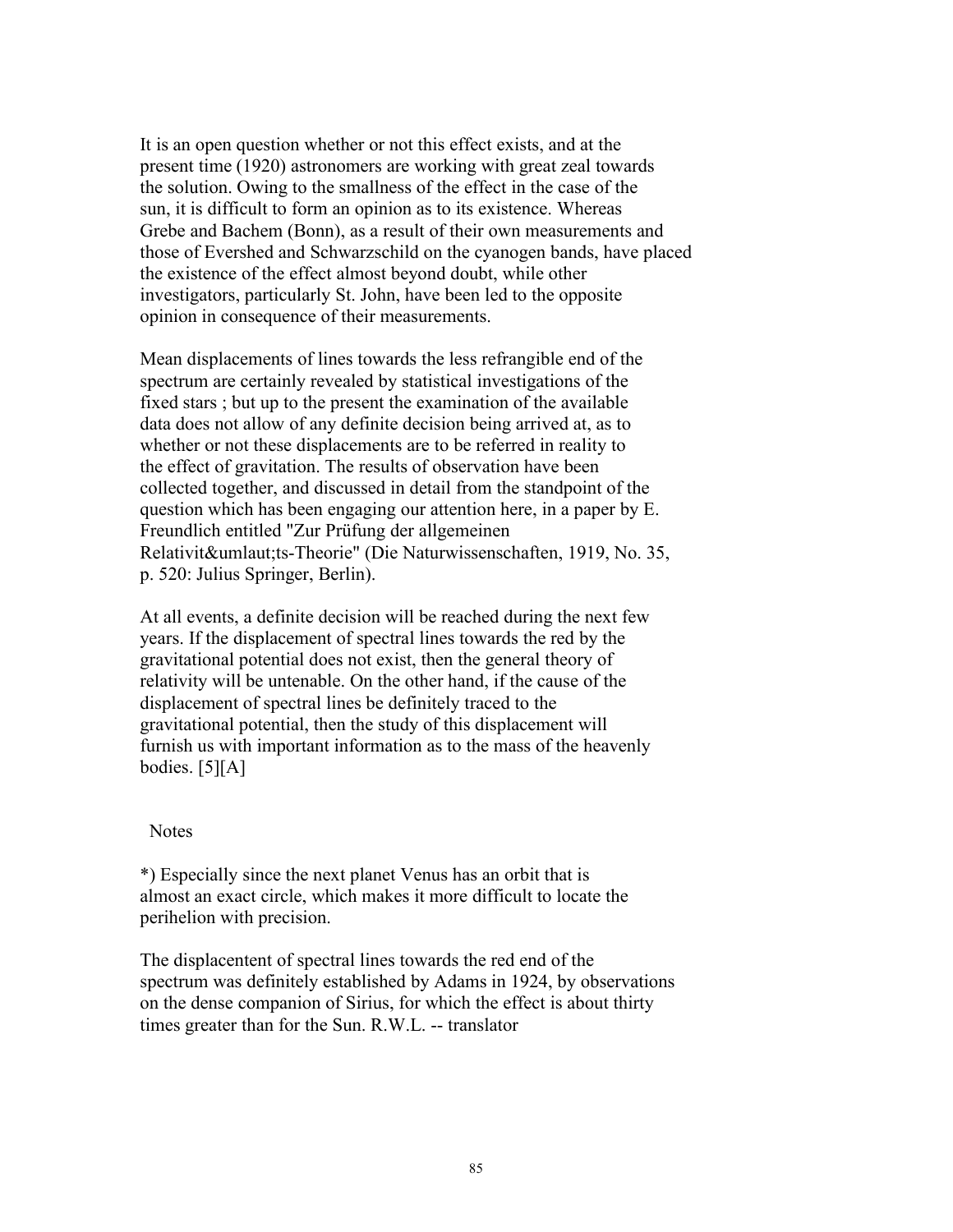It is an open question whether or not this effect exists, and at the present time (1920) astronomers are working with great zeal towards the solution. Owing to the smallness of the effect in the case of the sun, it is difficult to form an opinion as to its existence. Whereas Grebe and Bachem (Bonn), as a result of their own measurements and those of Evershed and Schwarzschild on the cyanogen bands, have placed the existence of the effect almost beyond doubt, while other investigators, particularly St. John, have been led to the opposite opinion in consequence of their measurements.

Mean displacements of lines towards the less refrangible end of the spectrum are certainly revealed by statistical investigations of the fixed stars ; but up to the present the examination of the available data does not allow of any definite decision being arrived at, as to whether or not these displacements are to be referred in reality to the effect of gravitation. The results of observation have been collected together, and discussed in detail from the standpoint of the question which has been engaging our attention here, in a paper by E. Freundlich entitled "Zur Prüfung der allgemeinen Relativit&umlaut;ts-Theorie" (Die Naturwissenschaften, 1919, No. 35, p. 520: Julius Springer, Berlin).

At all events, a definite decision will be reached during the next few years. If the displacement of spectral lines towards the red by the gravitational potential does not exist, then the general theory of relativity will be untenable. On the other hand, if the cause of the displacement of spectral lines be definitely traced to the gravitational potential, then the study of this displacement will furnish us with important information as to the mass of the heavenly bodies. [5][A]

Notes

*) Especially since the next planet Venus has an orbit that is almost an exact circle, which makes it more difficult to locate the perihelion with precision.

The displacentent of spectral lines towards the red end of the spectrum was definitely established by Adams in 1924, by observations on the dense companion of Sirius, for which the effect is about thirty times greater than for the Sun. R.W.L. -- translator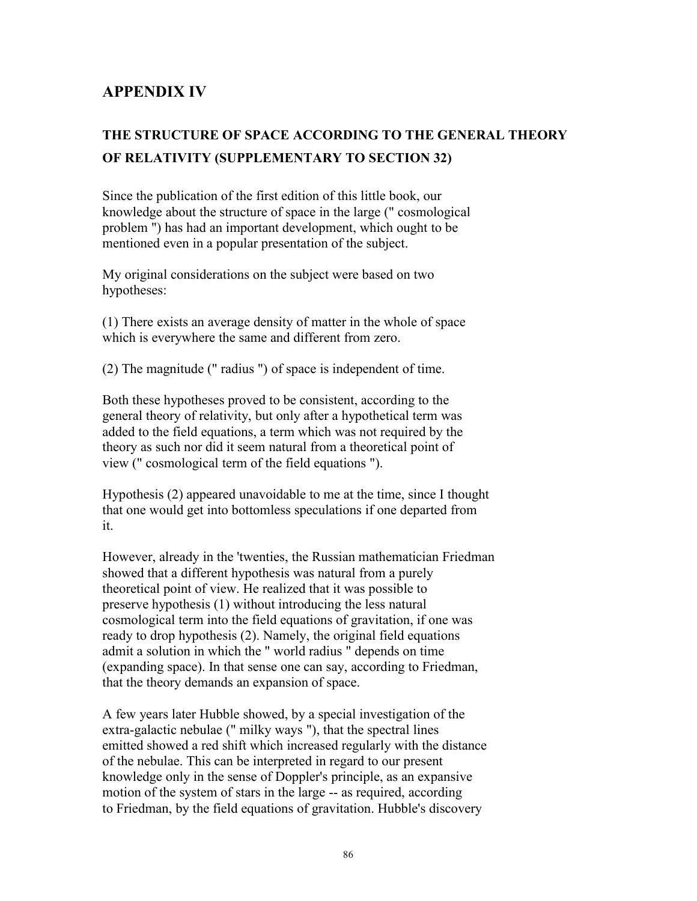## APPENDIX IV

### THE STRUCTURE OF SPACE ACCORDING TO THE GENERAL THEORY OF RELATIVITY (SUPPLEMENTARY TO SECTION 32)

Since the publication of the first edition of this little book, our knowledge about the structure of space in the large (" cosmological problem ") has had an important development, which ought to be mentioned even in a popular presentation of the subject.

My original considerations on the subject were based on two hypotheses:

(1) There exists an average density of matter in the whole of space which is everywhere the same and different from zero.

(2) The magnitude (" radius ") of space is independent of time.

Both these hypotheses proved to be consistent, according to the general theory of relativity, but only after a hypothetical term was added to the field equations, a term which was not required by the theory as such nor did it seem natural from a theoretical point of view (" cosmological term of the field equations ").

Hypothesis (2) appeared unavoidable to me at the time, since I thought that one would get into bottomless speculations if one departed from it.

However, already in the 'twenties, the Russian mathematician Friedman showed that a different hypothesis was natural from a purely theoretical point of view. He realized that it was possible to preserve hypothesis (1) without introducing the less natural cosmological term into the field equations of gravitation, if one was ready to drop hypothesis (2). Namely, the original field equations admit a solution in which the " world radius " depends on time (expanding space). In that sense one can say, according to Friedman, that the theory demands an expansion of space.

A few years later Hubble showed, by a special investigation of the extra-galactic nebulae (" milky ways "), that the spectral lines emitted showed a red shift which increased regularly with the distance of the nebulae. This can be interpreted in regard to our present knowledge only in the sense of Doppler's principle, as an expansive motion of the system of stars in the large -- as required, according to Friedman, by the field equations of gravitation. Hubble's discovery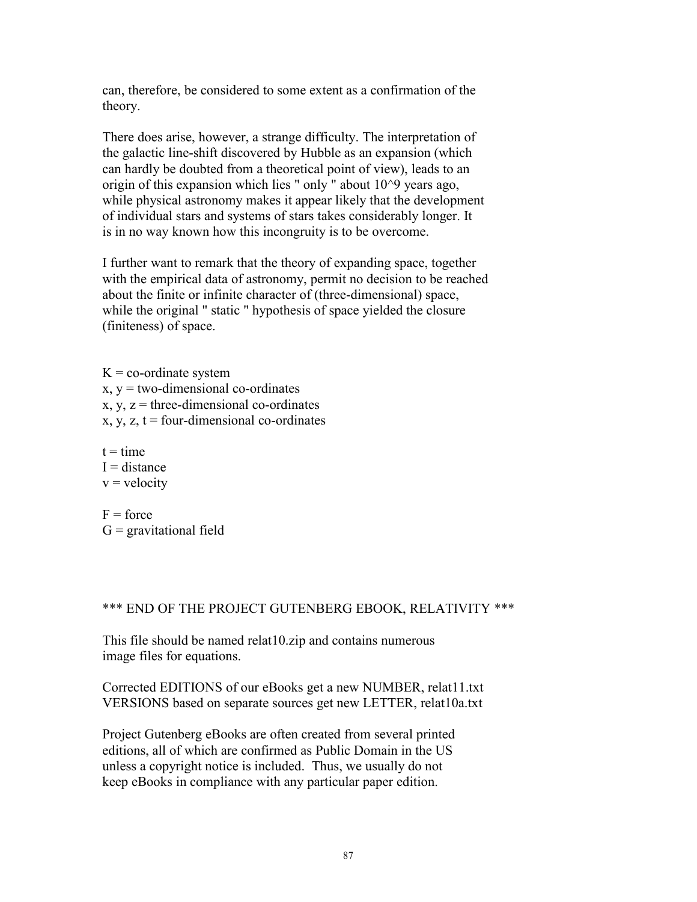can, therefore, be considered to some extent as a confirmation of the theory.

There does arise, however, a strange difficulty. The interpretation of the galactic line-shift discovered by Hubble as an expansion (which can hardly be doubted from a theoretical point of view), leads to an origin of this expansion which lies " only " about $10^9$ years ago, while physical astronomy makes it appear likely that the development of individual stars and systems of stars takes considerably longer. It is in no way known how this incongruity is to be overcome.

I further want to remark that the theory of expanding space, together with the empirical data of astronomy, permit no decision to be reached about the finite or infinite character of (three-dimensional) space, while the original " static " hypothesis of space yielded the closure (finiteness) of space.

K = co-ordinate system
x, y = two-dimensional co-ordinates
x, y, z = three-dimensional co-ordinates
x, y, z, t = four-dimensional co-ordinates

t = time
I = distance
v = velocity

F = force
G = gravitational field

*** END OF THE PROJECT GUTENBERG EBOOK, RELATIVITY ***

This file should be named relat10.zip and contains numerous image files for equations.

Corrected EDITIONS of our eBooks get a new NUMBER, relat11.txt
VERSIONS based on separate sources get new LETTER, relat10a.txt

Project Gutenberg eBooks are often created from several printed editions, all of which are confirmed as Public Domain in the US unless a copyright notice is included. Thus, we usually do not keep eBooks in compliance with any particular paper edition.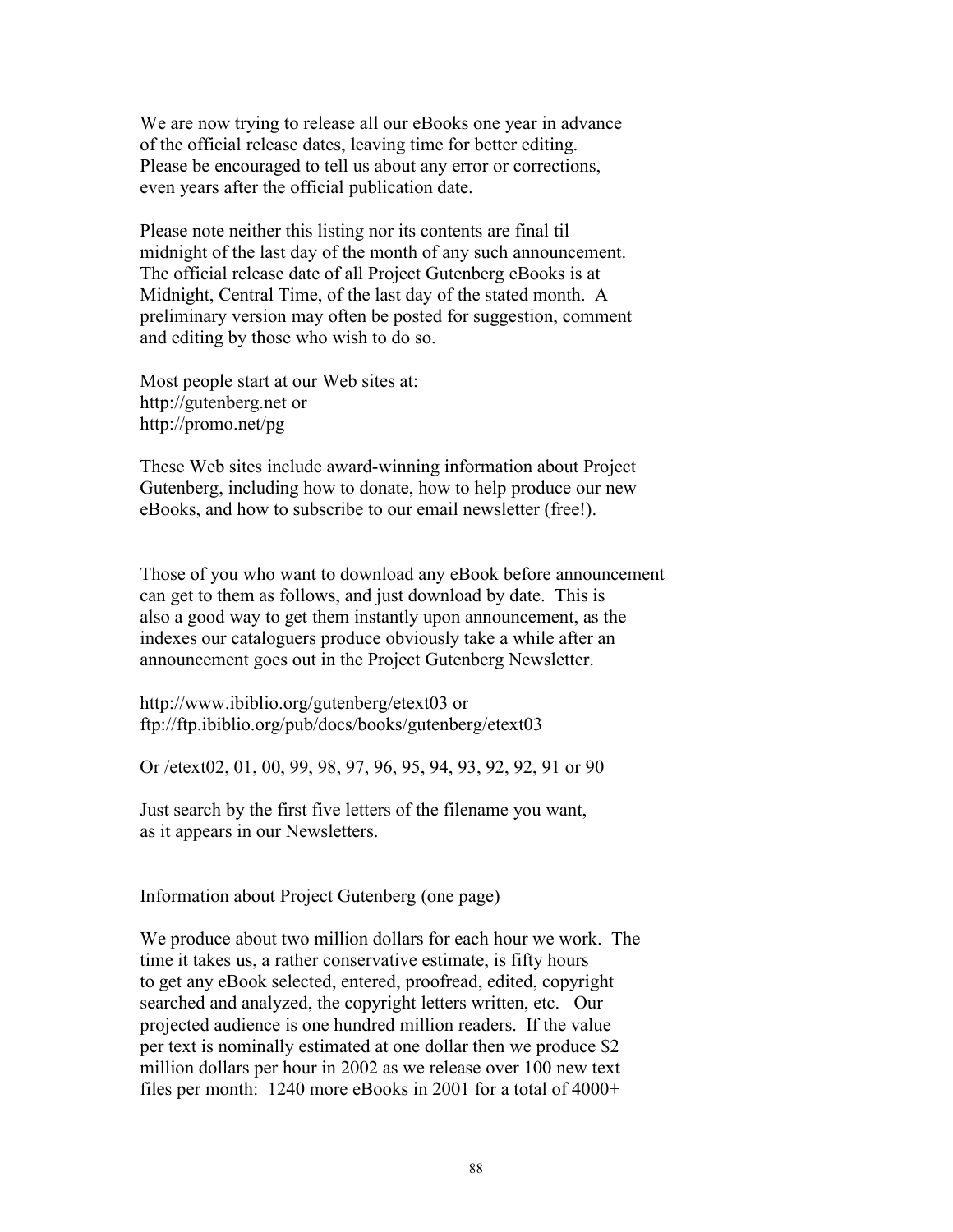We are now trying to release all our eBooks one year in advance
of the official release dates, leaving time for better editing.
Please be encouraged to tell us about any error or corrections,
even years after the official publication date.

Please note neither this listing nor its contents are final til
midnight of the last day of the month of any such announcement.
The official release date of all Project Gutenberg eBooks is at
Midnight, Central Time, of the last day of the stated month. A
preliminary version may often be posted for suggestion, comment
and editing by those who wish to do so.

Most people start at our Web sites at:
http://gutenberg.net or
http://promo.net/pg

These Web sites include award-winning information about Project
Gutenberg, including how to donate, how to help produce our new
eBooks, and how to subscribe to our email newsletter (free!).

Those of you who want to download any eBook before announcement
can get to them as follows, and just download by date. This is
also a good way to get them instantly upon announcement, as the
indexes our cataloguers produce obviously take a while after an
announcement goes out in the Project Gutenberg Newsletter.

http://www.ibiblio.org/gutenberg/etext03 or
ftp://ftp.ibiblio.org/pub/docs/books/gutenberg/etext03

Or /etext02, 01, 00, 99, 98, 97, 96, 95, 94, 93, 92, 92, 91 or 90

Just search by the first five letters of the filename you want,
as it appears in our Newsletters.

Information about Project Gutenberg (one page)

We produce about two million dollars for each hour we work. The
time it takes us, a rather conservative estimate, is fifty hours
to get any eBook selected, entered, proofread, edited, copyright
searched and analyzed, the copyright letters written, etc. Our
projected audience is one hundred million readers. If the value
per text is nominally estimated at one dollar then we produce $2
million dollars per hour in 2002 as we release over 100 new text
files per month: 1240 more eBooks in 2001 for a total of 4000+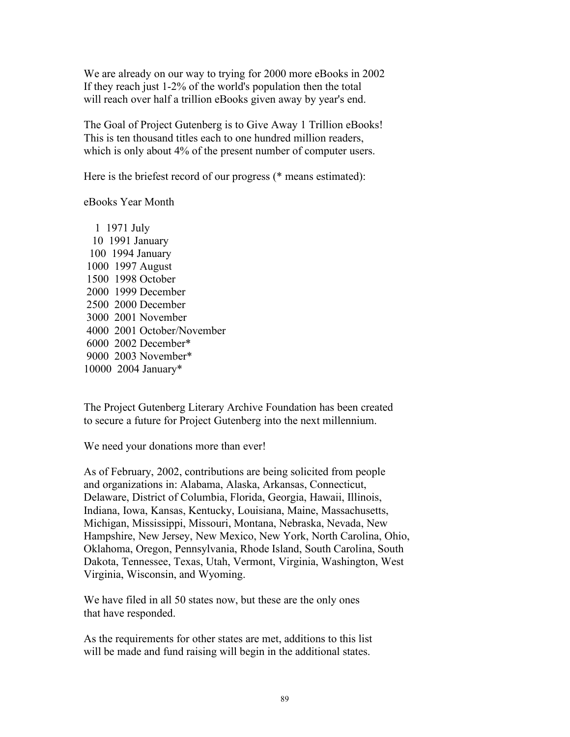We are already on our way to trying for 2000 more eBooks in 2002
If they reach just 1-2% of the world's population then the total
will reach over half a trillion eBooks given away by year's end.

The Goal of Project Gutenberg is to Give Away 1 Trillion eBooks!
This is ten thousand titles each to one hundred million readers,
which is only about 4% of the present number of computer users.

Here is the briefest record of our progress (* means estimated):

```
eBooks Year Month

    1  1971 July
   10  1991 January
  100  1994 January
 1000  1997 August
 1500  1998 October
 2000  1999 December
 2500  2000 December
 3000  2001 November
 4000  2001 October/November
 6000  2002 December*
 9000  2003 November*
10000  2004 January*
```

The Project Gutenberg Literary Archive Foundation has been created
to secure a future for Project Gutenberg into the next millennium.

We need your donations more than ever!

As of February, 2002, contributions are being solicited from people
and organizations in: Alabama, Alaska, Arkansas, Connecticut,
Delaware, District of Columbia, Florida, Georgia, Hawaii, Illinois,
Indiana, Iowa, Kansas, Kentucky, Louisiana, Maine, Massachusetts,
Michigan, Mississippi, Missouri, Montana, Nebraska, Nevada, New
Hampshire, New Jersey, New Mexico, New York, North Carolina, Ohio,
Oklahoma, Oregon, Pennsylvania, Rhode Island, South Carolina, South
Dakota, Tennessee, Texas, Utah, Vermont, Virginia, Washington, West
Virginia, Wisconsin, and Wyoming.

We have filed in all 50 states now, but these are the only ones
that have responded.

As the requirements for other states are met, additions to this list
will be made and fund raising will begin in the additional states.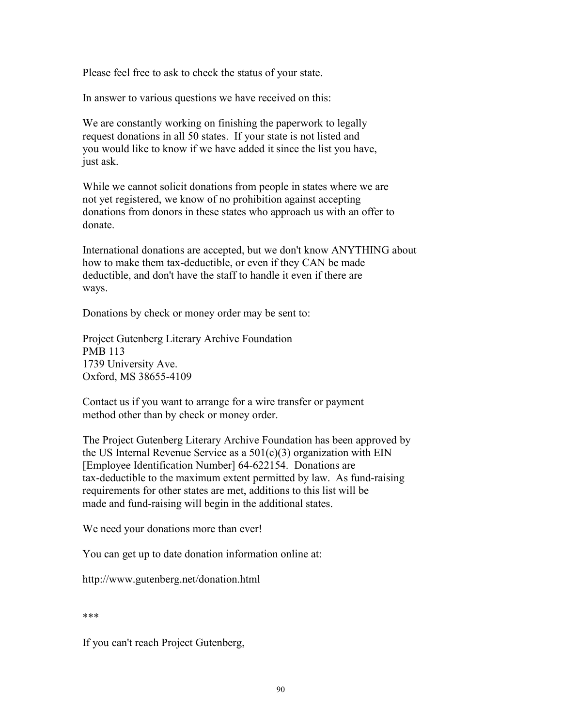Please feel free to ask to check the status of your state.

In answer to various questions we have received on this:

We are constantly working on finishing the paperwork to legally request donations in all 50 states. If your state is not listed and you would like to know if we have added it since the list you have, just ask.

While we cannot solicit donations from people in states where we are not yet registered, we know of no prohibition against accepting donations from donors in these states who approach us with an offer to donate.

International donations are accepted, but we don't know ANYTHING about how to make them tax-deductible, or even if they CAN be made deductible, and don't have the staff to handle it even if there are ways.

Donations by check or money order may be sent to:

Project Gutenberg Literary Archive Foundation
PMB 113
1739 University Ave.
Oxford, MS 38655-4109

Contact us if you want to arrange for a wire transfer or payment method other than by check or money order.

The Project Gutenberg Literary Archive Foundation has been approved by the US Internal Revenue Service as a 501(c)(3) organization with EIN [Employee Identification Number] 64-622154. Donations are tax-deductible to the maximum extent permitted by law. As fund-raising requirements for other states are met, additions to this list will be made and fund-raising will begin in the additional states.

We need your donations more than ever!

You can get up to date donation information online at:

http://www.gutenberg.net/donation.html

***

If you can't reach Project Gutenberg,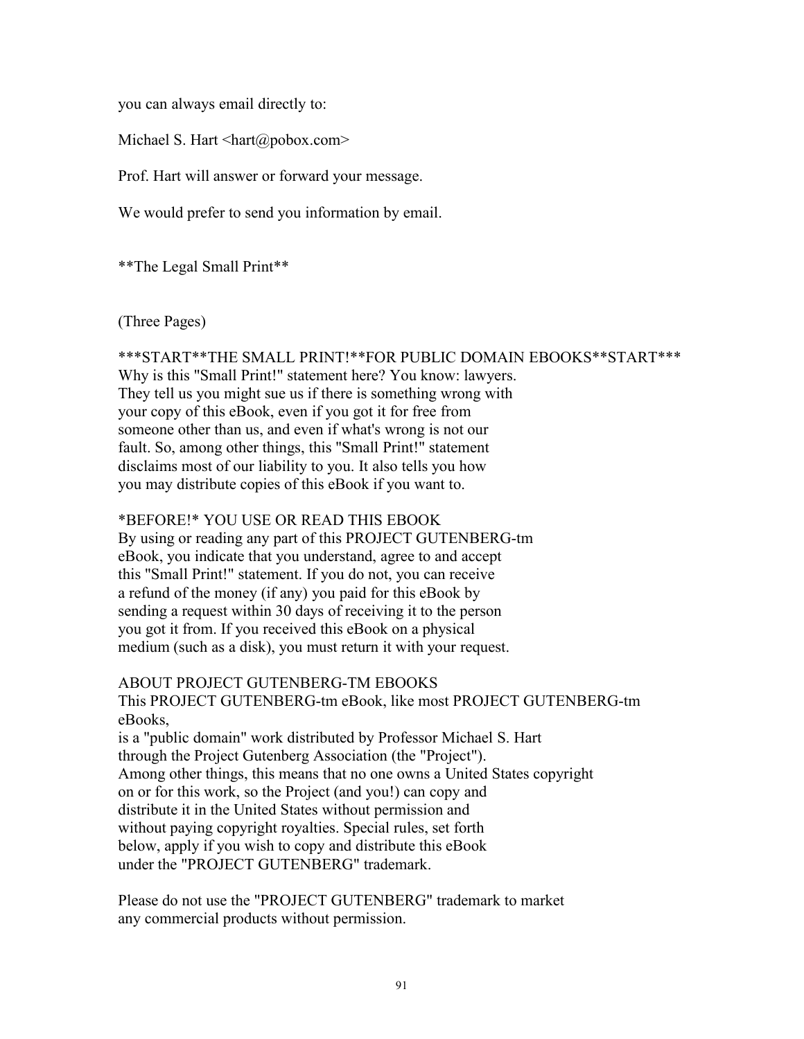you can always email directly to:

Michael S. Hart <hart@pobox.com>

Prof. Hart will answer or forward your message.

We would prefer to send you information by email.

**The Legal Small Print**

(Three Pages)

***START**THE SMALL PRINT!**FOR PUBLIC DOMAIN EBOOKS**START***
Why is this "Small Print!" statement here? You know: lawyers.
They tell us you might sue us if there is something wrong with
your copy of this eBook, even if you got it for free from
someone other than us, and even if what's wrong is not our
fault. So, among other things, this "Small Print!" statement
disclaims most of our liability to you. It also tells you how
you may distribute copies of this eBook if you want to.

*BEFORE!* YOU USE OR READ THIS EBOOK
By using or reading any part of this PROJECT GUTENBERG-tm
eBook, you indicate that you understand, agree to and accept
this "Small Print!" statement. If you do not, you can receive
a refund of the money (if any) you paid for this eBook by
sending a request within 30 days of receiving it to the person
you got it from. If you received this eBook on a physical
medium (such as a disk), you must return it with your request.

ABOUT PROJECT GUTENBERG-TM EBOOKS
This PROJECT GUTENBERG-tm eBook, like most PROJECT GUTENBERG-tm
eBooks,
is a "public domain" work distributed by Professor Michael S. Hart
through the Project Gutenberg Association (the "Project").
Among other things, this means that no one owns a United States copyright
on or for this work, so the Project (and you!) can copy and
distribute it in the United States without permission and
without paying copyright royalties. Special rules, set forth
below, apply if you wish to copy and distribute this eBook
under the "PROJECT GUTENBERG" trademark.

Please do not use the "PROJECT GUTENBERG" trademark to market
any commercial products without permission.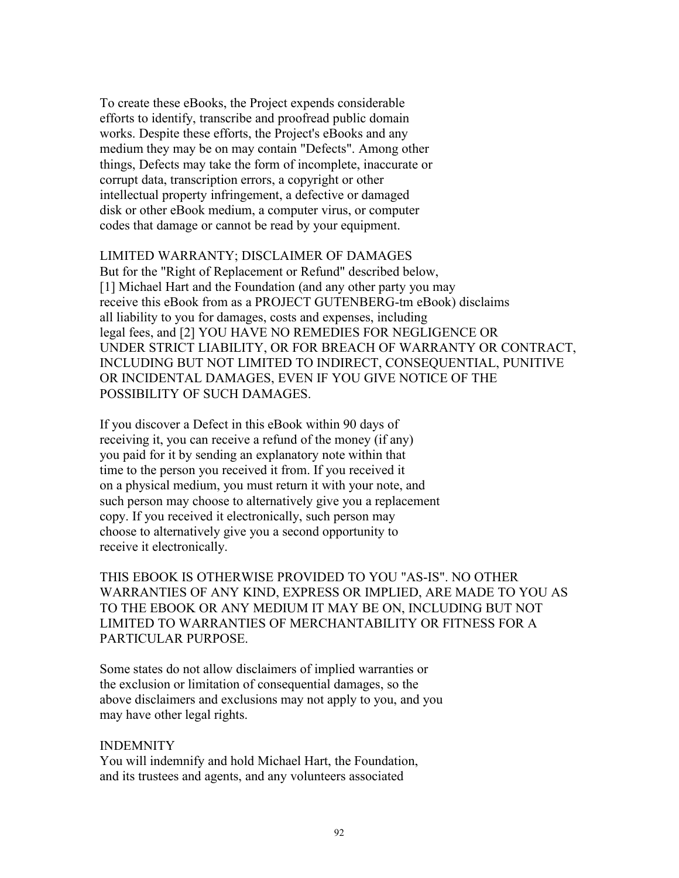To create these eBooks, the Project expends considerable efforts to identify, transcribe and proofread public domain works. Despite these efforts, the Project's eBooks and any medium they may be on may contain "Defects". Among other things, Defects may take the form of incomplete, inaccurate or corrupt data, transcription errors, a copyright or other intellectual property infringement, a defective or damaged disk or other eBook medium, a computer virus, or computer codes that damage or cannot be read by your equipment.

LIMITED WARRANTY; DISCLAIMER OF DAMAGES
But for the "Right of Replacement or Refund" described below, [1] Michael Hart and the Foundation (and any other party you may receive this eBook from as a PROJECT GUTENBERG-tm eBook) disclaims all liability to you for damages, costs and expenses, including legal fees, and [2] YOU HAVE NO REMEDIES FOR NEGLIGENCE OR UNDER STRICT LIABILITY, OR FOR BREACH OF WARRANTY OR CONTRACT, INCLUDING BUT NOT LIMITED TO INDIRECT, CONSEQUENTIAL, PUNITIVE OR INCIDENTAL DAMAGES, EVEN IF YOU GIVE NOTICE OF THE POSSIBILITY OF SUCH DAMAGES.

If you discover a Defect in this eBook within 90 days of receiving it, you can receive a refund of the money (if any) you paid for it by sending an explanatory note within that time to the person you received it from. If you received it on a physical medium, you must return it with your note, and such person may choose to alternatively give you a replacement copy. If you received it electronically, such person may choose to alternatively give you a second opportunity to receive it electronically.

THIS EBOOK IS OTHERWISE PROVIDED TO YOU "AS-IS". NO OTHER WARRANTIES OF ANY KIND, EXPRESS OR IMPLIED, ARE MADE TO YOU AS TO THE EBOOK OR ANY MEDIUM IT MAY BE ON, INCLUDING BUT NOT LIMITED TO WARRANTIES OF MERCHANTABILITY OR FITNESS FOR A PARTICULAR PURPOSE.

Some states do not allow disclaimers of implied warranties or the exclusion or limitation of consequential damages, so the above disclaimers and exclusions may not apply to you, and you may have other legal rights.

INDEMNITY
You will indemnify and hold Michael Hart, the Foundation, and its trustees and agents, and any volunteers associated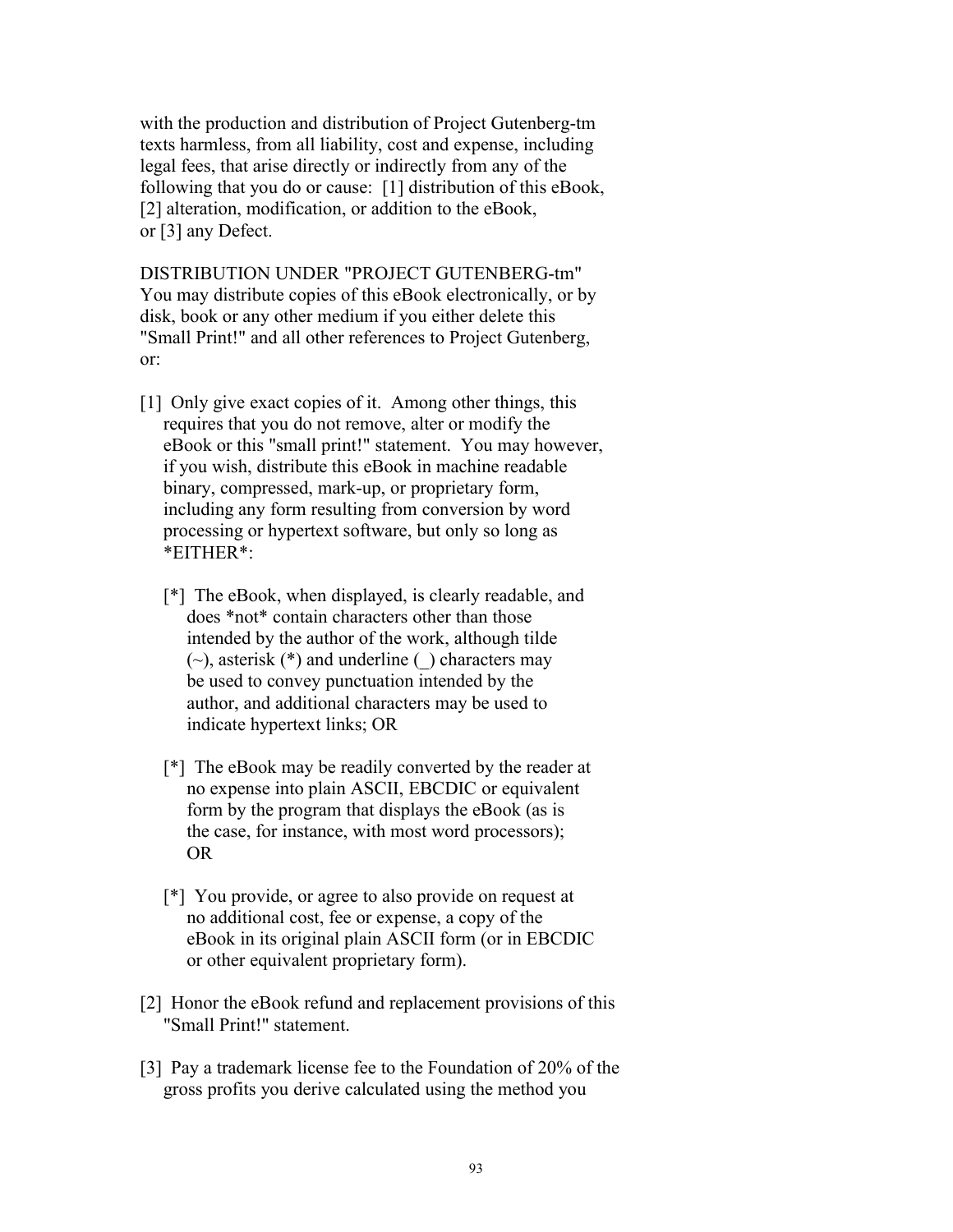with the production and distribution of Project Gutenberg-tm texts harmless, from all liability, cost and expense, including legal fees, that arise directly or indirectly from any of the following that you do or cause: [1] distribution of this eBook, [2] alteration, modification, or addition to the eBook, or [3] any Defect.

DISTRIBUTION UNDER "PROJECT GUTENBERG-tm"
You may distribute copies of this eBook electronically, or by disk, book or any other medium if you either delete this "Small Print!" and all other references to Project Gutenberg, or:

[1] Only give exact copies of it. Among other things, this requires that you do not remove, alter or modify the eBook or this "small print!" statement. You may however, if you wish, distribute this eBook in machine readable binary, compressed, mark-up, or proprietary form, including any form resulting from conversion by word processing or hypertext software, but only so long as *EITHER*:

[*] The eBook, when displayed, is clearly readable, and does *not* contain characters other than those intended by the author of the work, although tilde (~), asterisk (*) and underline (_) characters may be used to convey punctuation intended by the author, and additional characters may be used to indicate hypertext links; OR

[*] The eBook may be readily converted by the reader at no expense into plain ASCII, EBCDIC or equivalent form by the program that displays the eBook (as is the case, for instance, with most word processors); OR

[*] You provide, or agree to also provide on request at no additional cost, fee or expense, a copy of the eBook in its original plain ASCII form (or in EBCDIC or other equivalent proprietary form).

[2] Honor the eBook refund and replacement provisions of this "Small Print!" statement.

[3] Pay a trademark license fee to the Foundation of 20% of the gross profits you derive calculated using the method you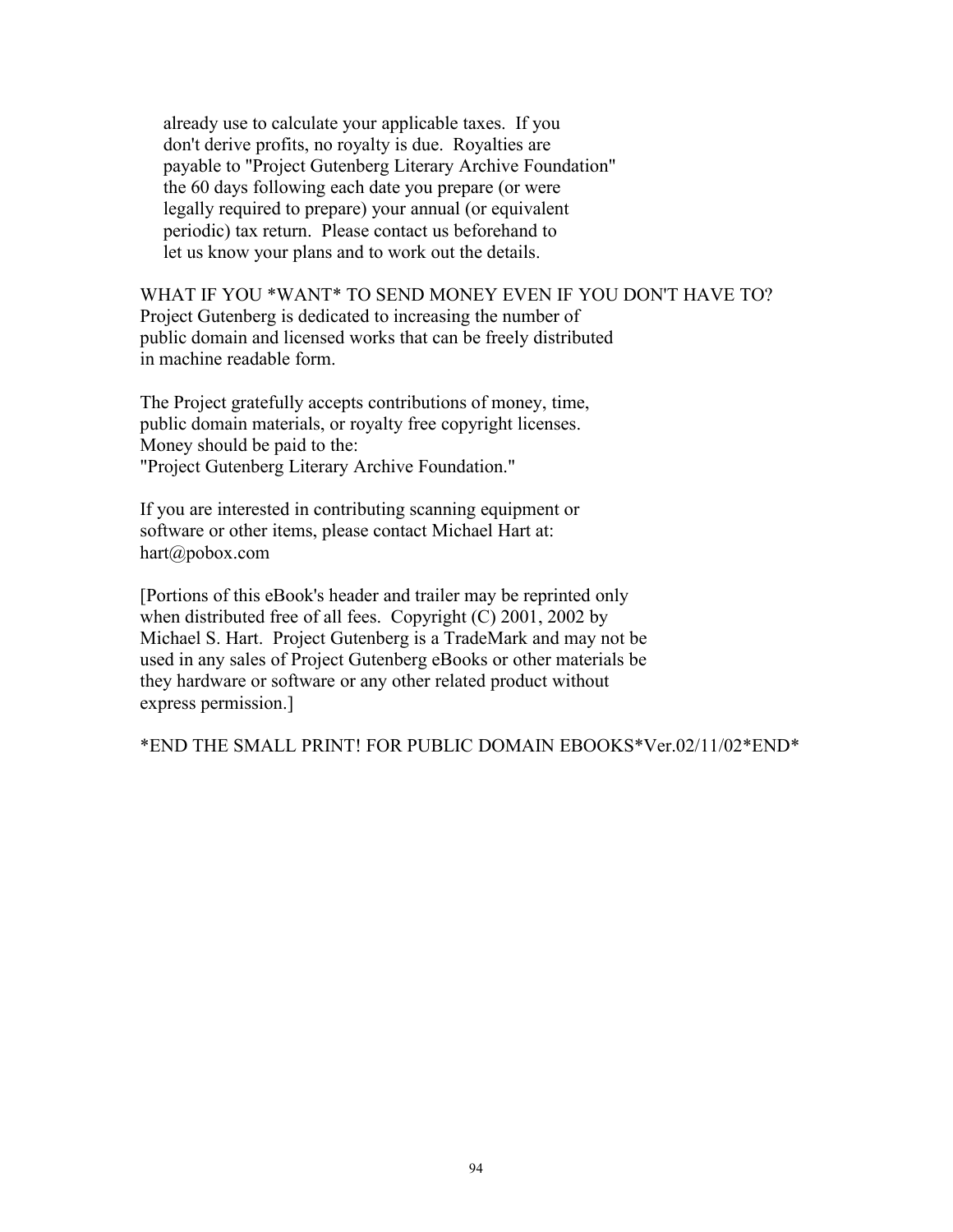already use to calculate your applicable taxes. If you don't derive profits, no royalty is due. Royalties are payable to "Project Gutenberg Literary Archive Foundation" the 60 days following each date you prepare (or were legally required to prepare) your annual (or equivalent periodic) tax return. Please contact us beforehand to let us know your plans and to work out the details.

WHAT IF YOU *WANT* TO SEND MONEY EVEN IF YOU DON'T HAVE TO?
Project Gutenberg is dedicated to increasing the number of public domain and licensed works that can be freely distributed in machine readable form.

The Project gratefully accepts contributions of money, time, public domain materials, or royalty free copyright licenses. Money should be paid to the:
"Project Gutenberg Literary Archive Foundation."

If you are interested in contributing scanning equipment or software or other items, please contact Michael Hart at:
hart@pobox.com

[Portions of this eBook's header and trailer may be reprinted only when distributed free of all fees. Copyright (C) 2001, 2002 by Michael S. Hart. Project Gutenberg is a TradeMark and may not be used in any sales of Project Gutenberg eBooks or other materials be they hardware or software or any other related product without express permission.]

*END THE SMALL PRINT! FOR PUBLIC DOMAIN EBOOKS*Ver.02/11/02*END*